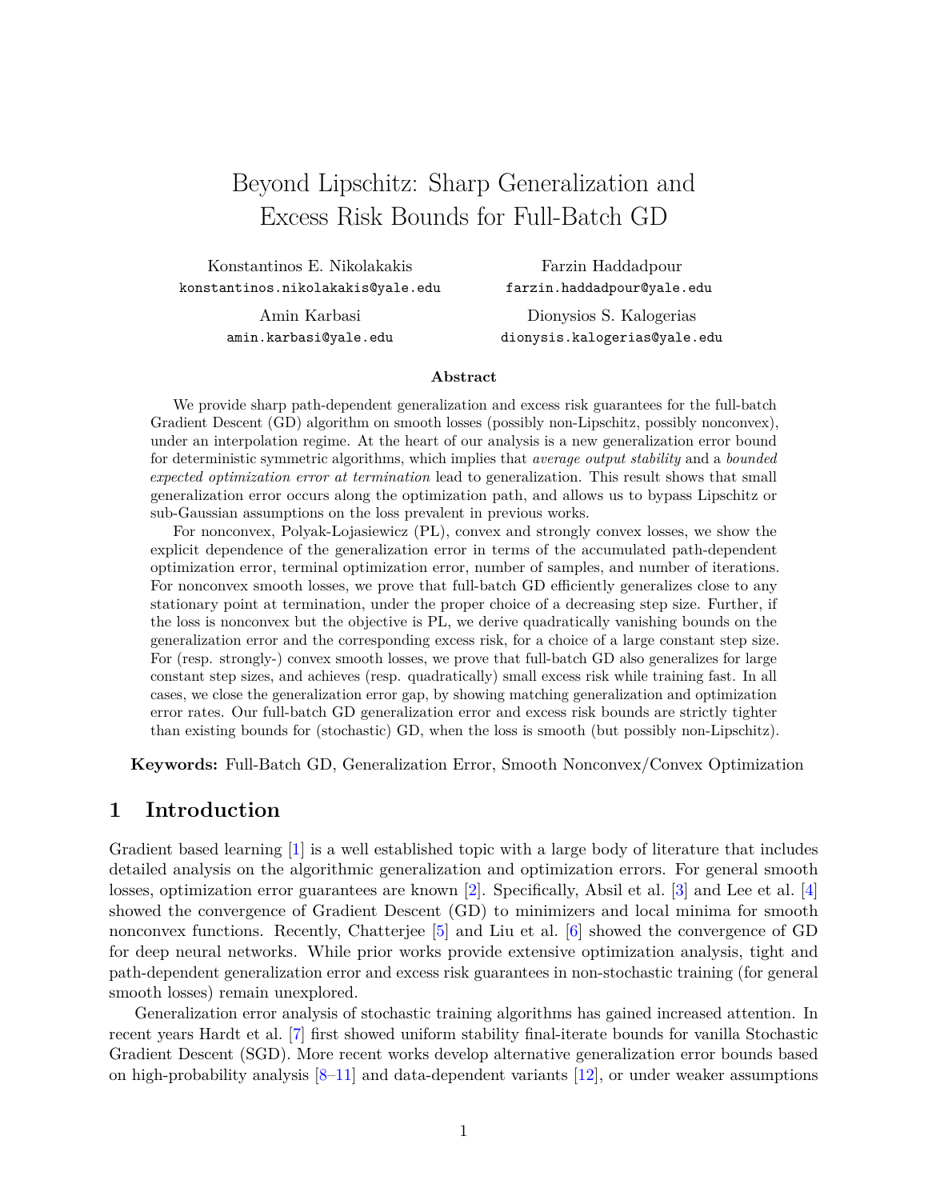# Beyond Lipschitz: Sharp Generalization and Excess Risk Bounds for Full-Batch GD

Konstantinos E. Nikolakakis
konstantinos.nikolakakis@yale.edu

Farzin Haddadpour
farzin.haddadpour@yale.edu

Amin Karbasi
amin.karbasi@yale.edu

Dionysios S. Kalogerias
dionysis.kalogerias@yale.edu

### Abstract

We provide sharp path-dependent generalization and excess risk guarantees for the full-batch Gradient Descent (GD) algorithm on smooth losses (possibly non-Lipschitz, possibly nonconvex), under an interpolation regime. At the heart of our analysis is a new generalization error bound for deterministic symmetric algorithms, which implies that *average output stability* and a *bounded expected optimization error at termination* lead to generalization. This result shows that small generalization error occurs along the optimization path, and allows us to bypass Lipschitz or sub-Gaussian assumptions on the loss prevalent in previous works.

For nonconvex, Polyak-Lojasiewicz (PL), convex and strongly convex losses, we show the explicit dependence of the generalization error in terms of the accumulated path-dependent optimization error, terminal optimization error, number of samples, and number of iterations. For nonconvex smooth losses, we prove that full-batch GD efficiently generalizes close to any stationary point at termination, under the proper choice of a decreasing step size. Further, if the loss is nonconvex but the objective is PL, we derive quadratically vanishing bounds on the generalization error and the corresponding excess risk, for a choice of a large constant step size. For (resp. strongly-) convex smooth losses, we prove that full-batch GD also generalizes for large constant step sizes, and achieves (resp. quadratically) small excess risk while training fast. In all cases, we close the generalization error gap, by showing matching generalization and optimization error rates. Our full-batch GD generalization error and excess risk bounds are strictly tighter than existing bounds for (stochastic) GD, when the loss is smooth (but possibly non-Lipschitz).

**Keywords:** Full-Batch GD, Generalization Error, Smooth Nonconvex/Convex Optimization

## 1 Introduction

Gradient based learning [1] is a well established topic with a large body of literature that includes detailed analysis on the algorithmic generalization and optimization errors. For general smooth losses, optimization error guarantees are known [2]. Specifically, Absil et al. [3] and Lee et al. [4] showed the convergence of Gradient Descent (GD) to minimizers and local minima for smooth nonconvex functions. Recently, Chatterjee [5] and Liu et al. [6] showed the convergence of GD for deep neural networks. While prior works provide extensive optimization analysis, tight and path-dependent generalization error and excess risk guarantees in non-stochastic training (for general smooth losses) remain unexplored.

Generalization error analysis of stochastic training algorithms has gained increased attention. In recent years Hardt et al. [7] first showed uniform stability final-iterate bounds for vanilla Stochastic Gradient Descent (SGD). More recent works develop alternative generalization error bounds based on high-probability analysis [8–11] and data-dependent variants [12], or under weaker assumptions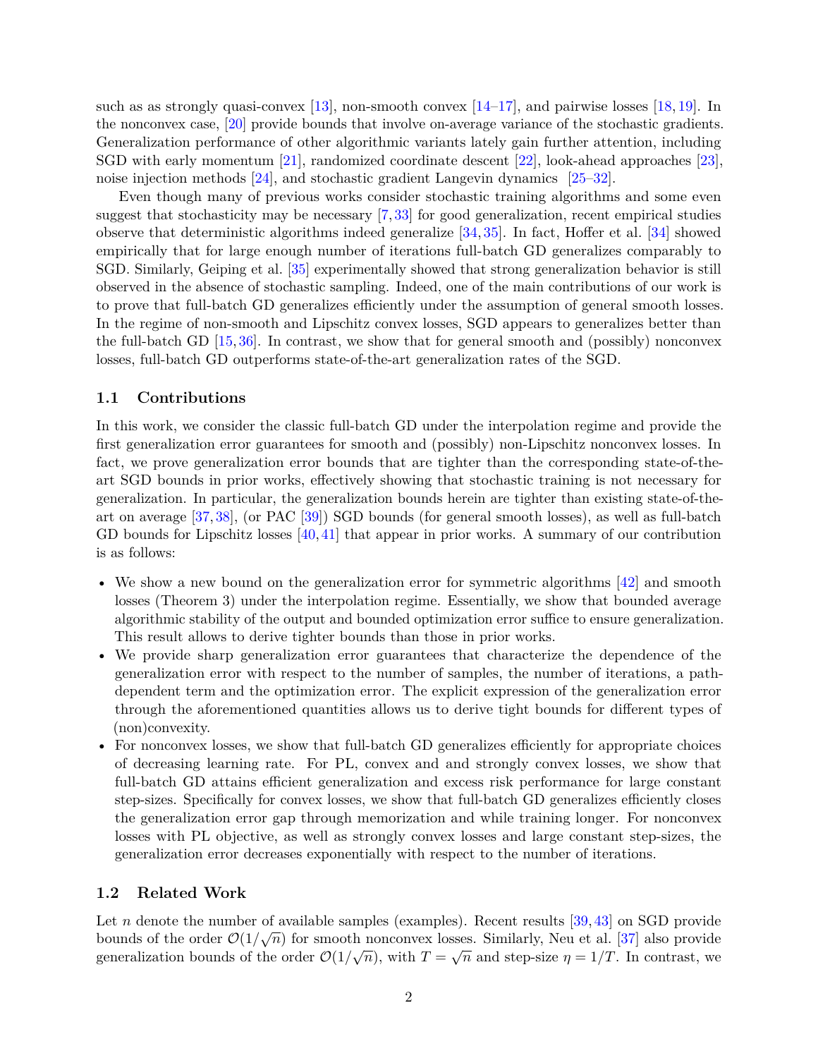such as as strongly quasi-convex [13], non-smooth convex [14–17], and pairwise losses [18, 19]. In the nonconvex case, [20] provide bounds that involve on-average variance of the stochastic gradients. Generalization performance of other algorithmic variants lately gain further attention, including SGD with early momentum [21], randomized coordinate descent [22], look-ahead approaches [23], noise injection methods [24], and stochastic gradient Langevin dynamics [25–32].

Even though many of previous works consider stochastic training algorithms and some even suggest that stochasticity may be necessary [7, 33] for good generalization, recent empirical studies observe that deterministic algorithms indeed generalize [34, 35]. In fact, Hoffer et al. [34] showed empirically that for large enough number of iterations full-batch GD generalizes comparably to SGD. Similarly, Geiping et al. [35] experimentally showed that strong generalization behavior is still observed in the absence of stochastic sampling. Indeed, one of the main contributions of our work is to prove that full-batch GD generalizes efficiently under the assumption of general smooth losses. In the regime of non-smooth and Lipschitz convex losses, SGD appears to generalizes better than the full-batch GD [15, 36]. In contrast, we show that for general smooth and (possibly) nonconvex losses, full-batch GD outperforms state-of-the-art generalization rates of the SGD.

### 1.1 Contributions

In this work, we consider the classic full-batch GD under the interpolation regime and provide the first generalization error guarantees for smooth and (possibly) non-Lipschitz nonconvex losses. In fact, we prove generalization error bounds that are tighter than the corresponding state-of-the-art SGD bounds in prior works, effectively showing that stochastic training is not necessary for generalization. In particular, the generalization bounds herein are tighter than existing state-of-the-art on average [37, 38], (or PAC [39]) SGD bounds (for general smooth losses), as well as full-batch GD bounds for Lipschitz losses [40, 41] that appear in prior works. A summary of our contribution is as follows:

- We show a new bound on the generalization error for symmetric algorithms [42] and smooth losses (Theorem 3) under the interpolation regime. Essentially, we show that bounded average algorithmic stability of the output and bounded optimization error suffice to ensure generalization. This result allows to derive tighter bounds than those in prior works.
- We provide sharp generalization error guarantees that characterize the dependence of the generalization error with respect to the number of samples, the number of iterations, a path-dependent term and the optimization error. The explicit expression of the generalization error through the aforementioned quantities allows us to derive tight bounds for different types of (non)convexity.
- For nonconvex losses, we show that full-batch GD generalizes efficiently for appropriate choices of decreasing learning rate. For PL, convex and and strongly convex losses, we show that full-batch GD attains efficient generalization and excess risk performance for large constant step-sizes. Specifically for convex losses, we show that full-batch GD generalizes efficiently closes the generalization error gap through memorization and while training longer. For nonconvex losses with PL objective, as well as strongly convex losses and large constant step-sizes, the generalization error decreases exponentially with respect to the number of iterations.

### 1.2 Related Work

Let $n$ denote the number of available samples (examples). Recent results [39, 43] on SGD provide bounds of the order $\mathcal{O}(1/\sqrt{n})$ for smooth nonconvex losses. Similarly, Neu et al. [37] also provide generalization bounds of the order $\mathcal{O}(1/\sqrt{n})$, with $T = \sqrt{n}$ and step-size $\eta = 1/T$. In contrast, we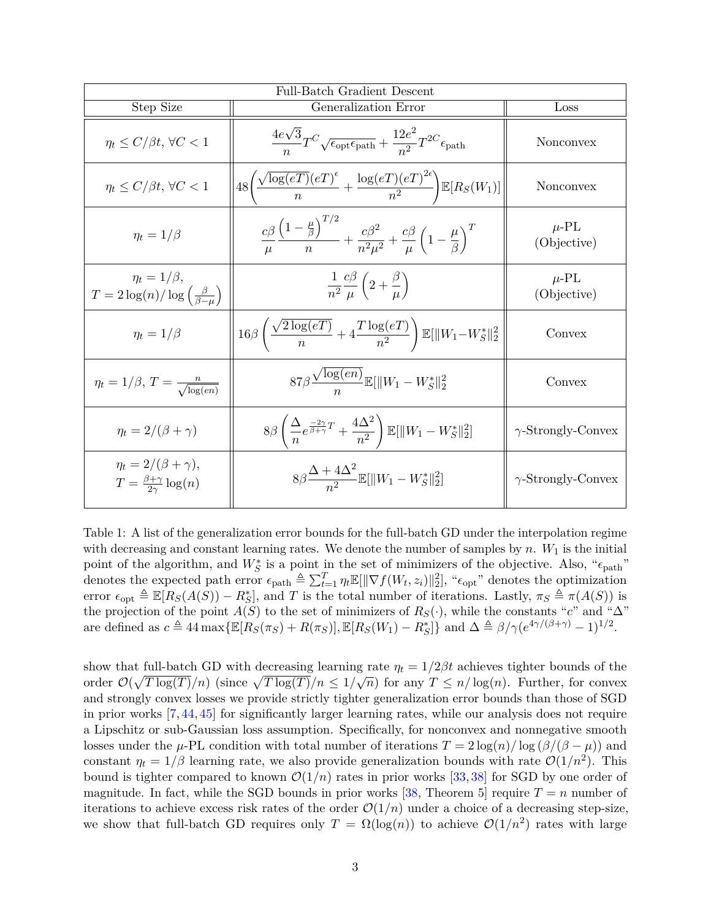| Full-Batch Gradient Descent | | |
|---|---|---|
| Step Size | Generalization Error | Loss |
| $\eta_t \leq C/\beta t, \forall C < 1$ | $\dfrac{4e\sqrt{3}}{n} T^C \sqrt{\epsilon_{\text{opt}} \epsilon_{\text{path}}} + \dfrac{12e^2}{n^2} T^{2C} \epsilon_{\text{path}}$ | Nonconvex |
| $\eta_t \leq C/\beta t, \forall C < 1$ | $48 \left( \dfrac{\sqrt{\log(eT)}(eT)^{\epsilon}}{n} + \dfrac{\log(eT)(eT)^{2\epsilon}}{n^2} \right) \mathbb{E}[R_S(W_1)]$ | Nonconvex |
| $\eta_t = 1/\beta$ | $\dfrac{c\beta}{\mu} \dfrac{\left(1 - \frac{\mu}{\beta}\right)^{T/2}}{n} + \dfrac{c\beta^2}{n^2\mu^2} + \dfrac{c\beta}{\mu} \left(1 - \dfrac{\mu}{\beta}\right)^T$ | $\mu$-PL (Objective) |
| $\eta_t = 1/\beta$, $T = 2\log(n)/\log\left(\frac{\beta}{\beta - \mu}\right)$ | $\dfrac{1}{n^2} \dfrac{c\beta}{\mu} \left(2 + \dfrac{\beta}{\mu}\right)$ | $\mu$-PL (Objective) |
| $\eta_t = 1/\beta$ | $16\beta \left( \dfrac{\sqrt{2\log(eT)}}{n} + 4\dfrac{T\log(eT)}{n^2} \right) \mathbb{E}[\|W_1 - W_S^*\|_2^2$ | Convex |
| $\eta_t = 1/\beta$, $T = \frac{n}{\sqrt{\log(en)}}$ | $87\beta \dfrac{\sqrt{\log(en)}}{n} \mathbb{E}[\|W_1 - W_S^*\|_2^2$ | Convex |
| $\eta_t = 2/(\beta + \gamma)$ | $8\beta \left( \dfrac{\Delta}{n} e^{\frac{-2\gamma}{\beta+\gamma}T} + \dfrac{4\Delta^2}{n^2} \right) \mathbb{E}[\|W_1 - W_S^*\|_2^2]$ | $\gamma$-Strongly-Convex |
| $\eta_t = 2/(\beta + \gamma)$, $T = \frac{\beta+\gamma}{2\gamma}\log(n)$ | $8\beta \dfrac{\Delta + 4\Delta^2}{n^2} \mathbb{E}[\|W_1 - W_S^*\|_2^2]$ | $\gamma$-Strongly-Convex |

Table 1: A list of the generalization error bounds for the full-batch GD under the interpolation regime with decreasing and constant learning rates. We denote the number of samples by $n$. $W_1$ is the initial point of the algorithm, and $W_S^*$ is a point in the set of minimizers of the objective. Also, "$\epsilon_{\text{path}}$" denotes the expected path error $\epsilon_{\text{path}} \triangleq \sum_{t=1}^T \eta_t \mathbb{E}[\|\nabla f(W_t, z_i)\|_2^2]$, "$\epsilon_{\text{opt}}$" denotes the optimization error $\epsilon_{\text{opt}} \triangleq \mathbb{E}[R_S(A(S)) - R_S^*]$, and $T$ is the total number of iterations. Lastly, $\pi_S \triangleq \pi(A(S))$ is the projection of the point $A(S)$ to the set of minimizers of $R_S(\cdot)$, while the constants "$c$" and "$\Delta$" are defined as $c \triangleq 44 \max\{\mathbb{E}[R_S(\pi_S) + R(\pi_S)], \mathbb{E}[R_S(W_1) - R_S^*]\}$ and $\Delta \triangleq \beta/\gamma(e^{4\gamma/(\beta+\gamma)} - 1)^{1/2}$.

show that full-batch GD with decreasing learning rate $\eta_t = 1/2\beta t$ achieves tighter bounds of the order $\mathcal{O}(\sqrt{T\log(T)}/n)$ (since $\sqrt{T\log(T)}/n \leq 1/\sqrt{n}$) for any $T \leq n/\log(n)$. Further, for convex and strongly convex losses we provide strictly tighter generalization error bounds than those of SGD in prior works [7, 44, 45] for significantly larger learning rates, while our analysis does not require a Lipschitz or sub-Gaussian loss assumption. Specifically, for nonconvex and nonnegative smooth losses under the $\mu$-PL condition with total number of iterations $T = 2\log(n)/\log(\beta/(\beta - \mu))$ and constant $\eta_t = 1/\beta$ learning rate, we also provide generalization bounds with rate $\mathcal{O}(1/n^2)$. This bound is tighter compared to known $\mathcal{O}(1/n)$ rates in prior works [33, 38] for SGD by one order of magnitude. In fact, while the SGD bounds in prior works [38, Theorem 5] require $T = n$ number of iterations to achieve excess risk rates of the order $\mathcal{O}(1/n)$ under a choice of a decreasing step-size, we show that full-batch GD requires only $T = \Omega(\log(n))$ to achieve $\mathcal{O}(1/n^2)$ rates with large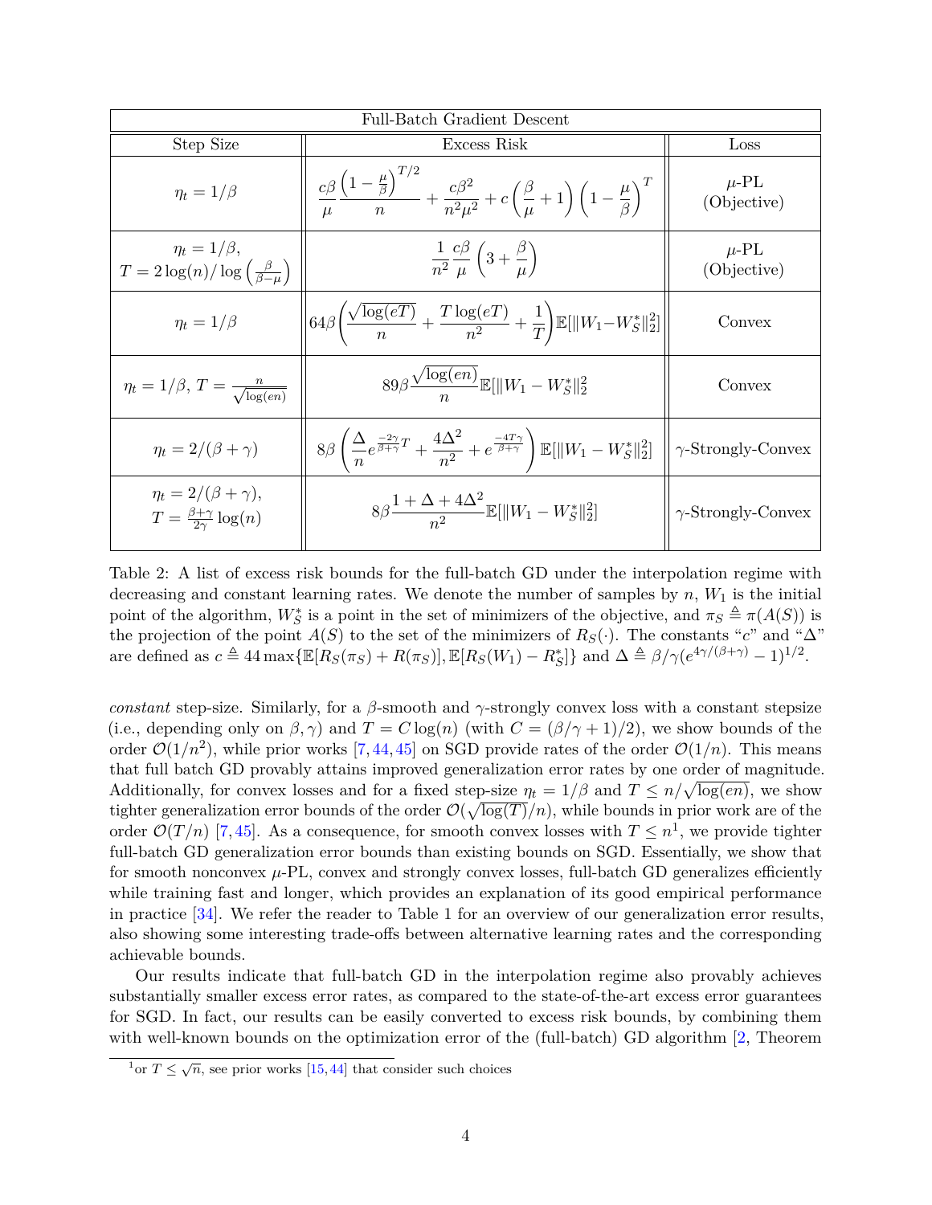| Full-Batch Gradient Descent | | |
|---|---|---|
| Step Size | Excess Risk | Loss |
| $\eta_t = 1/\beta$ | $\frac{c\beta}{\mu}\frac{\left(1-\frac{\mu}{\beta}\right)^{T/2}}{n} + \frac{c\beta^2}{n^2\mu^2} + c\left(\frac{\beta}{\mu}+1\right)\left(1-\frac{\mu}{\beta}\right)^T$ | $\mu$-PL (Objective) |
| $\eta_t = 1/\beta$, $T = 2\log(n)/\log\left(\frac{\beta}{\beta-\mu}\right)$ | $\frac{1}{n^2}\frac{c\beta}{\mu}\left(3+\frac{\beta}{\mu}\right)$ | $\mu$-PL (Objective) |
| $\eta_t = 1/\beta$ | $64\beta\left(\frac{\sqrt{\log(eT)}}{n} + \frac{T\log(eT)}{n^2} + \frac{1}{T}\right)\mathbb{E}[\lVert W_1 - W_S^*\rVert_2^2]$ | Convex |
| $\eta_t = 1/\beta$, $T = \frac{n}{\sqrt{\log(en)}}$ | $89\beta\frac{\sqrt{\log(en)}}{n}\mathbb{E}[\lVert W_1 - W_S^*\rVert_2^2$ | Convex |
| $\eta_t = 2/(\beta+\gamma)$ | $8\beta\left(\frac{\Delta}{n}e^{\frac{-2\gamma}{\beta+\gamma}T} + \frac{4\Delta^2}{n^2} + e^{\frac{-4T\gamma}{\beta+\gamma}}\right)\mathbb{E}[\lVert W_1 - W_S^*\rVert_2^2]$ | $\gamma$-Strongly-Convex |
| $\eta_t = 2/(\beta+\gamma)$, $T = \frac{\beta+\gamma}{2\gamma}\log(n)$ | $8\beta\frac{1+\Delta+4\Delta^2}{n^2}\mathbb{E}[\lVert W_1 - W_S^*\rVert_2^2]$ | $\gamma$-Strongly-Convex |

Table 2: A list of excess risk bounds for the full-batch GD under the interpolation regime with decreasing and constant learning rates. We denote the number of samples by $n$, $W_1$ is the initial point of the algorithm, $W_S^*$ is a point in the set of minimizers of the objective, and $\pi_S \triangleq \pi(A(S))$ is the projection of the point $A(S)$ to the set of the minimizers of $R_S(\cdot)$. The constants "$c$" and "$\Delta$" are defined as $c \triangleq 44\max\{\mathbb{E}[R_S(\pi_S) + R(\pi_S)], \mathbb{E}[R_S(W_1) - R_S^*]\}$ and $\Delta \triangleq \beta/\gamma(e^{4\gamma/(\beta+\gamma)} - 1)^{1/2}$.

*constant* step-size. Similarly, for a $\beta$-smooth and $\gamma$-strongly convex loss with a constant stepsize (i.e., depending only on $\beta, \gamma$) and $T = C\log(n)$ (with $C = (\beta/\gamma + 1)/2$), we show bounds of the order $\mathcal{O}(1/n^2)$, while prior works [7, 44, 45] on SGD provide rates of the order $\mathcal{O}(1/n)$. This means that full batch GD provably attains improved generalization error rates by one order of magnitude. Additionally, for convex losses and for a fixed step-size $\eta_t = 1/\beta$ and $T \leq n/\sqrt{\log(en)}$, we show tighter generalization error bounds of the order $\mathcal{O}(\sqrt{\log(T)}/n)$, while bounds in prior work are of the order $\mathcal{O}(T/n)$ [7, 45]. As a consequence, for smooth convex losses with $T \leq n$[1], we provide tighter full-batch GD generalization error bounds than existing bounds on SGD. Essentially, we show that for smooth nonconvex $\mu$-PL, convex and strongly convex losses, full-batch GD generalizes efficiently while training fast and longer, which provides an explanation of its good empirical performance in practice [34]. We refer the reader to Table 1 for an overview of our generalization error results, also showing some interesting trade-offs between alternative learning rates and the corresponding achievable bounds.

Our results indicate that full-batch GD in the interpolation regime also provably achieves substantially smaller excess error rates, as compared to the state-of-the-art excess error guarantees for SGD. In fact, our results can be easily converted to excess risk bounds, by combining them with well-known bounds on the optimization error of the (full-batch) GD algorithm [2, Theorem

[1] or $T \leq \sqrt{n}$, see prior works [15, 44] that consider such choices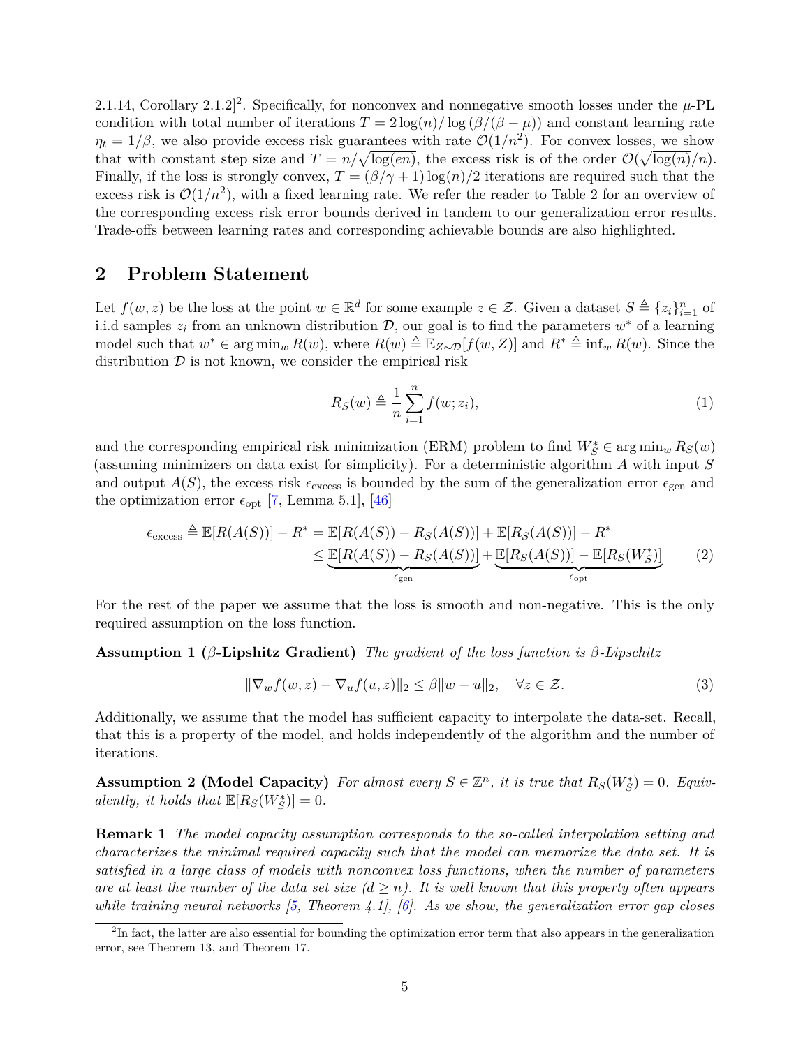2.1.14, Corollary 2.1.2][2]. Specifically, for nonconvex and nonnegative smooth losses under the $\mu$-PL condition with total number of iterations $T = 2\log(n)/\log(\beta/(\beta-\mu))$ and constant learning rate $\eta_t = 1/\beta$, we also provide excess risk guarantees with rate $\mathcal{O}(1/n^2)$. For convex losses, we show that with constant step size and $T = n/\sqrt{\log(en)}$, the excess risk is of the order $\mathcal{O}(\sqrt{\log(n)}/n)$. Finally, if the loss is strongly convex, $T = (\beta/\gamma + 1)\log(n)/2$ iterations are required such that the excess risk is $\mathcal{O}(1/n^2)$, with a fixed learning rate. We refer the reader to Table 2 for an overview of the corresponding excess risk error bounds derived in tandem to our generalization error results. Trade-offs between learning rates and corresponding achievable bounds are also highlighted.

## 2 Problem Statement

Let $f(w, z)$ be the loss at the point $w \in \mathbb{R}^d$ for some example $z \in \mathcal{Z}$. Given a dataset $S \triangleq \{z_i\}_{i=1}^n$ of i.i.d samples $z_i$ from an unknown distribution $\mathcal{D}$, our goal is to find the parameters $w^*$ of a learning model such that $w^* \in \arg\min_w R(w)$, where $R(w) \triangleq \mathbb{E}_{Z\sim\mathcal{D}}[f(w, Z)]$ and $R^* \triangleq \inf_w R(w)$. Since the distribution $\mathcal{D}$ is not known, we consider the empirical risk

$$R_S(w) \triangleq \frac{1}{n}\sum_{i=1}^{n} f(w; z_i), \tag{1}$$

and the corresponding empirical risk minimization (ERM) problem to find $W_S^* \in \arg\min_w R_S(w)$ (assuming minimizers on data exist for simplicity). For a deterministic algorithm $A$ with input $S$ and output $A(S)$, the excess risk $\epsilon_{\text{excess}}$ is bounded by the sum of the generalization error $\epsilon_{\text{gen}}$ and the optimization error $\epsilon_{\text{opt}}$ [7, Lemma 5.1], [46]

$$\begin{aligned}
\epsilon_{\text{excess}} \triangleq \mathbb{E}[R(A(S))] - R^* &= \mathbb{E}[R(A(S)) - R_S(A(S))] + \mathbb{E}[R_S(A(S))] - R^* \\
&\leq \underbrace{\mathbb{E}[R(A(S)) - R_S(A(S))]}_{\epsilon_{\text{gen}}} + \underbrace{\mathbb{E}[R_S(A(S))] - \mathbb{E}[R_S(W_S^*)]}_{\epsilon_{\text{opt}}}
\end{aligned} \tag{2}$$

For the rest of the paper we assume that the loss is smooth and non-negative. This is the only required assumption on the loss function.

**Assumption 1 ($\beta$-Lipshitz Gradient)** *The gradient of the loss function is $\beta$-Lipschitz*

$$\|\nabla_w f(w, z) - \nabla_u f(u, z)\|_2 \leq \beta\|w - u\|_2, \quad \forall z \in \mathcal{Z}. \tag{3}$$

Additionally, we assume that the model has sufficient capacity to interpolate the data-set. Recall, that this is a property of the model, and holds independently of the algorithm and the number of iterations.

**Assumption 2 (Model Capacity)** *For almost every $S \in \mathbb{Z}^n$, it is true that $R_S(W_S^*) = 0$. Equivalently, it holds that $\mathbb{E}[R_S(W_S^*)] = 0$.*

**Remark 1** *The model capacity assumption corresponds to the so-called interpolation setting and characterizes the minimal required capacity such that the model can memorize the data set. It is satisfied in a large class of models with nonconvex loss functions, when the number of parameters are at least the number of the data set size ($d \geq n$). It is well known that this property often appears while training neural networks [5, Theorem 4.1], [6]. As we show, the generalization error gap closes*

[2] In fact, the latter are also essential for bounding the optimization error term that also appears in the generalization error, see Theorem 13, and Theorem 17.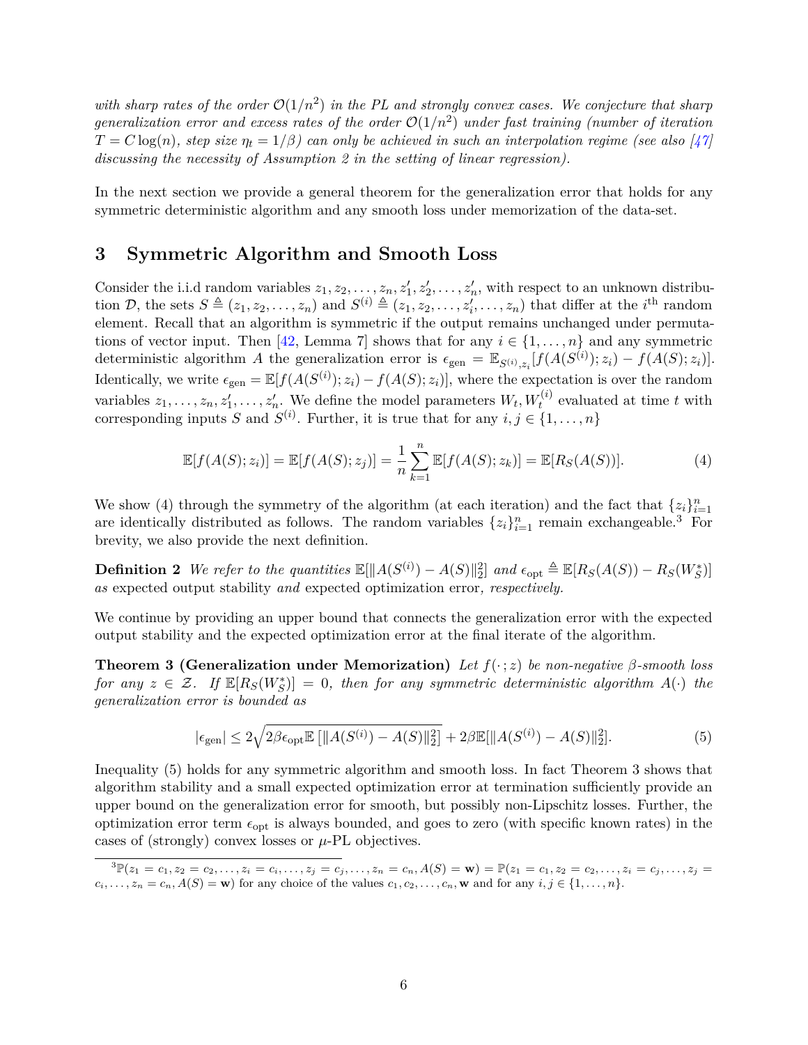*with sharp rates of the order $\mathcal{O}(1/n^2)$ in the PL and strongly convex cases. We conjecture that sharp generalization error and excess rates of the order $\mathcal{O}(1/n^2)$ under fast training (number of iteration $T = C\log(n)$, step size $\eta_t = 1/\beta$) can only be achieved in such an interpolation regime (see also [47] discussing the necessity of Assumption 2 in the setting of linear regression).*

In the next section we provide a general theorem for the generalization error that holds for any symmetric deterministic algorithm and any smooth loss under memorization of the data-set.

# 3 Symmetric Algorithm and Smooth Loss

Consider the i.i.d random variables $z_1, z_2, \dots, z_n, z'_1, z'_2, \dots, z'_n$, with respect to an unknown distribution $\mathcal{D}$, the sets $S \triangleq (z_1, z_2, \dots, z_n)$ and $S^{(i)} \triangleq (z_1, z_2, \dots, z'_i, \dots, z_n)$ that differ at the $i^{\text{th}}$ random element. Recall that an algorithm is symmetric if the output remains unchanged under permutations of vector input. Then [42, Lemma 7] shows that for any $i \in \{1, \dots, n\}$ and any symmetric deterministic algorithm $A$ the generalization error is $\epsilon_{\text{gen}} = \mathbb{E}_{S^{(i)}, z_i}[f(A(S^{(i)}); z_i) - f(A(S); z_i)]$. Identically, we write $\epsilon_{\text{gen}} = \mathbb{E}[f(A(S^{(i)}); z_i) - f(A(S); z_i)]$, where the expectation is over the random variables $z_1, \dots, z_n, z'_1, \dots, z'_n$. We define the model parameters $W_t, W_t^{(i)}$ evaluated at time $t$ with corresponding inputs $S$ and $S^{(i)}$. Further, it is true that for any $i, j \in \{1, \dots, n\}$

$$\mathbb{E}[f(A(S); z_i)] = \mathbb{E}[f(A(S); z_j)] = \frac{1}{n}\sum_{k=1}^{n}\mathbb{E}[f(A(S); z_k)] = \mathbb{E}[R_S(A(S))]. \tag{4}$$

We show (4) through the symmetry of the algorithm (at each iteration) and the fact that $\{z_i\}_{i=1}^n$ are identically distributed as follows. The random variables $\{z_i\}_{i=1}^n$ remain exchangeable.[3] For brevity, we also provide the next definition.

**Definition 2** *We refer to the quantities $\mathbb{E}[\|A(S^{(i)}) - A(S)\|_2^2]$ and $\epsilon_{\text{opt}} \triangleq \mathbb{E}[R_S(A(S)) - R_S(W_S^*)]$ as* expected output stability *and* expected optimization error*, respectively.*

We continue by providing an upper bound that connects the generalization error with the expected output stability and the expected optimization error at the final iterate of the algorithm.

**Theorem 3 (Generalization under Memorization)** *Let $f(\cdot\,; z)$ be non-negative $\beta$-smooth loss for any $z \in \mathcal{Z}$. If $\mathbb{E}[R_S(W_S^*)] = 0$, then for any symmetric deterministic algorithm $A(\cdot)$ the generalization error is bounded as*

$$|\epsilon_{\text{gen}}| \leq 2\sqrt{2\beta\epsilon_{\text{opt}}\mathbb{E}\left[\|A(S^{(i)}) - A(S)\|_2^2\right]} + 2\beta\mathbb{E}[\|A(S^{(i)}) - A(S)\|_2^2]. \tag{5}$$

Inequality (5) holds for any symmetric algorithm and smooth loss. In fact Theorem 3 shows that algorithm stability and a small expected optimization error at termination sufficiently provide an upper bound on the generalization error for smooth, but possibly non-Lipschitz losses. Further, the optimization error term $\epsilon_{\text{opt}}$ is always bounded, and goes to zero (with specific known rates) in the cases of (strongly) convex losses or $\mu$-PL objectives.

[3] $\mathbb{P}(z_1 = c_1, z_2 = c_2, \dots, z_i = c_i, \dots, z_j = c_j, \dots, z_n = c_n, A(S) = \mathbf{w}) = \mathbb{P}(z_1 = c_1, z_2 = c_2, \dots, z_i = c_j, \dots, z_j = c_i, \dots, z_n = c_n, A(S) = \mathbf{w})$ for any choice of the values $c_1, c_2, \dots, c_n, \mathbf{w}$ and for any $i, j \in \{1, \dots, n\}$.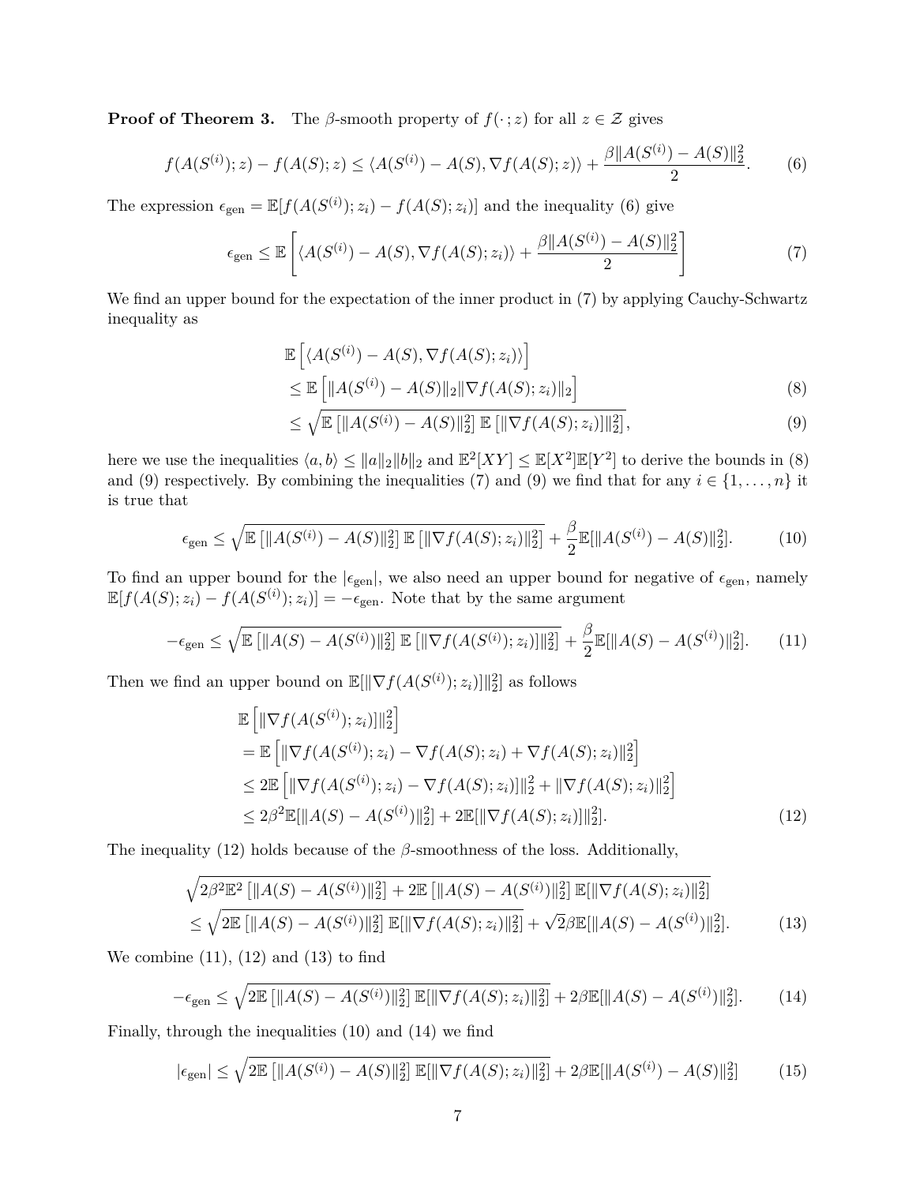**Proof of Theorem 3.** The $\beta$-smooth property of $f(\cdot\,; z)$ for all $z \in \mathcal{Z}$ gives

$$f(A(S^{(i)}); z) - f(A(S); z) \leq \langle A(S^{(i)}) - A(S), \nabla f(A(S); z)\rangle + \frac{\beta \|A(S^{(i)}) - A(S)\|_2^2}{2}. \tag{6}$$

The expression $\epsilon_{\text{gen}} = \mathbb{E}[f(A(S^{(i)}); z_i) - f(A(S); z_i)]$ and the inequality (6) give

$$\epsilon_{\text{gen}} \leq \mathbb{E}\left[\langle A(S^{(i)}) - A(S), \nabla f(A(S); z_i)\rangle + \frac{\beta \|A(S^{(i)}) - A(S)\|_2^2}{2}\right] \tag{7}$$

We find an upper bound for the expectation of the inner product in (7) by applying Cauchy-Schwartz inequality as

$$\begin{aligned}
&\mathbb{E}\left[\langle A(S^{(i)}) - A(S), \nabla f(A(S); z_i)\rangle\right] \\
&\leq \mathbb{E}\left[\|A(S^{(i)}) - A(S)\|_2 \|\nabla f(A(S); z_i)\|_2\right] \qquad (8)\\
&\leq \sqrt{\mathbb{E}\left[\|A(S^{(i)}) - A(S)\|_2^2\right] \mathbb{E}\left[\|\nabla f(A(S); z_i)]\|_2^2\right]}, \qquad (9)
\end{aligned}$$

here we use the inequalities $\langle a, b\rangle \leq \|a\|_2 \|b\|_2$ and $\mathbb{E}^2[XY] \leq \mathbb{E}[X^2]\mathbb{E}[Y^2]$ to derive the bounds in (8) and (9) respectively. By combining the inequalities (7) and (9) we find that for any $i \in \{1, \dots, n\}$ it is true that

$$\epsilon_{\text{gen}} \leq \sqrt{\mathbb{E}\left[\|A(S^{(i)}) - A(S)\|_2^2\right] \mathbb{E}\left[\|\nabla f(A(S); z_i)\|_2^2\right]} + \frac{\beta}{2}\mathbb{E}[\|A(S^{(i)}) - A(S)\|_2^2]. \tag{10}$$

To find an upper bound for the $|\epsilon_{\text{gen}}|$, we also need an upper bound for negative of $\epsilon_{\text{gen}}$, namely $\mathbb{E}[f(A(S); z_i) - f(A(S^{(i)}); z_i)] = -\epsilon_{\text{gen}}$. Note that by the same argument

$$-\epsilon_{\text{gen}} \leq \sqrt{\mathbb{E}\left[\|A(S) - A(S^{(i)})\|_2^2\right] \mathbb{E}\left[\|\nabla f(A(S^{(i)}); z_i)]\|_2^2\right]} + \frac{\beta}{2}\mathbb{E}[\|A(S) - A(S^{(i)})\|_2^2]. \tag{11}$$

Then we find an upper bound on $\mathbb{E}[\|\nabla f(A(S^{(i)}); z_i)]\|_2^2]$ as follows

$$\begin{aligned}
&\mathbb{E}\left[\|\nabla f(A(S^{(i)}); z_i)]\|_2^2\right] \\
&= \mathbb{E}\left[\|\nabla f(A(S^{(i)}); z_i) - \nabla f(A(S); z_i) + \nabla f(A(S); z_i)\|_2^2\right] \\
&\leq 2\mathbb{E}\left[\|\nabla f(A(S^{(i)}); z_i) - \nabla f(A(S); z_i)]\|_2^2 + \|\nabla f(A(S); z_i)\|_2^2\right] \\
&\leq 2\beta^2 \mathbb{E}[\|A(S) - A(S^{(i)})\|_2^2] + 2\mathbb{E}[\|\nabla f(A(S); z_i)]\|_2^2]. \qquad (12)
\end{aligned}$$

The inequality (12) holds because of the $\beta$-smoothness of the loss. Additionally,

$$\begin{aligned}
&\sqrt{2\beta^2 \mathbb{E}^2\left[\|A(S) - A(S^{(i)})\|_2^2\right] + 2\mathbb{E}\left[\|A(S) - A(S^{(i)})\|_2^2\right] \mathbb{E}[\|\nabla f(A(S); z_i)\|_2^2]} \\
&\leq \sqrt{2\mathbb{E}\left[\|A(S) - A(S^{(i)})\|_2^2\right] \mathbb{E}[\|\nabla f(A(S); z_i)\|_2^2]} + \sqrt{2}\beta \mathbb{E}[\|A(S) - A(S^{(i)})\|_2^2]. \qquad (13)
\end{aligned}$$

We combine (11), (12) and (13) to find

$$-\epsilon_{\text{gen}} \leq \sqrt{2\mathbb{E}\left[\|A(S) - A(S^{(i)})\|_2^2\right] \mathbb{E}[\|\nabla f(A(S); z_i)\|_2^2]} + 2\beta \mathbb{E}[\|A(S) - A(S^{(i)})\|_2^2]. \tag{14}$$

Finally, through the inequalities (10) and (14) we find

$$|\epsilon_{\text{gen}}| \leq \sqrt{2\mathbb{E}\left[\|A(S^{(i)}) - A(S)\|_2^2\right] \mathbb{E}[\|\nabla f(A(S); z_i)\|_2^2]} + 2\beta \mathbb{E}[\|A(S^{(i)}) - A(S)\|_2^2] \tag{15}$$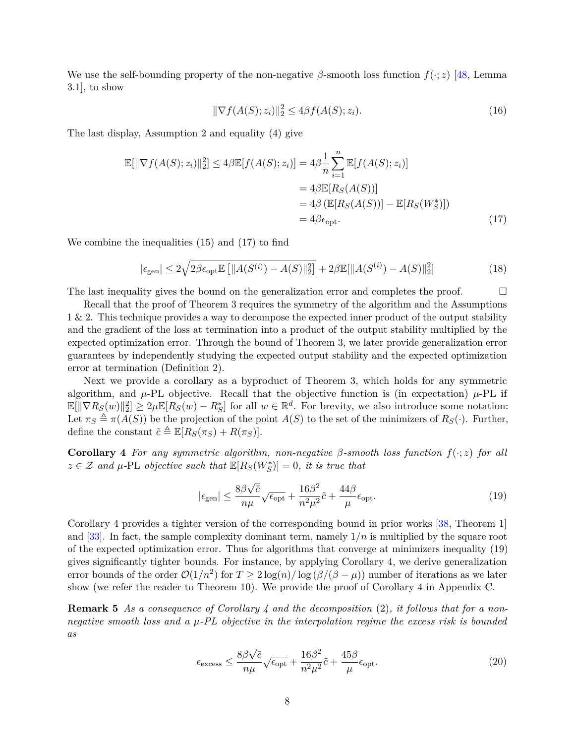We use the self-bounding property of the non-negative $\beta$-smooth loss function $f(\cdot; z)$ [48, Lemma 3.1], to show

$$\|\nabla f(A(S); z_i)\|_2^2 \leq 4\beta f(A(S); z_i). \tag{16}$$

The last display, Assumption 2 and equality (4) give

$$\begin{aligned}
\mathbb{E}[\|\nabla f(A(S); z_i)\|_2^2] \leq 4\beta \mathbb{E}[f(A(S); z_i)] &= 4\beta \frac{1}{n} \sum_{i=1}^{n} \mathbb{E}[f(A(S); z_i)] \\
&= 4\beta \mathbb{E}[R_S(A(S))] \\
&= 4\beta \left( \mathbb{E}[R_S(A(S))] - \mathbb{E}[R_S(W_S^*)] \right) \\
&= 4\beta \epsilon_{\text{opt}}.
\end{aligned} \tag{17}$$

We combine the inequalities (15) and (17) to find

$$|\epsilon_{\text{gen}}| \leq 2\sqrt{2\beta \epsilon_{\text{opt}} \mathbb{E}\left[\|A(S^{(i)}) - A(S)\|_2^2\right]} + 2\beta \mathbb{E}[\|A(S^{(i)}) - A(S)\|_2^2] \tag{18}$$

The last inequality gives the bound on the generalization error and completes the proof. □

Recall that the proof of Theorem 3 requires the symmetry of the algorithm and the Assumptions 1 & 2. This technique provides a way to decompose the expected inner product of the output stability and the gradient of the loss at termination into a product of the output stability multiplied by the expected optimization error. Through the bound of Theorem 3, we later provide generalization error guarantees by independently studying the expected output stability and the expected optimization error at termination (Definition 2).

Next we provide a corollary as a byproduct of Theorem 3, which holds for any symmetric algorithm, and $\mu$-PL objective. Recall that the objective function is (in expectation) $\mu$-PL if $\mathbb{E}[\|\nabla R_S(w)\|_2^2] \geq 2\mu \mathbb{E}[R_S(w) - R_S^*]$ for all $w \in \mathbb{R}^d$. For brevity, we also introduce some notation: Let $\pi_S \triangleq \pi(A(S))$ be the projection of the point $A(S)$ to the set of the minimizers of $R_S(\cdot)$. Further, define the constant $\tilde{c} \triangleq \mathbb{E}[R_S(\pi_S) + R(\pi_S)]$.

**Corollary 4** *For any symmetric algorithm, non-negative $\beta$-smooth loss function $f(\cdot; z)$ for all $z \in \mathcal{Z}$ and $\mu$-PL objective such that $\mathbb{E}[R_S(W_S^*)] = 0$, it is true that*

$$|\epsilon_{\text{gen}}| \leq \frac{8\beta\sqrt{\tilde{c}}}{n\mu}\sqrt{\epsilon_{\text{opt}}} + \frac{16\beta^2}{n^2\mu^2}\tilde{c} + \frac{44\beta}{\mu}\epsilon_{\text{opt}}. \tag{19}$$

Corollary 4 provides a tighter version of the corresponding bound in prior works [38, Theorem 1] and [33]. In fact, the sample complexity dominant term, namely $1/n$ is multiplied by the square root of the expected optimization error. Thus for algorithms that converge at minimizers inequality (19) gives significantly tighter bounds. For instance, by applying Corollary 4, we derive generalization error bounds of the order $\mathcal{O}(1/n^2)$ for $T \geq 2\log(n)/\log(\beta/(\beta - \mu))$ number of iterations as we later show (we refer the reader to Theorem 10). We provide the proof of Corollary 4 in Appendix C.

**Remark 5** *As a consequence of Corollary 4 and the decomposition (2), it follows that for a non-negative smooth loss and a $\mu$-PL objective in the interpolation regime the excess risk is bounded as*

$$\epsilon_{\text{excess}} \leq \frac{8\beta\sqrt{\tilde{c}}}{n\mu}\sqrt{\epsilon_{\text{opt}}} + \frac{16\beta^2}{n^2\mu^2}\tilde{c} + \frac{45\beta}{\mu}\epsilon_{\text{opt}}. \tag{20}$$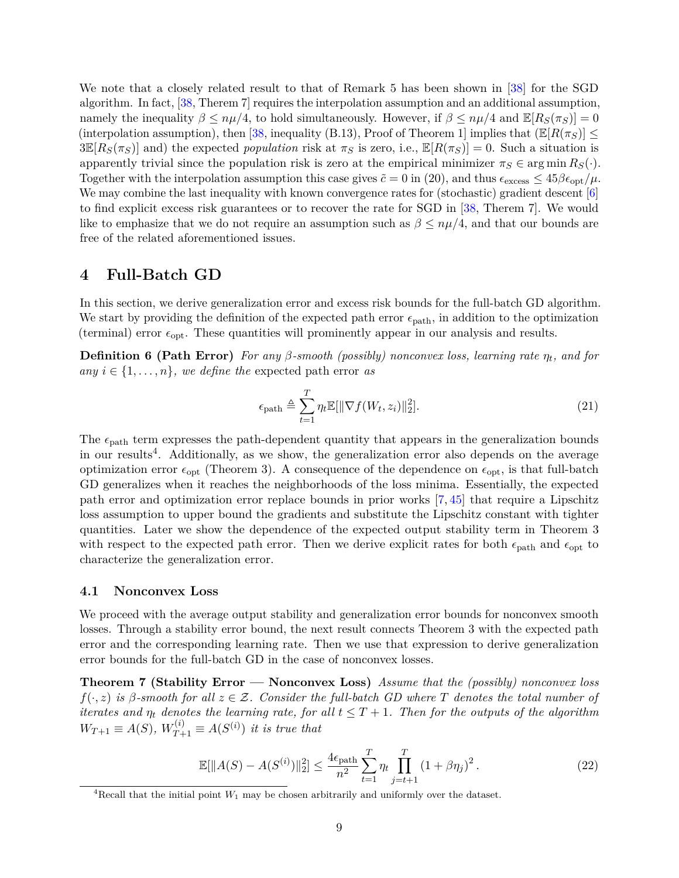We note that a closely related result to that of Remark 5 has been shown in [38] for the SGD algorithm. In fact, [38, Therem 7] requires the interpolation assumption and an additional assumption, namely the inequality $\beta \leq n\mu/4$, to hold simultaneously. However, if $\beta \leq n\mu/4$ and $\mathbb{E}[R_S(\pi_S)] = 0$ (interpolation assumption), then [38, inequality (B.13), Proof of Theorem 1] implies that ($\mathbb{E}[R(\pi_S)] \leq 3\mathbb{E}[R_S(\pi_S)]$ and) the expected *population* risk at $\pi_S$ is zero, i.e., $\mathbb{E}[R(\pi_S)] = 0$. Such a situation is apparently trivial since the population risk is zero at the empirical minimizer $\pi_S \in \arg\min R_S(\cdot)$. Together with the interpolation assumption this case gives $\tilde{c} = 0$ in (20), and thus $\epsilon_{\text{excess}} \leq 45\beta\epsilon_{\text{opt}}/\mu$. We may combine the last inequality with known convergence rates for (stochastic) gradient descent [6] to find explicit excess risk guarantees or to recover the rate for SGD in [38, Therem 7]. We would like to emphasize that we do not require an assumption such as $\beta \leq n\mu/4$, and that our bounds are free of the related aforementioned issues.

# 4 Full-Batch GD

In this section, we derive generalization error and excess risk bounds for the full-batch GD algorithm. We start by providing the definition of the expected path error $\epsilon_{\text{path}}$, in addition to the optimization (terminal) error $\epsilon_{\text{opt}}$. These quantities will prominently appear in our analysis and results.

**Definition 6 (Path Error)** *For any $\beta$-smooth (possibly) nonconvex loss, learning rate $\eta_t$, and for any $i \in \{1, \ldots, n\}$, we define the* expected path error *as*

$$\epsilon_{\text{path}} \triangleq \sum_{t=1}^{T} \eta_t \mathbb{E}[\|\nabla f(W_t, z_i)\|_2^2]. \tag{21}$$

The $\epsilon_{\text{path}}$ term expresses the path-dependent quantity that appears in the generalization bounds in our results[4]. Additionally, as we show, the generalization error also depends on the average optimization error $\epsilon_{\text{opt}}$ (Theorem 3). A consequence of the dependence on $\epsilon_{\text{opt}}$, is that full-batch GD generalizes when it reaches the neighborhoods of the loss minima. Essentially, the expected path error and optimization error replace bounds in prior works [7, 45] that require a Lipschitz loss assumption to upper bound the gradients and substitute the Lipschitz constant with tighter quantities. Later we show the dependence of the expected output stability term in Theorem 3 with respect to the expected path error. Then we derive explicit rates for both $\epsilon_{\text{path}}$ and $\epsilon_{\text{opt}}$ to characterize the generalization error.

## 4.1 Nonconvex Loss

We proceed with the average output stability and generalization error bounds for nonconvex smooth losses. Through a stability error bound, the next result connects Theorem 3 with the expected path error and the corresponding learning rate. Then we use that expression to derive generalization error bounds for the full-batch GD in the case of nonconvex losses.

**Theorem 7 (Stability Error — Nonconvex Loss)** *Assume that the (possibly) nonconvex loss $f(\cdot, z)$ is $\beta$-smooth for all $z \in \mathcal{Z}$. Consider the full-batch GD where $T$ denotes the total number of iterates and $\eta_t$ denotes the learning rate, for all $t \leq T + 1$. Then for the outputs of the algorithm $W_{T+1} \equiv A(S)$, $W_{T+1}^{(i)} \equiv A(S^{(i)})$ it is true that*

$$\mathbb{E}[\|A(S) - A(S^{(i)})\|_2^2] \leq \frac{4\epsilon_{\text{path}}}{n^2} \sum_{t=1}^{T} \eta_t \prod_{j=t+1}^{T} (1 + \beta\eta_j)^2. \tag{22}$$

[4] Recall that the initial point $W_1$ may be chosen arbitrarily and uniformly over the dataset.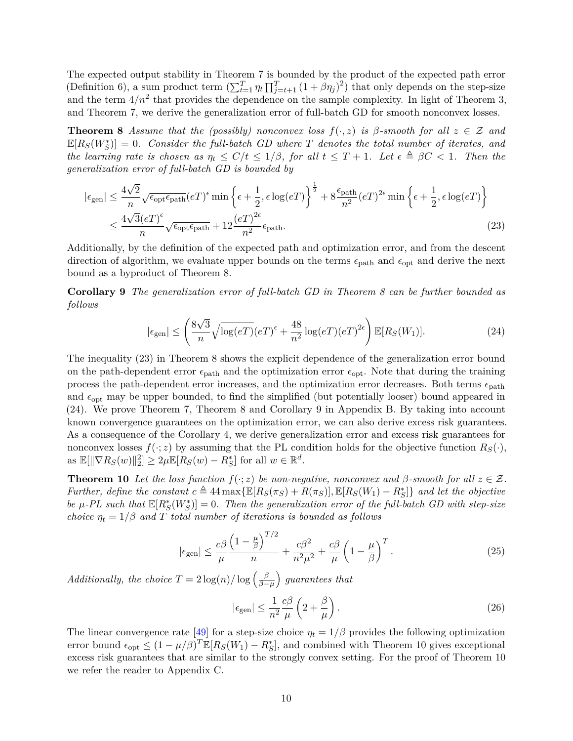The expected output stability in Theorem 7 is bounded by the product of the expected path error (Definition 6), a sum product term ($\sum_{t=1}^{T}\eta_t\prod_{j=t+1}^{T}(1+\beta\eta_j)^2$) that only depends on the step-size and the term $4/n^2$ that provides the dependence on the sample complexity. In light of Theorem 3, and Theorem 7, we derive the generalization error of full-batch GD for smooth nonconvex losses.

**Theorem 8** *Assume that the (possibly) nonconvex loss $f(\cdot,z)$ is $\beta$-smooth for all $z\in\mathcal{Z}$ and $\mathbb{E}[R_S(W_S^*)]=0$. Consider the full-batch GD where $T$ denotes the total number of iterates, and the learning rate is chosen as $\eta_t\leq C/t\leq 1/\beta$, for all $t\leq T+1$. Let $\epsilon\triangleq\beta C<1$. Then the generalization error of full-batch GD is bounded by*

$$
\begin{aligned}
|\epsilon_{\mathrm{gen}}| &\leq \frac{4\sqrt{2}}{n}\sqrt{\epsilon_{\mathrm{opt}}\epsilon_{\mathrm{path}}}(eT)^{\epsilon}\min\left\{\epsilon+\frac{1}{2},\epsilon\log(eT)\right\}^{\frac{1}{2}}+8\frac{\epsilon_{\mathrm{path}}}{n^2}(eT)^{2\epsilon}\min\left\{\epsilon+\frac{1}{2},\epsilon\log(eT)\right\}\\
&\leq \frac{4\sqrt{3}(eT)^{\epsilon}}{n}\sqrt{\epsilon_{\mathrm{opt}}\epsilon_{\mathrm{path}}}+12\frac{(eT)^{2\epsilon}}{n^2}\epsilon_{\mathrm{path}}.
\end{aligned}
\tag{23}
$$

Additionally, by the definition of the expected path and optimization error, and from the descent direction of algorithm, we evaluate upper bounds on the terms $\epsilon_{\mathrm{path}}$ and $\epsilon_{\mathrm{opt}}$ and derive the next bound as a byproduct of Theorem 8.

**Corollary 9** *The generalization error of full-batch GD in Theorem 8 can be further bounded as follows*

$$
|\epsilon_{\mathrm{gen}}|\leq\left(\frac{8\sqrt{3}}{n}\sqrt{\log(eT)}(eT)^{\epsilon}+\frac{48}{n^2}\log(eT)(eT)^{2\epsilon}\right)\mathbb{E}[R_S(W_1)]. \tag{24}
$$

The inequality (23) in Theorem 8 shows the explicit dependence of the generalization error bound on the path-dependent error $\epsilon_{\mathrm{path}}$ and the optimization error $\epsilon_{\mathrm{opt}}$. Note that during the training process the path-dependent error increases, and the optimization error decreases. Both terms $\epsilon_{\mathrm{path}}$ and $\epsilon_{\mathrm{opt}}$ may be upper bounded, to find the simplified (but potentially looser) bound appeared in (24). We prove Theorem 7, Theorem 8 and Corollary 9 in Appendix B. By taking into account known convergence guarantees on the optimization error, we can also derive excess risk guarantees. As a consequence of the Corollary 4, we derive generalization error and excess risk guarantees for nonconvex losses $f(\cdot;z)$ by assuming that the PL condition holds for the objective function $R_S(\cdot)$, as $\mathbb{E}[\|\nabla R_S(w)\|_2^2]\geq 2\mu\mathbb{E}[R_S(w)-R_S^*]$ for all $w\in\mathbb{R}^d$.

**Theorem 10** *Let the loss function $f(\cdot;z)$ be non-negative, nonconvex and $\beta$-smooth for all $z\in\mathcal{Z}$. Further, define the constant $c\triangleq 44\max\{\mathbb{E}[R_S(\pi_S)+R(\pi_S)],\mathbb{E}[R_S(W_1)-R_S^*]\}$ and let the objective be $\mu$-PL such that $\mathbb{E}[R_S^*(W_S^*)]=0$. Then the generalization error of the full-batch GD with step-size choice $\eta_t=1/\beta$ and $T$ total number of iterations is bounded as follows*

$$
|\epsilon_{\mathrm{gen}}|\leq\frac{c\beta}{\mu}\frac{\left(1-\frac{\mu}{\beta}\right)^{T/2}}{n}+\frac{c\beta^2}{n^2\mu^2}+\frac{c\beta}{\mu}\left(1-\frac{\mu}{\beta}\right)^{T}. \tag{25}
$$

*Additionally, the choice $T=2\log(n)/\log\left(\frac{\beta}{\beta-\mu}\right)$ guarantees that*

$$
|\epsilon_{\mathrm{gen}}|\leq\frac{1}{n^2}\frac{c\beta}{\mu}\left(2+\frac{\beta}{\mu}\right). \tag{26}
$$

The linear convergence rate [49] for a step-size choice $\eta_t=1/\beta$ provides the following optimization error bound $\epsilon_{\mathrm{opt}}\leq(1-\mu/\beta)^T\mathbb{E}[R_S(W_1)-R_S^*]$, and combined with Theorem 10 gives exceptional excess risk guarantees that are similar to the strongly convex setting. For the proof of Theorem 10 we refer the reader to Appendix C.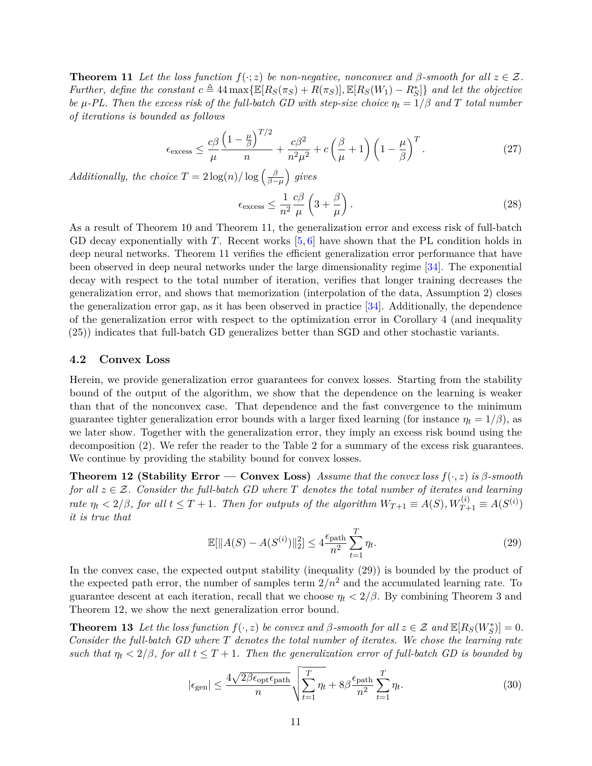**Theorem 11** *Let the loss function $f(\cdot; z)$ be non-negative, nonconvex and $\beta$-smooth for all $z \in \mathcal{Z}$. Further, define the constant $c \triangleq 44 \max\{\mathbb{E}[R_S(\pi_S) + R(\pi_S)], \mathbb{E}[R_S(W_1) - R_S^*]\}$ and let the objective be $\mu$-PL. Then the excess risk of the full-batch GD with step-size choice $\eta_t = 1/\beta$ and $T$ total number of iterations is bounded as follows*

$$\epsilon_{\text{excess}} \leq \frac{c\beta}{\mu} \frac{\left(1 - \frac{\mu}{\beta}\right)^{T/2}}{n} + \frac{c\beta^2}{n^2\mu^2} + c\left(\frac{\beta}{\mu} + 1\right)\left(1 - \frac{\mu}{\beta}\right)^T. \tag{27}$$

*Additionally, the choice $T = 2\log(n)/\log\left(\frac{\beta}{\beta-\mu}\right)$ gives*

$$\epsilon_{\text{excess}} \leq \frac{1}{n^2}\frac{c\beta}{\mu}\left(3 + \frac{\beta}{\mu}\right). \tag{28}$$

As a result of Theorem 10 and Theorem 11, the generalization error and excess risk of full-batch GD decay exponentially with $T$. Recent works [5, 6] have shown that the PL condition holds in deep neural networks. Theorem 11 verifies the efficient generalization error performance that have been observed in deep neural networks under the large dimensionality regime [34]. The exponential decay with respect to the total number of iteration, verifies that longer training decreases the generalization error, and shows that memorization (interpolation of the data, Assumption 2) closes the generalization error gap, as it has been observed in practice [34]. Additionally, the dependence of the generalization error with respect to the optimization error in Corollary 4 (and inequality (25)) indicates that full-batch GD generalizes better than SGD and other stochastic variants.

### 4.2 Convex Loss

Herein, we provide generalization error guarantees for convex losses. Starting from the stability bound of the output of the algorithm, we show that the dependence on the learning is weaker than that of the nonconvex case. That dependence and the fast convergence to the minimum guarantee tighter generalization error bounds with a larger fixed learning (for instance $\eta_t = 1/\beta$), as we later show. Together with the generalization error, they imply an excess risk bound using the decomposition (2). We refer the reader to the Table 2 for a summary of the excess risk guarantees. We continue by providing the stability bound for convex losses.

**Theorem 12 (Stability Error — Convex Loss)** *Assume that the convex loss $f(\cdot, z)$ is $\beta$-smooth for all $z \in \mathcal{Z}$. Consider the full-batch GD where $T$ denotes the total number of iterates and learning rate $\eta_t < 2/\beta$, for all $t \leq T + 1$. Then for outputs of the algorithm $W_{T+1} \equiv A(S), W_{T+1}^{(i)} \equiv A(S^{(i)})$ it is true that*

$$\mathbb{E}[\|A(S) - A(S^{(i)})\|_2^2] \leq 4\frac{\epsilon_{\text{path}}}{n^2}\sum_{t=1}^{T}\eta_t. \tag{29}$$

In the convex case, the expected output stability (inequality (29)) is bounded by the product of the expected path error, the number of samples term $2/n^2$ and the accumulated learning rate. To guarantee descent at each iteration, recall that we choose $\eta_t < 2/\beta$. By combining Theorem 3 and Theorem 12, we show the next generalization error bound.

**Theorem 13** *Let the loss function $f(\cdot, z)$ be convex and $\beta$-smooth for all $z \in \mathcal{Z}$ and $\mathbb{E}[R_S(W_S^*)] = 0$. Consider the full-batch GD where $T$ denotes the total number of iterates. We chose the learning rate such that $\eta_t < 2/\beta$, for all $t \leq T + 1$. Then the generalization error of full-batch GD is bounded by*

$$|\epsilon_{\text{gen}}| \leq \frac{4\sqrt{2\beta\epsilon_{\text{opt}}\epsilon_{\text{path}}}}{n}\sqrt{\sum_{t=1}^{T}\eta_t} + 8\beta\frac{\epsilon_{\text{path}}}{n^2}\sum_{t=1}^{T}\eta_t. \tag{30}$$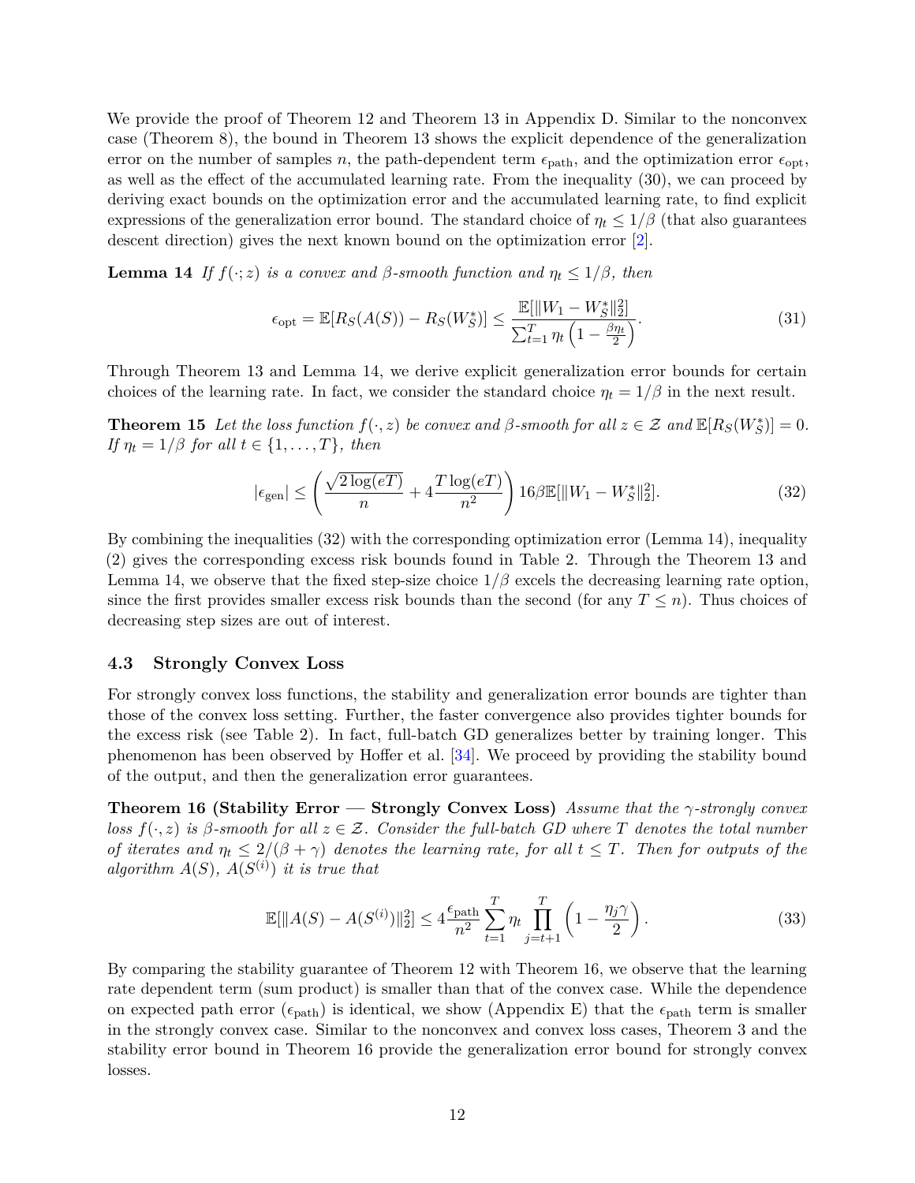We provide the proof of Theorem 12 and Theorem 13 in Appendix D. Similar to the nonconvex case (Theorem 8), the bound in Theorem 13 shows the explicit dependence of the generalization error on the number of samples $n$, the path-dependent term $\epsilon_{\text{path}}$, and the optimization error $\epsilon_{\text{opt}}$, as well as the effect of the accumulated learning rate. From the inequality (30), we can proceed by deriving exact bounds on the optimization error and the accumulated learning rate, to find explicit expressions of the generalization error bound. The standard choice of $\eta_t \leq 1/\beta$ (that also guarantees descent direction) gives the next known bound on the optimization error [2].

**Lemma 14** *If $f(\cdot; z)$ is a convex and $\beta$-smooth function and $\eta_t \leq 1/\beta$, then*

$$\epsilon_{\text{opt}} = \mathbb{E}[R_S(A(S)) - R_S(W_S^*)] \leq \frac{\mathbb{E}[\|W_1 - W_S^*\|_2^2]}{\sum_{t=1}^{T} \eta_t \left(1 - \frac{\beta \eta_t}{2}\right)}. \tag{31}$$

Through Theorem 13 and Lemma 14, we derive explicit generalization error bounds for certain choices of the learning rate. In fact, we consider the standard choice $\eta_t = 1/\beta$ in the next result.

**Theorem 15** *Let the loss function $f(\cdot, z)$ be convex and $\beta$-smooth for all $z \in \mathcal{Z}$ and $\mathbb{E}[R_S(W_S^*)] = 0$. If $\eta_t = 1/\beta$ for all $t \in \{1, \ldots, T\}$, then*

$$|\epsilon_{\text{gen}}| \leq \left(\frac{\sqrt{2\log(eT)}}{n} + 4\frac{T\log(eT)}{n^2}\right) 16\beta \mathbb{E}[\|W_1 - W_S^*\|_2^2]. \tag{32}$$

By combining the inequalities (32) with the corresponding optimization error (Lemma 14), inequality (2) gives the corresponding excess risk bounds found in Table 2. Through the Theorem 13 and Lemma 14, we observe that the fixed step-size choice $1/\beta$ excels the decreasing learning rate option, since the first provides smaller excess risk bounds than the second (for any $T \leq n$). Thus choices of decreasing step sizes are out of interest.

### 4.3 Strongly Convex Loss

For strongly convex loss functions, the stability and generalization error bounds are tighter than those of the convex loss setting. Further, the faster convergence also provides tighter bounds for the excess risk (see Table 2). In fact, full-batch GD generalizes better by training longer. This phenomenon has been observed by Hoffer et al. [34]. We proceed by providing the stability bound of the output, and then the generalization error guarantees.

**Theorem 16 (Stability Error — Strongly Convex Loss)** *Assume that the $\gamma$-strongly convex loss $f(\cdot, z)$ is $\beta$-smooth for all $z \in \mathcal{Z}$. Consider the full-batch GD where $T$ denotes the total number of iterates and $\eta_t \leq 2/(\beta + \gamma)$ denotes the learning rate, for all $t \leq T$. Then for outputs of the algorithm $A(S)$, $A(S^{(i)})$ it is true that*

$$\mathbb{E}[\|A(S) - A(S^{(i)})\|_2^2] \leq 4\frac{\epsilon_{\text{path}}}{n^2} \sum_{t=1}^{T} \eta_t \prod_{j=t+1}^{T} \left(1 - \frac{\eta_j \gamma}{2}\right). \tag{33}$$

By comparing the stability guarantee of Theorem 12 with Theorem 16, we observe that the learning rate dependent term (sum product) is smaller than that of the convex case. While the dependence on expected path error ($\epsilon_{\text{path}}$) is identical, we show (Appendix E) that the $\epsilon_{\text{path}}$ term is smaller in the strongly convex case. Similar to the nonconvex and convex loss cases, Theorem 3 and the stability error bound in Theorem 16 provide the generalization error bound for strongly convex losses.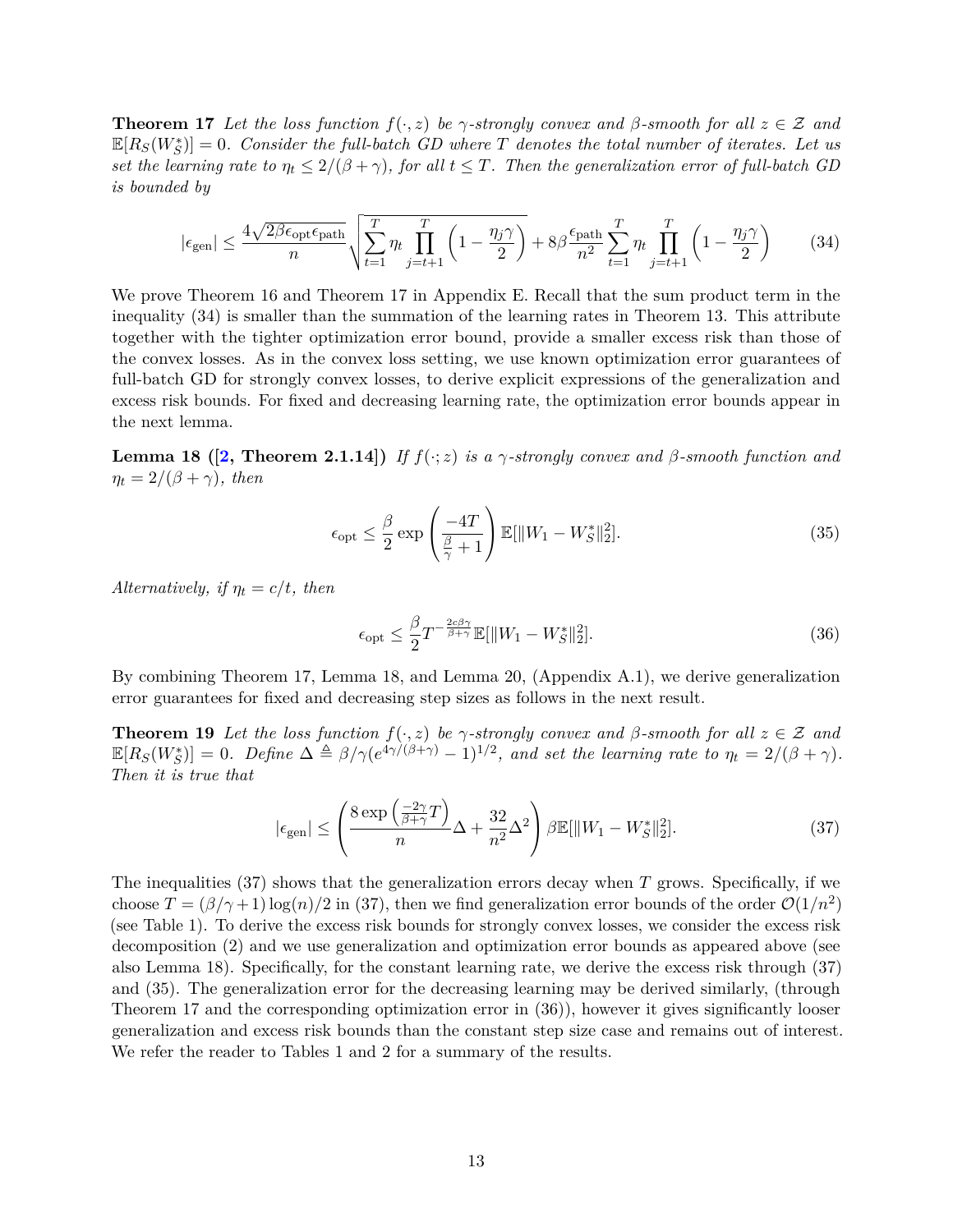**Theorem 17** *Let the loss function $f(\cdot, z)$ be $\gamma$-strongly convex and $\beta$-smooth for all $z \in \mathcal{Z}$ and $\mathbb{E}[R_S(W_S^*)] = 0$. Consider the full-batch GD where $T$ denotes the total number of iterates. Let us set the learning rate to $\eta_t \leq 2/(\beta + \gamma)$, for all $t \leq T$. Then the generalization error of full-batch GD is bounded by*

$$|\epsilon_{\text{gen}}| \leq \frac{4\sqrt{2\beta\epsilon_{\text{opt}}\epsilon_{\text{path}}}}{n} \sqrt{\sum_{t=1}^{T} \eta_t \prod_{j=t+1}^{T} \left(1 - \frac{\eta_j \gamma}{2}\right)} + 8\beta \frac{\epsilon_{\text{path}}}{n^2} \sum_{t=1}^{T} \eta_t \prod_{j=t+1}^{T} \left(1 - \frac{\eta_j \gamma}{2}\right) \tag{34}$$

We prove Theorem 16 and Theorem 17 in Appendix E. Recall that the sum product term in the inequality (34) is smaller than the summation of the learning rates in Theorem 13. This attribute together with the tighter optimization error bound, provide a smaller excess risk than those of the convex losses. As in the convex loss setting, we use known optimization error guarantees of full-batch GD for strongly convex losses, to derive explicit expressions of the generalization and excess risk bounds. For fixed and decreasing learning rate, the optimization error bounds appear in the next lemma.

**Lemma 18 ([2, Theorem 2.1.14])** *If $f(\cdot; z)$ is a $\gamma$-strongly convex and $\beta$-smooth function and $\eta_t = 2/(\beta + \gamma)$, then*

$$\epsilon_{\text{opt}} \leq \frac{\beta}{2} \exp\left(\frac{-4T}{\frac{\beta}{\gamma} + 1}\right) \mathbb{E}[\|W_1 - W_S^*\|_2^2]. \tag{35}$$

*Alternatively, if $\eta_t = c/t$, then*

$$\epsilon_{\text{opt}} \leq \frac{\beta}{2} T^{-\frac{2c\beta\gamma}{\beta+\gamma}} \mathbb{E}[\|W_1 - W_S^*\|_2^2]. \tag{36}$$

By combining Theorem 17, Lemma 18, and Lemma 20, (Appendix A.1), we derive generalization error guarantees for fixed and decreasing step sizes as follows in the next result.

**Theorem 19** *Let the loss function $f(\cdot, z)$ be $\gamma$-strongly convex and $\beta$-smooth for all $z \in \mathcal{Z}$ and $\mathbb{E}[R_S(W_S^*)] = 0$. Define $\Delta \triangleq \beta/\gamma(e^{4\gamma/(\beta+\gamma)} - 1)^{1/2}$, and set the learning rate to $\eta_t = 2/(\beta + \gamma)$. Then it is true that*

$$|\epsilon_{\text{gen}}| \leq \left(\frac{8\exp\left(\frac{-2\gamma}{\beta+\gamma}T\right)}{n}\Delta + \frac{32}{n^2}\Delta^2\right) \beta \mathbb{E}[\|W_1 - W_S^*\|_2^2]. \tag{37}$$

The inequalities (37) shows that the generalization errors decay when $T$ grows. Specifically, if we choose $T = (\beta/\gamma + 1)\log(n)/2$ in (37), then we find generalization error bounds of the order $\mathcal{O}(1/n^2)$ (see Table 1). To derive the excess risk bounds for strongly convex losses, we consider the excess risk decomposition (2) and we use generalization and optimization error bounds as appeared above (see also Lemma 18). Specifically, for the constant learning rate, we derive the excess risk through (37) and (35). The generalization error for the decreasing learning may be derived similarly, (through Theorem 17 and the corresponding optimization error in (36)), however it gives significantly looser generalization and excess risk bounds than the constant step size case and remains out of interest. We refer the reader to Tables 1 and 2 for a summary of the results.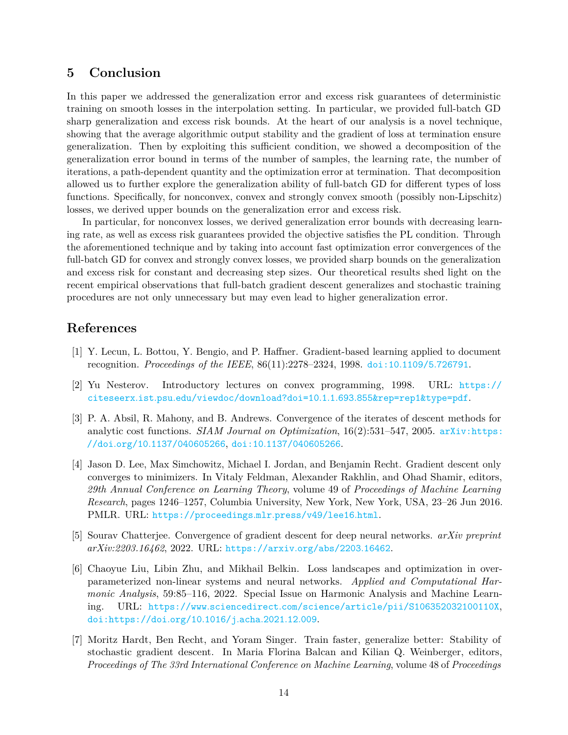## 5 Conclusion

In this paper we addressed the generalization error and excess risk guarantees of deterministic training on smooth losses in the interpolation setting. In particular, we provided full-batch GD sharp generalization and excess risk bounds. At the heart of our analysis is a novel technique, showing that the average algorithmic output stability and the gradient of loss at termination ensure generalization. Then by exploiting this sufficient condition, we showed a decomposition of the generalization error bound in terms of the number of samples, the learning rate, the number of iterations, a path-dependent quantity and the optimization error at termination. That decomposition allowed us to further explore the generalization ability of full-batch GD for different types of loss functions. Specifically, for nonconvex, convex and strongly convex smooth (possibly non-Lipschitz) losses, we derived upper bounds on the generalization error and excess risk.

In particular, for nonconvex losses, we derived generalization error bounds with decreasing learning rate, as well as excess risk guarantees provided the objective satisfies the PL condition. Through the aforementioned technique and by taking into account fast optimization error convergences of the full-batch GD for convex and strongly convex losses, we provided sharp bounds on the generalization and excess risk for constant and decreasing step sizes. Our theoretical results shed light on the recent empirical observations that full-batch gradient descent generalizes and stochastic training procedures are not only unnecessary but may even lead to higher generalization error.

## References

[1] Y. Lecun, L. Bottou, Y. Bengio, and P. Haffner. Gradient-based learning applied to document recognition. *Proceedings of the IEEE*, 86(11):2278–2324, 1998. doi:10.1109/5.726791.

[2] Yu Nesterov. Introductory lectures on convex programming, 1998. URL: https://citeseerx.ist.psu.edu/viewdoc/download?doi=10.1.1.693.855&rep=rep1&type=pdf.

[3] P. A. Absil, R. Mahony, and B. Andrews. Convergence of the iterates of descent methods for analytic cost functions. *SIAM Journal on Optimization*, 16(2):531–547, 2005. arXiv:https://doi.org/10.1137/040605266, doi:10.1137/040605266.

[4] Jason D. Lee, Max Simchowitz, Michael I. Jordan, and Benjamin Recht. Gradient descent only converges to minimizers. In Vitaly Feldman, Alexander Rakhlin, and Ohad Shamir, editors, *29th Annual Conference on Learning Theory*, volume 49 of *Proceedings of Machine Learning Research*, pages 1246–1257, Columbia University, New York, New York, USA, 23–26 Jun 2016. PMLR. URL: https://proceedings.mlr.press/v49/lee16.html.

[5] Sourav Chatterjee. Convergence of gradient descent for deep neural networks. *arXiv preprint arXiv:2203.16462*, 2022. URL: https://arxiv.org/abs/2203.16462.

[6] Chaoyue Liu, Libin Zhu, and Mikhail Belkin. Loss landscapes and optimization in over-parameterized non-linear systems and neural networks. *Applied and Computational Harmonic Analysis*, 59:85–116, 2022. Special Issue on Harmonic Analysis and Machine Learning. URL: https://www.sciencedirect.com/science/article/pii/S106352032100110X, doi:https://doi.org/10.1016/j.acha.2021.12.009.

[7] Moritz Hardt, Ben Recht, and Yoram Singer. Train faster, generalize better: Stability of stochastic gradient descent. In Maria Florina Balcan and Kilian Q. Weinberger, editors, *Proceedings of The 33rd International Conference on Machine Learning*, volume 48 of *Proceedings*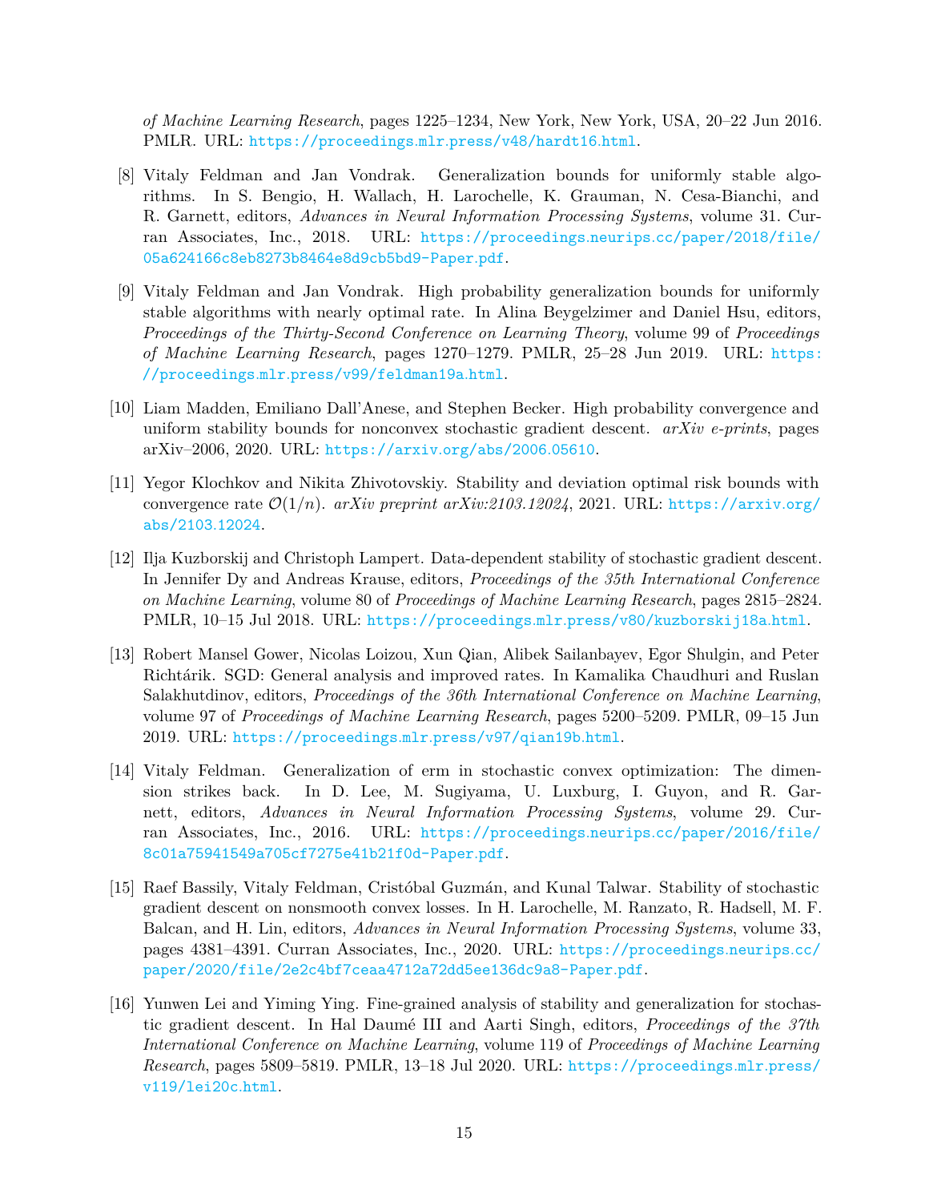*of Machine Learning Research*, pages 1225–1234, New York, New York, USA, 20–22 Jun 2016. PMLR. URL: https://proceedings.mlr.press/v48/hardt16.html.

[8] Vitaly Feldman and Jan Vondrak. Generalization bounds for uniformly stable algorithms. In S. Bengio, H. Wallach, H. Larochelle, K. Grauman, N. Cesa-Bianchi, and R. Garnett, editors, *Advances in Neural Information Processing Systems*, volume 31. Curran Associates, Inc., 2018. URL: https://proceedings.neurips.cc/paper/2018/file/05a624166c8eb8273b8464e8d9cb5bd9-Paper.pdf.

[9] Vitaly Feldman and Jan Vondrak. High probability generalization bounds for uniformly stable algorithms with nearly optimal rate. In Alina Beygelzimer and Daniel Hsu, editors, *Proceedings of the Thirty-Second Conference on Learning Theory*, volume 99 of *Proceedings of Machine Learning Research*, pages 1270–1279. PMLR, 25–28 Jun 2019. URL: https://proceedings.mlr.press/v99/feldman19a.html.

[10] Liam Madden, Emiliano Dall'Anese, and Stephen Becker. High probability convergence and uniform stability bounds for nonconvex stochastic gradient descent. *arXiv e-prints*, pages arXiv–2006, 2020. URL: https://arxiv.org/abs/2006.05610.

[11] Yegor Klochkov and Nikita Zhivotovskiy. Stability and deviation optimal risk bounds with convergence rate $\mathcal{O}(1/n)$. *arXiv preprint arXiv:2103.12024*, 2021. URL: https://arxiv.org/abs/2103.12024.

[12] Ilja Kuzborskij and Christoph Lampert. Data-dependent stability of stochastic gradient descent. In Jennifer Dy and Andreas Krause, editors, *Proceedings of the 35th International Conference on Machine Learning*, volume 80 of *Proceedings of Machine Learning Research*, pages 2815–2824. PMLR, 10–15 Jul 2018. URL: https://proceedings.mlr.press/v80/kuzborskij18a.html.

[13] Robert Mansel Gower, Nicolas Loizou, Xun Qian, Alibek Sailanbayev, Egor Shulgin, and Peter Richtárik. SGD: General analysis and improved rates. In Kamalika Chaudhuri and Ruslan Salakhutdinov, editors, *Proceedings of the 36th International Conference on Machine Learning*, volume 97 of *Proceedings of Machine Learning Research*, pages 5200–5209. PMLR, 09–15 Jun 2019. URL: https://proceedings.mlr.press/v97/qian19b.html.

[14] Vitaly Feldman. Generalization of erm in stochastic convex optimization: The dimension strikes back. In D. Lee, M. Sugiyama, U. Luxburg, I. Guyon, and R. Garnett, editors, *Advances in Neural Information Processing Systems*, volume 29. Curran Associates, Inc., 2016. URL: https://proceedings.neurips.cc/paper/2016/file/8c01a75941549a705cf7275e41b21f0d-Paper.pdf.

[15] Raef Bassily, Vitaly Feldman, Cristóbal Guzmán, and Kunal Talwar. Stability of stochastic gradient descent on nonsmooth convex losses. In H. Larochelle, M. Ranzato, R. Hadsell, M. F. Balcan, and H. Lin, editors, *Advances in Neural Information Processing Systems*, volume 33, pages 4381–4391. Curran Associates, Inc., 2020. URL: https://proceedings.neurips.cc/paper/2020/file/2e2c4bf7ceaa4712a72dd5ee136dc9a8-Paper.pdf.

[16] Yunwen Lei and Yiming Ying. Fine-grained analysis of stability and generalization for stochastic gradient descent. In Hal Daumé III and Aarti Singh, editors, *Proceedings of the 37th International Conference on Machine Learning*, volume 119 of *Proceedings of Machine Learning Research*, pages 5809–5819. PMLR, 13–18 Jul 2020. URL: https://proceedings.mlr.press/v119/lei20c.html.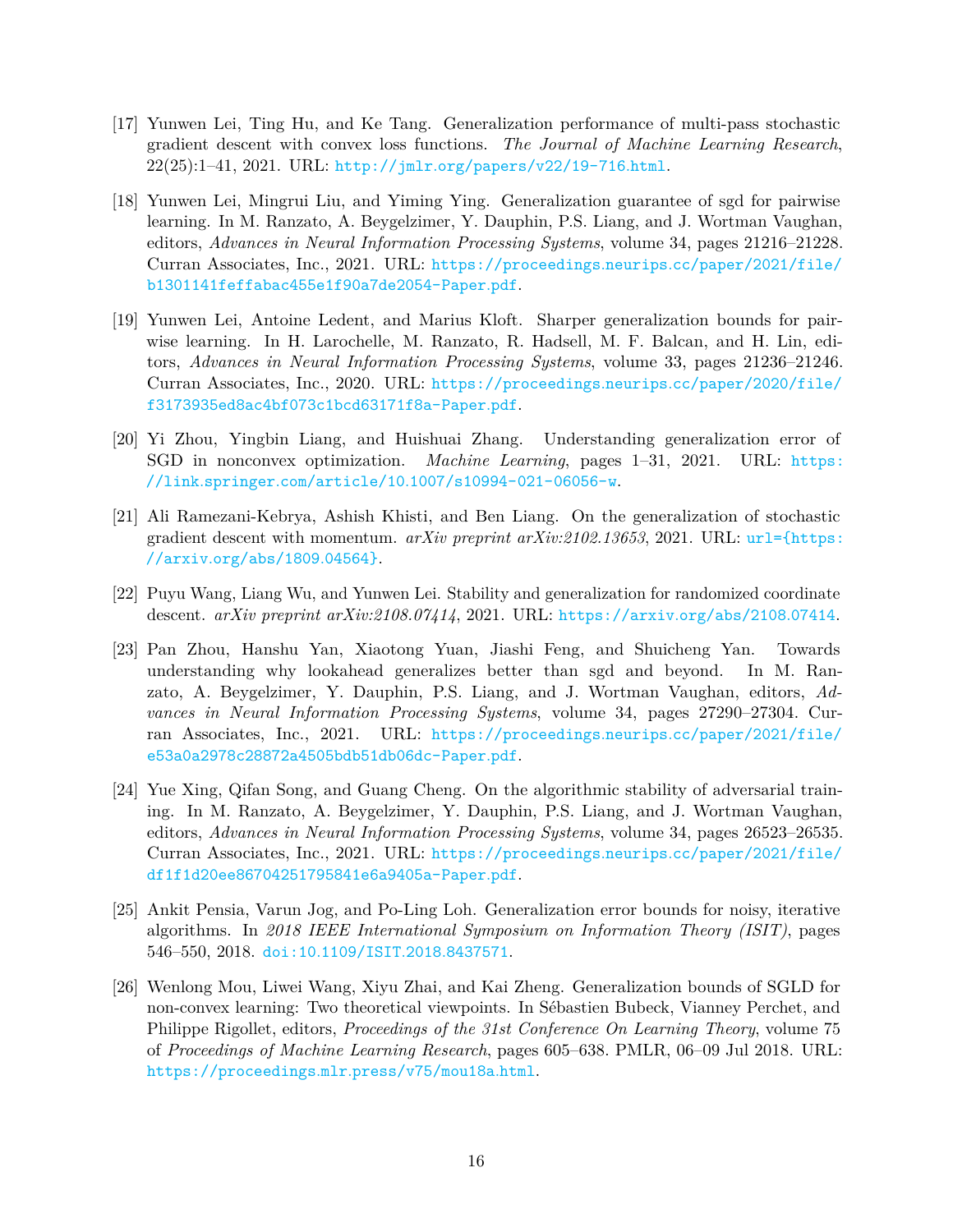[17] Yunwen Lei, Ting Hu, and Ke Tang. Generalization performance of multi-pass stochastic gradient descent with convex loss functions. *The Journal of Machine Learning Research*, 22(25):1–41, 2021. URL: http://jmlr.org/papers/v22/19-716.html.

[18] Yunwen Lei, Mingrui Liu, and Yiming Ying. Generalization guarantee of sgd for pairwise learning. In M. Ranzato, A. Beygelzimer, Y. Dauphin, P.S. Liang, and J. Wortman Vaughan, editors, *Advances in Neural Information Processing Systems*, volume 34, pages 21216–21228. Curran Associates, Inc., 2021. URL: https://proceedings.neurips.cc/paper/2021/file/b1301141feffabac455e1f90a7de2054-Paper.pdf.

[19] Yunwen Lei, Antoine Ledent, and Marius Kloft. Sharper generalization bounds for pairwise learning. In H. Larochelle, M. Ranzato, R. Hadsell, M. F. Balcan, and H. Lin, editors, *Advances in Neural Information Processing Systems*, volume 33, pages 21236–21246. Curran Associates, Inc., 2020. URL: https://proceedings.neurips.cc/paper/2020/file/f3173935ed8ac4bf073c1bcd63171f8a-Paper.pdf.

[20] Yi Zhou, Yingbin Liang, and Huishuai Zhang. Understanding generalization error of SGD in nonconvex optimization. *Machine Learning*, pages 1–31, 2021. URL: https://link.springer.com/article/10.1007/s10994-021-06056-w.

[21] Ali Ramezani-Kebrya, Ashish Khisti, and Ben Liang. On the generalization of stochastic gradient descent with momentum. *arXiv preprint arXiv:2102.13653*, 2021. URL: url={https://arxiv.org/abs/1809.04564}.

[22] Puyu Wang, Liang Wu, and Yunwen Lei. Stability and generalization for randomized coordinate descent. *arXiv preprint arXiv:2108.07414*, 2021. URL: https://arxiv.org/abs/2108.07414.

[23] Pan Zhou, Hanshu Yan, Xiaotong Yuan, Jiashi Feng, and Shuicheng Yan. Towards understanding why lookahead generalizes better than sgd and beyond. In M. Ranzato, A. Beygelzimer, Y. Dauphin, P.S. Liang, and J. Wortman Vaughan, editors, *Advances in Neural Information Processing Systems*, volume 34, pages 27290–27304. Curran Associates, Inc., 2021. URL: https://proceedings.neurips.cc/paper/2021/file/e53a0a2978c28872a4505bdb51db06dc-Paper.pdf.

[24] Yue Xing, Qifan Song, and Guang Cheng. On the algorithmic stability of adversarial training. In M. Ranzato, A. Beygelzimer, Y. Dauphin, P.S. Liang, and J. Wortman Vaughan, editors, *Advances in Neural Information Processing Systems*, volume 34, pages 26523–26535. Curran Associates, Inc., 2021. URL: https://proceedings.neurips.cc/paper/2021/file/df1f1d20ee86704251795841e6a9405a-Paper.pdf.

[25] Ankit Pensia, Varun Jog, and Po-Ling Loh. Generalization error bounds for noisy, iterative algorithms. In *2018 IEEE International Symposium on Information Theory (ISIT)*, pages 546–550, 2018. doi:10.1109/ISIT.2018.8437571.

[26] Wenlong Mou, Liwei Wang, Xiyu Zhai, and Kai Zheng. Generalization bounds of SGLD for non-convex learning: Two theoretical viewpoints. In Sébastien Bubeck, Vianney Perchet, and Philippe Rigollet, editors, *Proceedings of the 31st Conference On Learning Theory*, volume 75 of *Proceedings of Machine Learning Research*, pages 605–638. PMLR, 06–09 Jul 2018. URL: https://proceedings.mlr.press/v75/mou18a.html.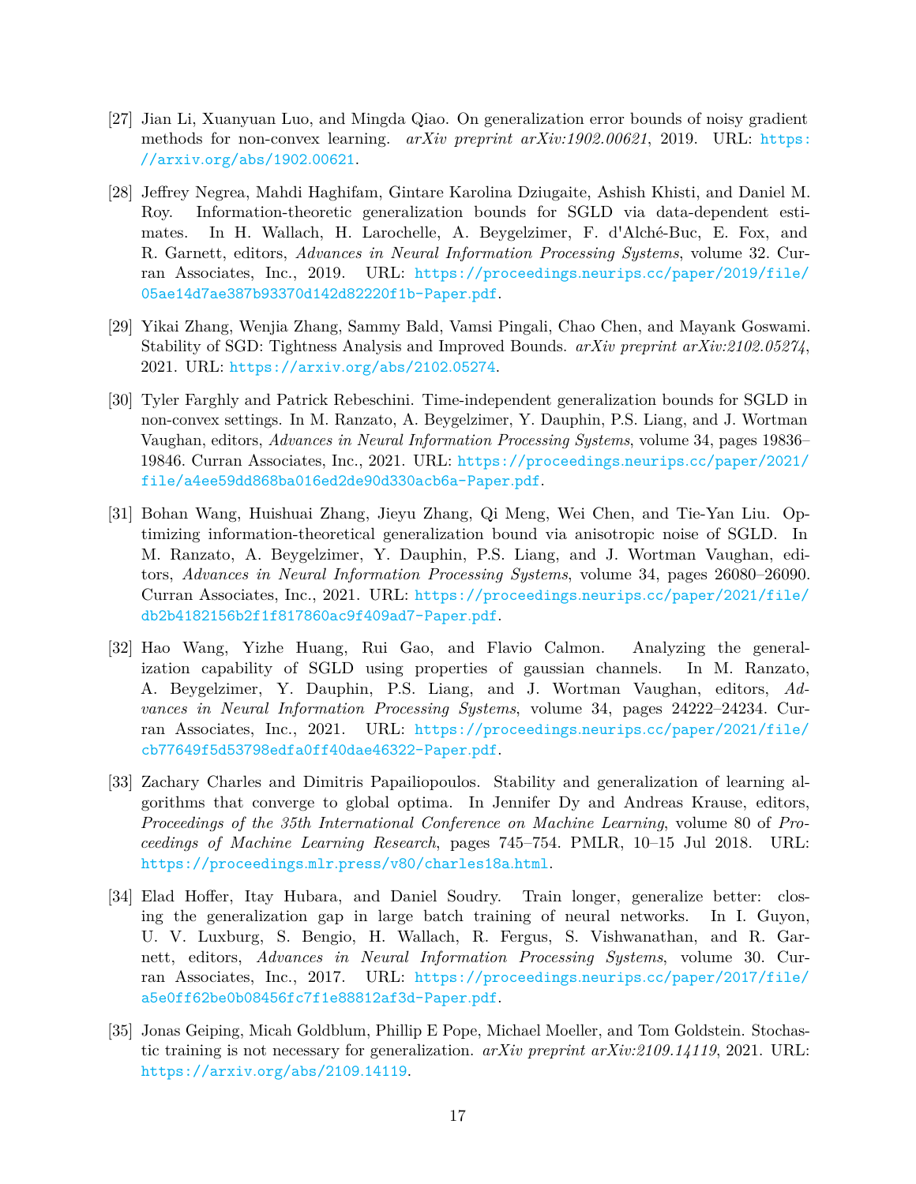[27] Jian Li, Xuanyuan Luo, and Mingda Qiao. On generalization error bounds of noisy gradient methods for non-convex learning. *arXiv preprint arXiv:1902.00621*, 2019. URL: https://arxiv.org/abs/1902.00621.

[28] Jeffrey Negrea, Mahdi Haghifam, Gintare Karolina Dziugaite, Ashish Khisti, and Daniel M. Roy. Information-theoretic generalization bounds for SGLD via data-dependent estimates. In H. Wallach, H. Larochelle, A. Beygelzimer, F. d'Alché-Buc, E. Fox, and R. Garnett, editors, *Advances in Neural Information Processing Systems*, volume 32. Curran Associates, Inc., 2019. URL: https://proceedings.neurips.cc/paper/2019/file/05ae14d7ae387b93370d142d82220f1b-Paper.pdf.

[29] Yikai Zhang, Wenjia Zhang, Sammy Bald, Vamsi Pingali, Chao Chen, and Mayank Goswami. Stability of SGD: Tightness Analysis and Improved Bounds. *arXiv preprint arXiv:2102.05274*, 2021. URL: https://arxiv.org/abs/2102.05274.

[30] Tyler Farghly and Patrick Rebeschini. Time-independent generalization bounds for SGLD in non-convex settings. In M. Ranzato, A. Beygelzimer, Y. Dauphin, P.S. Liang, and J. Wortman Vaughan, editors, *Advances in Neural Information Processing Systems*, volume 34, pages 19836–19846. Curran Associates, Inc., 2021. URL: https://proceedings.neurips.cc/paper/2021/file/a4ee59dd868ba016ed2de90d330acb6a-Paper.pdf.

[31] Bohan Wang, Huishuai Zhang, Jieyu Zhang, Qi Meng, Wei Chen, and Tie-Yan Liu. Optimizing information-theoretical generalization bound via anisotropic noise of SGLD. In M. Ranzato, A. Beygelzimer, Y. Dauphin, P.S. Liang, and J. Wortman Vaughan, editors, *Advances in Neural Information Processing Systems*, volume 34, pages 26080–26090. Curran Associates, Inc., 2021. URL: https://proceedings.neurips.cc/paper/2021/file/db2b4182156b2f1f817860ac9f409ad7-Paper.pdf.

[32] Hao Wang, Yizhe Huang, Rui Gao, and Flavio Calmon. Analyzing the generalization capability of SGLD using properties of gaussian channels. In M. Ranzato, A. Beygelzimer, Y. Dauphin, P.S. Liang, and J. Wortman Vaughan, editors, *Advances in Neural Information Processing Systems*, volume 34, pages 24222–24234. Curran Associates, Inc., 2021. URL: https://proceedings.neurips.cc/paper/2021/file/cb77649f5d53798edfa0ff40dae46322-Paper.pdf.

[33] Zachary Charles and Dimitris Papailiopoulos. Stability and generalization of learning algorithms that converge to global optima. In Jennifer Dy and Andreas Krause, editors, *Proceedings of the 35th International Conference on Machine Learning*, volume 80 of *Proceedings of Machine Learning Research*, pages 745–754. PMLR, 10–15 Jul 2018. URL: https://proceedings.mlr.press/v80/charles18a.html.

[34] Elad Hoffer, Itay Hubara, and Daniel Soudry. Train longer, generalize better: closing the generalization gap in large batch training of neural networks. In I. Guyon, U. V. Luxburg, S. Bengio, H. Wallach, R. Fergus, S. Vishwanathan, and R. Garnett, editors, *Advances in Neural Information Processing Systems*, volume 30. Curran Associates, Inc., 2017. URL: https://proceedings.neurips.cc/paper/2017/file/a5e0ff62be0b08456fc7f1e88812af3d-Paper.pdf.

[35] Jonas Geiping, Micah Goldblum, Phillip E Pope, Michael Moeller, and Tom Goldstein. Stochastic training is not necessary for generalization. *arXiv preprint arXiv:2109.14119*, 2021. URL: https://arxiv.org/abs/2109.14119.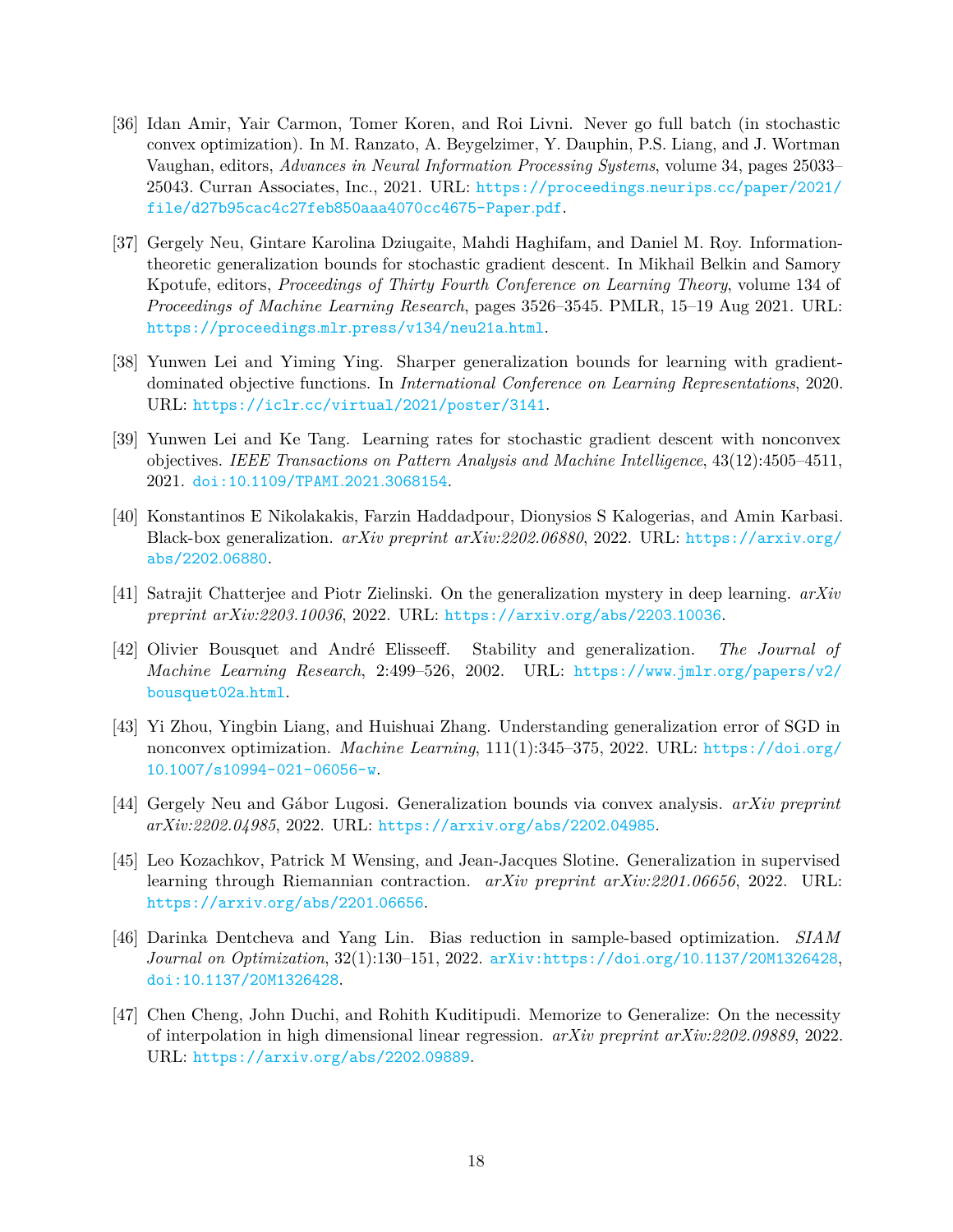[36] Idan Amir, Yair Carmon, Tomer Koren, and Roi Livni. Never go full batch (in stochastic convex optimization). In M. Ranzato, A. Beygelzimer, Y. Dauphin, P.S. Liang, and J. Wortman Vaughan, editors, *Advances in Neural Information Processing Systems*, volume 34, pages 25033–25043. Curran Associates, Inc., 2021. URL: https://proceedings.neurips.cc/paper/2021/file/d27b95cac4c27feb850aaa4070cc4675-Paper.pdf.

[37] Gergely Neu, Gintare Karolina Dziugaite, Mahdi Haghifam, and Daniel M. Roy. Information-theoretic generalization bounds for stochastic gradient descent. In Mikhail Belkin and Samory Kpotufe, editors, *Proceedings of Thirty Fourth Conference on Learning Theory*, volume 134 of *Proceedings of Machine Learning Research*, pages 3526–3545. PMLR, 15–19 Aug 2021. URL: https://proceedings.mlr.press/v134/neu21a.html.

[38] Yunwen Lei and Yiming Ying. Sharper generalization bounds for learning with gradient-dominated objective functions. In *International Conference on Learning Representations*, 2020. URL: https://iclr.cc/virtual/2021/poster/3141.

[39] Yunwen Lei and Ke Tang. Learning rates for stochastic gradient descent with nonconvex objectives. *IEEE Transactions on Pattern Analysis and Machine Intelligence*, 43(12):4505–4511, 2021. doi:10.1109/TPAMI.2021.3068154.

[40] Konstantinos E Nikolakakis, Farzin Haddadpour, Dionysios S Kalogerias, and Amin Karbasi. Black-box generalization. *arXiv preprint arXiv:2202.06880*, 2022. URL: https://arxiv.org/abs/2202.06880.

[41] Satrajit Chatterjee and Piotr Zielinski. On the generalization mystery in deep learning. *arXiv preprint arXiv:2203.10036*, 2022. URL: https://arxiv.org/abs/2203.10036.

[42] Olivier Bousquet and André Elisseeff. Stability and generalization. *The Journal of Machine Learning Research*, 2:499–526, 2002. URL: https://www.jmlr.org/papers/v2/bousquet02a.html.

[43] Yi Zhou, Yingbin Liang, and Huishuai Zhang. Understanding generalization error of SGD in nonconvex optimization. *Machine Learning*, 111(1):345–375, 2022. URL: https://doi.org/10.1007/s10994-021-06056-w.

[44] Gergely Neu and Gábor Lugosi. Generalization bounds via convex analysis. *arXiv preprint arXiv:2202.04985*, 2022. URL: https://arxiv.org/abs/2202.04985.

[45] Leo Kozachkov, Patrick M Wensing, and Jean-Jacques Slotine. Generalization in supervised learning through Riemannian contraction. *arXiv preprint arXiv:2201.06656*, 2022. URL: https://arxiv.org/abs/2201.06656.

[46] Darinka Dentcheva and Yang Lin. Bias reduction in sample-based optimization. *SIAM Journal on Optimization*, 32(1):130–151, 2022. arXiv:https://doi.org/10.1137/20M1326428, doi:10.1137/20M1326428.

[47] Chen Cheng, John Duchi, and Rohith Kuditipudi. Memorize to Generalize: On the necessity of interpolation in high dimensional linear regression. *arXiv preprint arXiv:2202.09889*, 2022. URL: https://arxiv.org/abs/2202.09889.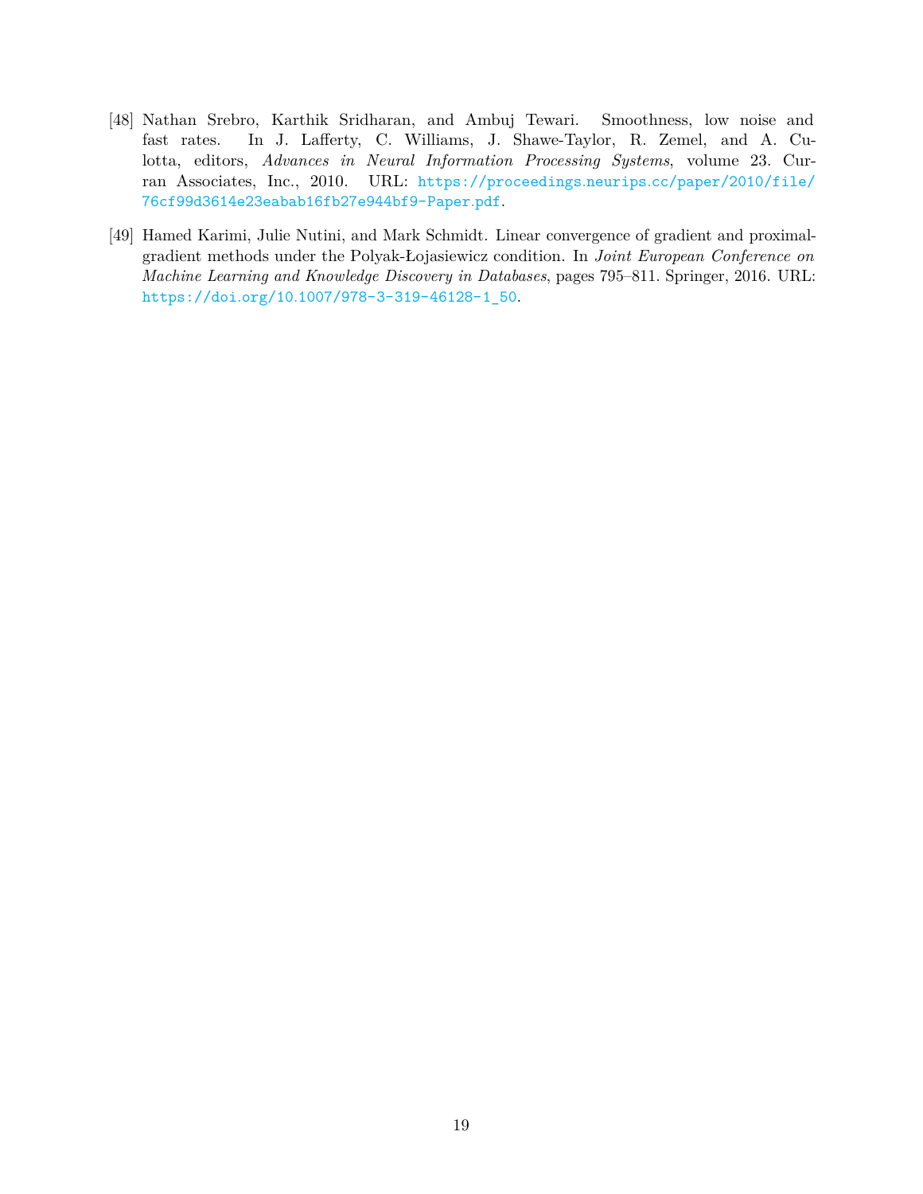[48] Nathan Srebro, Karthik Sridharan, and Ambuj Tewari. Smoothness, low noise and fast rates. In J. Lafferty, C. Williams, J. Shawe-Taylor, R. Zemel, and A. Culotta, editors, *Advances in Neural Information Processing Systems*, volume 23. Curran Associates, Inc., 2010. URL: https://proceedings.neurips.cc/paper/2010/file/76cf99d3614e23eabab16fb27e944bf9-Paper.pdf.

[49] Hamed Karimi, Julie Nutini, and Mark Schmidt. Linear convergence of gradient and proximal-gradient methods under the Polyak-Łojasiewicz condition. In *Joint European Conference on Machine Learning and Knowledge Discovery in Databases*, pages 795–811. Springer, 2016. URL: https://doi.org/10.1007/978-3-319-46128-1_50.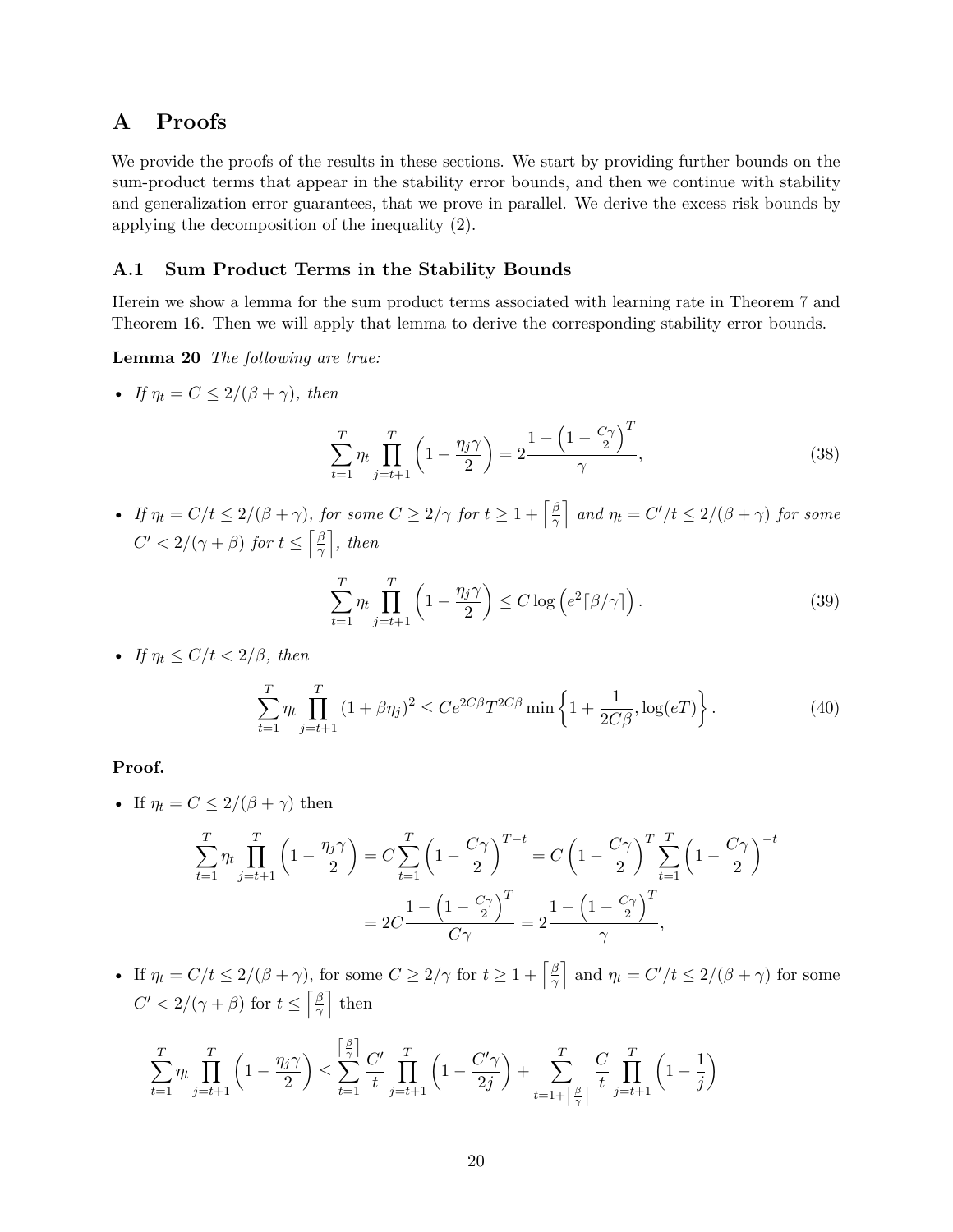# A Proofs

We provide the proofs of the results in these sections. We start by providing further bounds on the sum-product terms that appear in the stability error bounds, and then we continue with stability and generalization error guarantees, that we prove in parallel. We derive the excess risk bounds by applying the decomposition of the inequality (2).

## A.1 Sum Product Terms in the Stability Bounds

Herein we show a lemma for the sum product terms associated with learning rate in Theorem 7 and Theorem 16. Then we will apply that lemma to derive the corresponding stability error bounds.

**Lemma 20** *The following are true:*

- *If $\eta_t = C \leq 2/(\beta+\gamma)$, then*

$$\sum_{t=1}^{T} \eta_t \prod_{j=t+1}^{T} \left(1 - \frac{\eta_j \gamma}{2}\right) = 2\frac{1 - \left(1 - \frac{C\gamma}{2}\right)^T}{\gamma}, \tag{38}$$

- *If $\eta_t = C/t \leq 2/(\beta+\gamma)$, for some $C \geq 2/\gamma$ for $t \geq 1 + \left\lceil \frac{\beta}{\gamma} \right\rceil$ and $\eta_t = C'/t \leq 2/(\beta+\gamma)$ for some $C' < 2/(\gamma+\beta)$ for $t \leq \left\lceil \frac{\beta}{\gamma} \right\rceil$, then*

$$\sum_{t=1}^{T} \eta_t \prod_{j=t+1}^{T} \left(1 - \frac{\eta_j \gamma}{2}\right) \leq C \log\left(e^2 \lceil \beta/\gamma \rceil\right). \tag{39}$$

- *If $\eta_t \leq C/t < 2/\beta$, then*

$$\sum_{t=1}^{T} \eta_t \prod_{j=t+1}^{T} (1+\beta\eta_j)^2 \leq C e^{2C\beta} T^{2C\beta} \min\left\{1 + \frac{1}{2C\beta}, \log(eT)\right\}. \tag{40}$$

**Proof.**

- If $\eta_t = C \leq 2/(\beta+\gamma)$ then

$$\begin{aligned}
\sum_{t=1}^{T} \eta_t \prod_{j=t+1}^{T} \left(1 - \frac{\eta_j \gamma}{2}\right) &= C \sum_{t=1}^{T} \left(1 - \frac{C\gamma}{2}\right)^{T-t} = C\left(1 - \frac{C\gamma}{2}\right)^T \sum_{t=1}^{T} \left(1 - \frac{C\gamma}{2}\right)^{-t} \\
&= 2C\frac{1 - \left(1 - \frac{C\gamma}{2}\right)^T}{C\gamma} = 2\frac{1 - \left(1 - \frac{C\gamma}{2}\right)^T}{\gamma},
\end{aligned}$$

- If $\eta_t = C/t \leq 2/(\beta+\gamma)$, for some $C \geq 2/\gamma$ for $t \geq 1 + \left\lceil \frac{\beta}{\gamma} \right\rceil$ and $\eta_t = C'/t \leq 2/(\beta+\gamma)$ for some $C' < 2/(\gamma+\beta)$ for $t \leq \left\lceil \frac{\beta}{\gamma} \right\rceil$ then

$$\sum_{t=1}^{T} \eta_t \prod_{j=t+1}^{T} \left(1 - \frac{\eta_j \gamma}{2}\right) \leq \sum_{t=1}^{\left\lceil \frac{\beta}{\gamma} \right\rceil} \frac{C'}{t} \prod_{j=t+1}^{T} \left(1 - \frac{C'\gamma}{2j}\right) + \sum_{t=1+\left\lceil \frac{\beta}{\gamma} \right\rceil}^{T} \frac{C}{t} \prod_{j=t+1}^{T} \left(1 - \frac{1}{j}\right)$$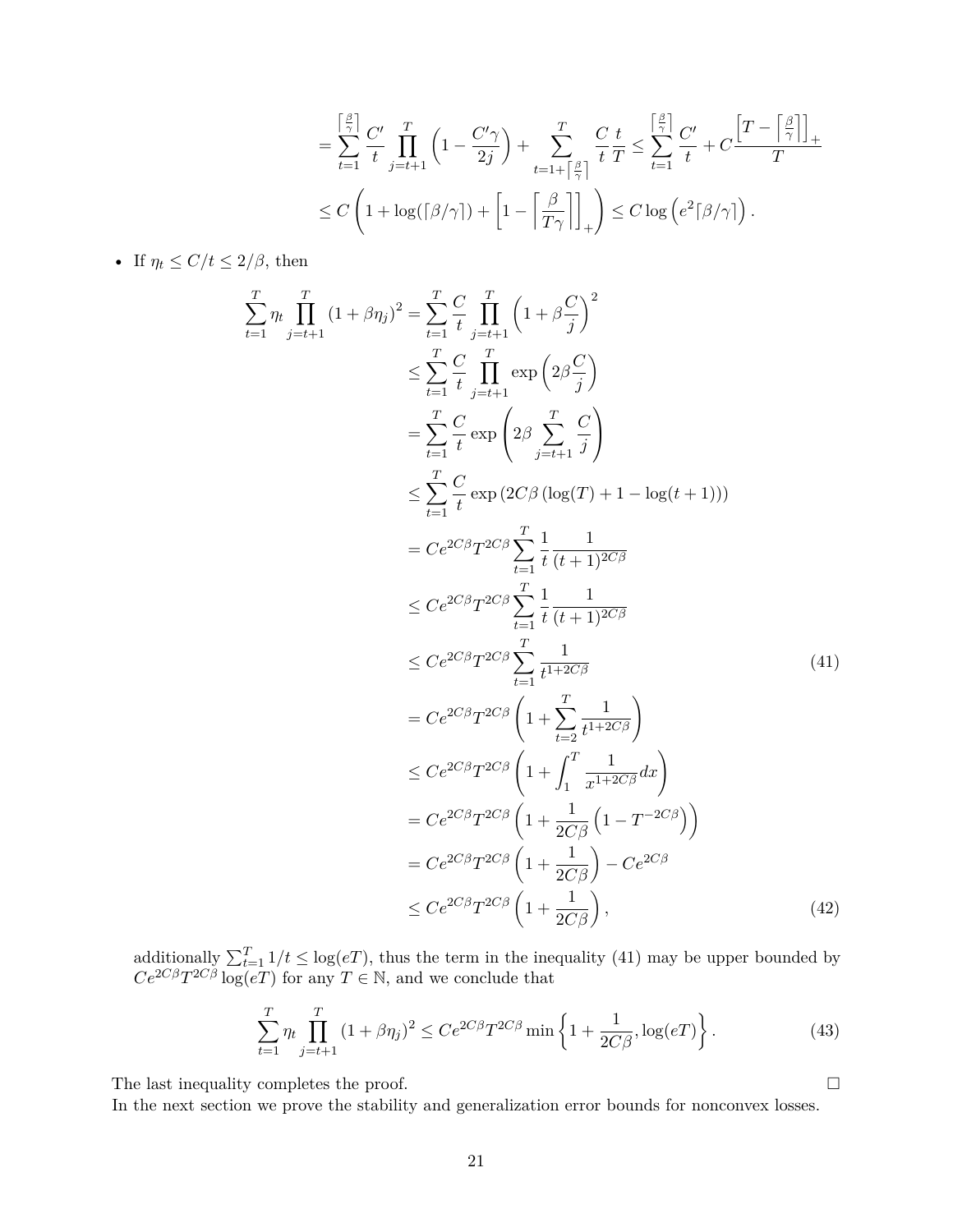$$
= \sum_{t=1}^{\left\lceil \frac{\beta}{\gamma} \right\rceil} \frac{C'}{t} \prod_{j=t+1}^{T} \left(1 - \frac{C'\gamma}{2j}\right) + \sum_{t=1+\left\lceil \frac{\beta}{\gamma} \right\rceil}^{T} \frac{C}{t} \frac{t}{T} \leq \sum_{t=1}^{\left\lceil \frac{\beta}{\gamma} \right\rceil} \frac{C'}{t} + C \frac{\left[T - \left\lceil \frac{\beta}{\gamma} \right\rceil\right]_+}{T}
$$

$$
\leq C \left(1 + \log(\lceil \beta/\gamma \rceil) + \left[1 - \left\lceil \frac{\beta}{T\gamma} \right\rceil\right]_+\right) \leq C \log\left(e^2 \lceil \beta/\gamma \rceil\right).
$$

- If $\eta_t \leq C/t \leq 2/\beta$, then

$$
\begin{aligned}
\sum_{t=1}^{T} \eta_t \prod_{j=t+1}^{T} (1 + \beta \eta_j)^2 &= \sum_{t=1}^{T} \frac{C}{t} \prod_{j=t+1}^{T} \left(1 + \beta \frac{C}{j}\right)^2 \\
&\leq \sum_{t=1}^{T} \frac{C}{t} \prod_{j=t+1}^{T} \exp\left(2\beta \frac{C}{j}\right) \\
&= \sum_{t=1}^{T} \frac{C}{t} \exp\left(2\beta \sum_{j=t+1}^{T} \frac{C}{j}\right) \\
&\leq \sum_{t=1}^{T} \frac{C}{t} \exp\left(2C\beta \left(\log(T) + 1 - \log(t+1)\right)\right) \\
&= Ce^{2C\beta} T^{2C\beta} \sum_{t=1}^{T} \frac{1}{t} \frac{1}{(t+1)^{2C\beta}} \\
&\leq Ce^{2C\beta} T^{2C\beta} \sum_{t=1}^{T} \frac{1}{t} \frac{1}{(t+1)^{2C\beta}} \\
&\leq Ce^{2C\beta} T^{2C\beta} \sum_{t=1}^{T} \frac{1}{t^{1+2C\beta}} \qquad (41) \\
&= Ce^{2C\beta} T^{2C\beta} \left(1 + \sum_{t=2}^{T} \frac{1}{t^{1+2C\beta}}\right) \\
&\leq Ce^{2C\beta} T^{2C\beta} \left(1 + \int_{1}^{T} \frac{1}{x^{1+2C\beta}} dx\right) \\
&= Ce^{2C\beta} T^{2C\beta} \left(1 + \frac{1}{2C\beta}\left(1 - T^{-2C\beta}\right)\right) \\
&= Ce^{2C\beta} T^{2C\beta} \left(1 + \frac{1}{2C\beta}\right) - Ce^{2C\beta} \\
&\leq Ce^{2C\beta} T^{2C\beta} \left(1 + \frac{1}{2C\beta}\right), \qquad (42)
\end{aligned}
$$

additionally $\sum_{t=1}^{T} 1/t \leq \log(eT)$, thus the term in the inequality (41) may be upper bounded by $Ce^{2C\beta} T^{2C\beta} \log(eT)$ for any $T \in \mathbb{N}$, and we conclude that

$$
\sum_{t=1}^{T} \eta_t \prod_{j=t+1}^{T} (1 + \beta \eta_j)^2 \leq Ce^{2C\beta} T^{2C\beta} \min\left\{1 + \frac{1}{2C\beta}, \log(eT)\right\}. \qquad (43)
$$

The last inequality completes the proof. □

In the next section we prove the stability and generalization error bounds for nonconvex losses.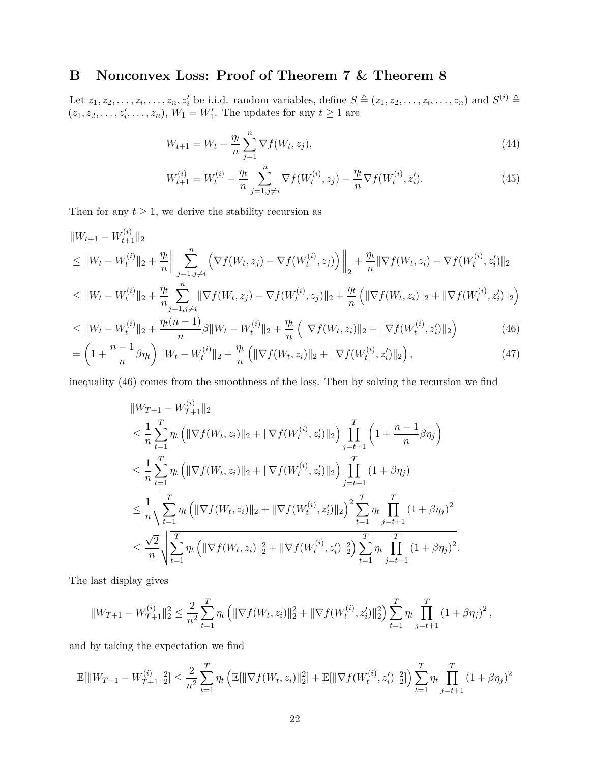# B Nonconvex Loss: Proof of Theorem 7 & Theorem 8

Let $z_1, z_2, \ldots, z_i, \ldots, z_n, z_i'$ be i.i.d. random variables, define $S \triangleq (z_1, z_2, \ldots, z_i, \ldots, z_n)$ and $S^{(i)} \triangleq (z_1, z_2, \ldots, z_i', \ldots, z_n)$, $W_1 = W_1'$. The updates for any $t \geq 1$ are

$$W_{t+1} = W_t - \frac{\eta_t}{n} \sum_{j=1}^{n} \nabla f(W_t, z_j), \tag{44}$$

$$W_{t+1}^{(i)} = W_t^{(i)} - \frac{\eta_t}{n} \sum_{j=1, j \neq i}^{n} \nabla f(W_t^{(i)}, z_j) - \frac{\eta_t}{n} \nabla f(W_t^{(i)}, z_i'). \tag{45}$$

Then for any $t \geq 1$, we derive the stability recursion as

$$\begin{aligned}
&\|W_{t+1} - W_{t+1}^{(i)}\|_2 \\
&\leq \|W_t - W_t^{(i)}\|_2 + \frac{\eta_t}{n} \left\| \sum_{j=1, j\neq i}^{n} \left( \nabla f(W_t, z_j) - \nabla f(W_t^{(i)}, z_j) \right) \right\|_2 + \frac{\eta_t}{n} \|\nabla f(W_t, z_i) - \nabla f(W_t^{(i)}, z_i')\|_2 \\
&\leq \|W_t - W_t^{(i)}\|_2 + \frac{\eta_t}{n} \sum_{j=1, j\neq i}^{n} \|\nabla f(W_t, z_j) - \nabla f(W_t^{(i)}, z_j)\|_2 + \frac{\eta_t}{n} \left( \|\nabla f(W_t, z_i)\|_2 + \|\nabla f(W_t^{(i)}, z_i')\|_2 \right) \\
&\leq \|W_t - W_t^{(i)}\|_2 + \frac{\eta_t (n-1)}{n} \beta \|W_t - W_t^{(i)}\|_2 + \frac{\eta_t}{n} \left( \|\nabla f(W_t, z_i)\|_2 + \|\nabla f(W_t^{(i)}, z_i')\|_2 \right) \qquad (46) \\
&= \left( 1 + \frac{n-1}{n} \beta \eta_t \right) \|W_t - W_t^{(i)}\|_2 + \frac{\eta_t}{n} \left( \|\nabla f(W_t, z_i)\|_2 + \|\nabla f(W_t^{(i)}, z_i')\|_2 \right), \qquad (47)
\end{aligned}$$

inequality (46) comes from the smoothness of the loss. Then by solving the recursion we find

$$\begin{aligned}
&\|W_{T+1} - W_{T+1}^{(i)}\|_2 \\
&\leq \frac{1}{n} \sum_{t=1}^{T} \eta_t \left( \|\nabla f(W_t, z_i)\|_2 + \|\nabla f(W_t^{(i)}, z_i')\|_2 \right) \prod_{j=t+1}^{T} \left( 1 + \frac{n-1}{n} \beta \eta_j \right) \\
&\leq \frac{1}{n} \sum_{t=1}^{T} \eta_t \left( \|\nabla f(W_t, z_i)\|_2 + \|\nabla f(W_t^{(i)}, z_i')\|_2 \right) \prod_{j=t+1}^{T} (1 + \beta \eta_j) \\
&\leq \frac{1}{n} \sqrt{ \sum_{t=1}^{T} \eta_t \left( \|\nabla f(W_t, z_i)\|_2 + \|\nabla f(W_t^{(i)}, z_i')\|_2 \right)^2 \sum_{t=1}^{T} \eta_t \prod_{j=t+1}^{T} (1 + \beta \eta_j)^2 } \\
&\leq \frac{\sqrt{2}}{n} \sqrt{ \sum_{t=1}^{T} \eta_t \left( \|\nabla f(W_t, z_i)\|_2^2 + \|\nabla f(W_t^{(i)}, z_i')\|_2^2 \right) \sum_{t=1}^{T} \eta_t \prod_{j=t+1}^{T} (1 + \beta \eta_j)^2 }.
\end{aligned}$$

The last display gives

$$\|W_{T+1} - W_{T+1}^{(i)}\|_2^2 \leq \frac{2}{n^2} \sum_{t=1}^{T} \eta_t \left( \|\nabla f(W_t, z_i)\|_2^2 + \|\nabla f(W_t^{(i)}, z_i')\|_2^2 \right) \sum_{t=1}^{T} \eta_t \prod_{j=t+1}^{T} (1 + \beta \eta_j)^2,$$

and by taking the expectation we find

$$\mathbb{E}[\|W_{T+1} - W_{T+1}^{(i)}\|_2^2] \leq \frac{2}{n^2} \sum_{t=1}^{T} \eta_t \left( \mathbb{E}[\|\nabla f(W_t, z_i)\|_2^2] + \mathbb{E}[\|\nabla f(W_t^{(i)}, z_i')\|_2^2] \right) \sum_{t=1}^{T} \eta_t \prod_{j=t+1}^{T} (1 + \beta \eta_j)^2$$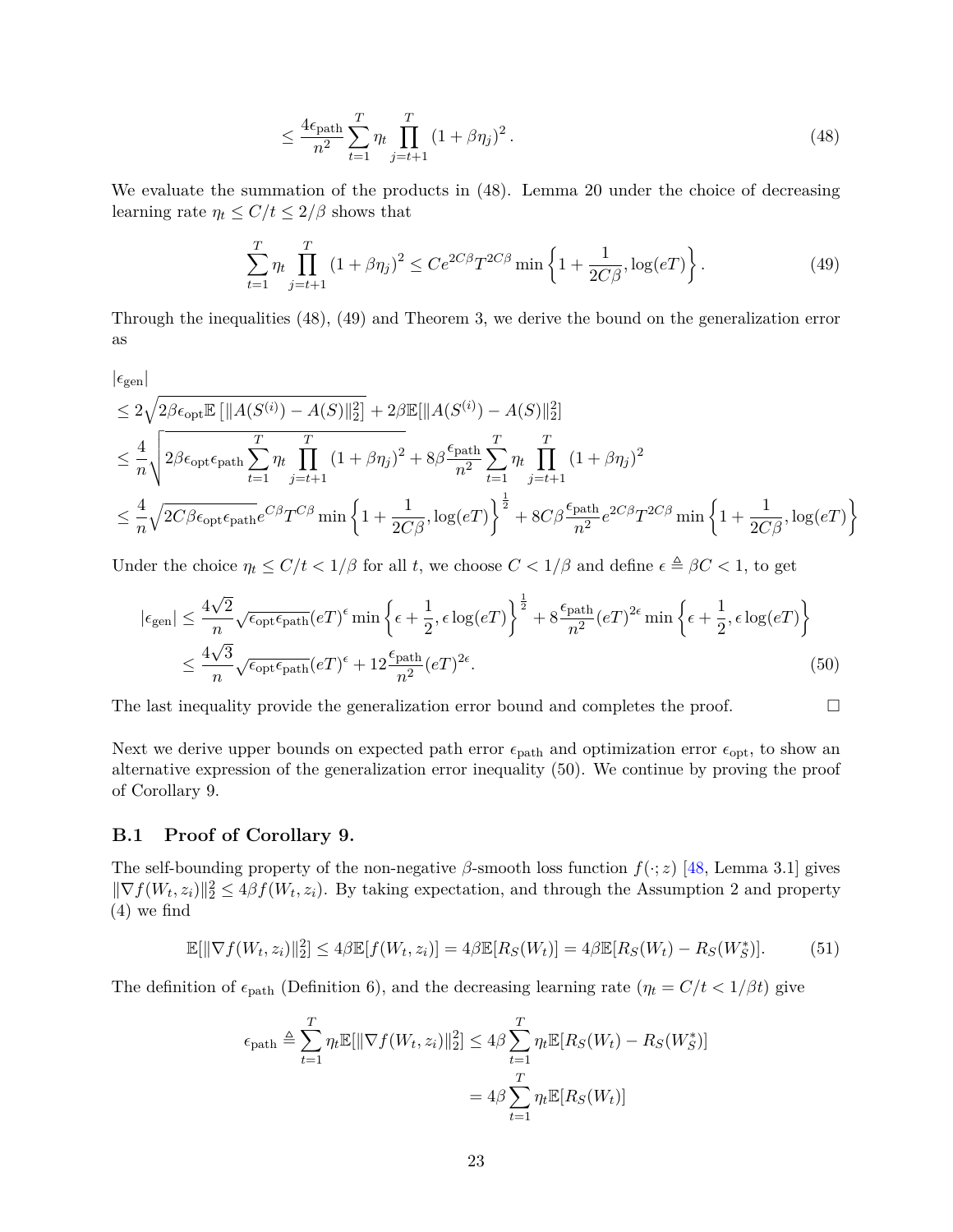$$\leq \frac{4\epsilon_{\text{path}}}{n^2} \sum_{t=1}^{T} \eta_t \prod_{j=t+1}^{T} (1 + \beta\eta_j)^2 . \tag{48}$$

We evaluate the summation of the products in (48). Lemma 20 under the choice of decreasing learning rate $\eta_t \leq C/t \leq 2/\beta$ shows that

$$\sum_{t=1}^{T} \eta_t \prod_{j=t+1}^{T} (1 + \beta\eta_j)^2 \leq C e^{2C\beta} T^{2C\beta} \min\left\{1 + \frac{1}{2C\beta}, \log(eT)\right\}. \tag{49}$$

Through the inequalities (48), (49) and Theorem 3, we derive the bound on the generalization error as

$$\begin{aligned}
&|\epsilon_{\text{gen}}| \\
&\leq 2\sqrt{2\beta\epsilon_{\text{opt}}\mathbb{E}\left[\|A(S^{(i)}) - A(S)\|_2^2\right]} + 2\beta\mathbb{E}[\|A(S^{(i)}) - A(S)\|_2^2] \\
&\leq \frac{4}{n}\sqrt{2\beta\epsilon_{\text{opt}}\epsilon_{\text{path}}\sum_{t=1}^{T}\eta_t\prod_{j=t+1}^{T}(1+\beta\eta_j)^2} + 8\beta\frac{\epsilon_{\text{path}}}{n^2}\sum_{t=1}^{T}\eta_t\prod_{j=t+1}^{T}(1+\beta\eta_j)^2 \\
&\leq \frac{4}{n}\sqrt{2C\beta\epsilon_{\text{opt}}\epsilon_{\text{path}}}e^{C\beta}T^{C\beta}\min\left\{1+\frac{1}{2C\beta},\log(eT)\right\}^{\frac{1}{2}} + 8C\beta\frac{\epsilon_{\text{path}}}{n^2}e^{2C\beta}T^{2C\beta}\min\left\{1+\frac{1}{2C\beta},\log(eT)\right\}
\end{aligned}$$

Under the choice $\eta_t \leq C/t < 1/\beta$ for all $t$, we choose $C < 1/\beta$ and define $\epsilon \triangleq \beta C < 1$, to get

$$\begin{aligned}
|\epsilon_{\text{gen}}| &\leq \frac{4\sqrt{2}}{n}\sqrt{\epsilon_{\text{opt}}\epsilon_{\text{path}}}(eT)^{\epsilon}\min\left\{\epsilon+\frac{1}{2},\epsilon\log(eT)\right\}^{\frac{1}{2}} + 8\frac{\epsilon_{\text{path}}}{n^2}(eT)^{2\epsilon}\min\left\{\epsilon+\frac{1}{2},\epsilon\log(eT)\right\} \\
&\leq \frac{4\sqrt{3}}{n}\sqrt{\epsilon_{\text{opt}}\epsilon_{\text{path}}}(eT)^{\epsilon} + 12\frac{\epsilon_{\text{path}}}{n^2}(eT)^{2\epsilon}.
\end{aligned} \tag{50}$$

The last inequality provide the generalization error bound and completes the proof. $\square$

Next we derive upper bounds on expected path error $\epsilon_{\text{path}}$ and optimization error $\epsilon_{\text{opt}}$, to show an alternative expression of the generalization error inequality (50). We continue by proving the proof of Corollary 9.

### B.1 Proof of Corollary 9.

The self-bounding property of the non-negative $\beta$-smooth loss function $f(\cdot; z)$ [48, Lemma 3.1] gives $\|\nabla f(W_t, z_i)\|_2^2 \leq 4\beta f(W_t, z_i)$. By taking expectation, and through the Assumption 2 and property (4) we find

$$\mathbb{E}[\|\nabla f(W_t, z_i)\|_2^2] \leq 4\beta\mathbb{E}[f(W_t, z_i)] = 4\beta\mathbb{E}[R_S(W_t)] = 4\beta\mathbb{E}[R_S(W_t) - R_S(W_S^*)]. \tag{51}$$

The definition of $\epsilon_{\text{path}}$ (Definition 6), and the decreasing learning rate ($\eta_t = C/t < 1/\beta t$) give

$$\begin{aligned}
\epsilon_{\text{path}} \triangleq \sum_{t=1}^{T}\eta_t\mathbb{E}[\|\nabla f(W_t, z_i)\|_2^2] &\leq 4\beta\sum_{t=1}^{T}\eta_t\mathbb{E}[R_S(W_t) - R_S(W_S^*)] \\
&= 4\beta\sum_{t=1}^{T}\eta_t\mathbb{E}[R_S(W_t)]
\end{aligned}$$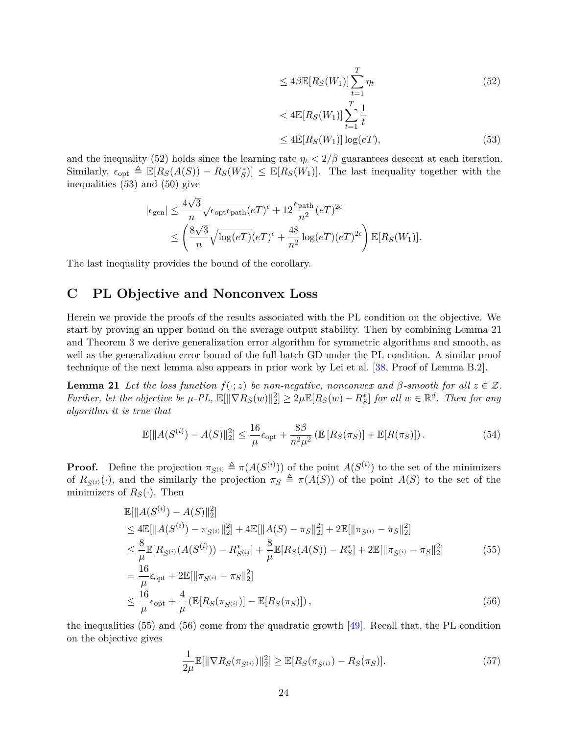$$
\begin{aligned}
&\leq 4\beta \mathbb{E}[R_S(W_1)] \sum_{t=1}^{T} \eta_t &(52)\\
&< 4\mathbb{E}[R_S(W_1)] \sum_{t=1}^{T} \frac{1}{t} \\
&\leq 4\mathbb{E}[R_S(W_1)] \log(eT), &(53)
\end{aligned}
$$

and the inequality (52) holds since the learning rate $\eta_t < 2/\beta$ guarantees descent at each iteration. Similarly, $\epsilon_{\text{opt}} \triangleq \mathbb{E}[R_S(A(S)) - R_S(W_S^*)] \leq \mathbb{E}[R_S(W_1)]$. The last inequality together with the inequalities (53) and (50) give

$$
\begin{aligned}
|\epsilon_{\text{gen}}| &\leq \frac{4\sqrt{3}}{n} \sqrt{\epsilon_{\text{opt}} \epsilon_{\text{path}}} (eT)^{\epsilon} + 12 \frac{\epsilon_{\text{path}}}{n^2} (eT)^{2\epsilon} \\
&\leq \left( \frac{8\sqrt{3}}{n} \sqrt{\log(eT)} (eT)^{\epsilon} + \frac{48}{n^2} \log(eT) (eT)^{2\epsilon} \right) \mathbb{E}[R_S(W_1)].
\end{aligned}
$$

The last inequality provides the bound of the corollary.

# C PL Objective and Nonconvex Loss

Herein we provide the proofs of the results associated with the PL condition on the objective. We start by proving an upper bound on the average output stability. Then by combining Lemma 21 and Theorem 3 we derive generalization error algorithm for symmetric algorithms and smooth, as well as the generalization error bound of the full-batch GD under the PL condition. A similar proof technique of the next lemma also appears in prior work by Lei et al. [38, Proof of Lemma B.2].

**Lemma 21** *Let the loss function $f(\cdot; z)$ be non-negative, nonconvex and $\beta$-smooth for all $z \in \mathcal{Z}$. Further, let the objective be $\mu$-PL, $\mathbb{E}[\|\nabla R_S(w)\|_2^2] \geq 2\mu \mathbb{E}[R_S(w) - R_S^*]$ for all $w \in \mathbb{R}^d$. Then for any algorithm it is true that*

$$
\mathbb{E}[\|A(S^{(i)}) - A(S)\|_2^2] \leq \frac{16}{\mu} \epsilon_{\text{opt}} + \frac{8\beta}{n^2 \mu^2} \left( \mathbb{E}\left[R_S(\pi_S)\right] + \mathbb{E}[R(\pi_S)] \right). \tag{54}
$$

**Proof.** Define the projection $\pi_{S^{(i)}} \triangleq \pi(A(S^{(i)}))$ of the point $A(S^{(i)})$ to the set of the minimizers of $R_{S^{(i)}}(\cdot)$, and the similarly the projection $\pi_S \triangleq \pi(A(S))$ of the point $A(S)$ to the set of the minimizers of $R_S(\cdot)$. Then

$$
\begin{aligned}
&\mathbb{E}[\|A(S^{(i)}) - A(S)\|_2^2] \\
&\leq 4\mathbb{E}[\|A(S^{(i)}) - \pi_{S^{(i)}}\|_2^2] + 4\mathbb{E}[\|A(S) - \pi_S\|_2^2] + 2\mathbb{E}[\|\pi_{S^{(i)}} - \pi_S\|_2^2] \\
&\leq \frac{8}{\mu} \mathbb{E}[R_{S^{(i)}}(A(S^{(i)})) - R_{S^{(i)}}^*] + \frac{8}{\mu} \mathbb{E}[R_S(A(S)) - R_S^*] + 2\mathbb{E}[\|\pi_{S^{(i)}} - \pi_S\|_2^2] &(55)\\
&= \frac{16}{\mu} \epsilon_{\text{opt}} + 2\mathbb{E}[\|\pi_{S^{(i)}} - \pi_S\|_2^2] \\
&\leq \frac{16}{\mu} \epsilon_{\text{opt}} + \frac{4}{\mu} \left( \mathbb{E}[R_S(\pi_{S^{(i)}})] - \mathbb{E}[R_S(\pi_S)] \right), &(56)
\end{aligned}
$$

the inequalities (55) and (56) come from the quadratic growth [49]. Recall that, the PL condition on the objective gives

$$
\frac{1}{2\mu} \mathbb{E}[\|\nabla R_S(\pi_{S^{(i)}})\|_2^2] \geq \mathbb{E}[R_S(\pi_{S^{(i)}}) - R_S(\pi_S)]. \tag{57}
$$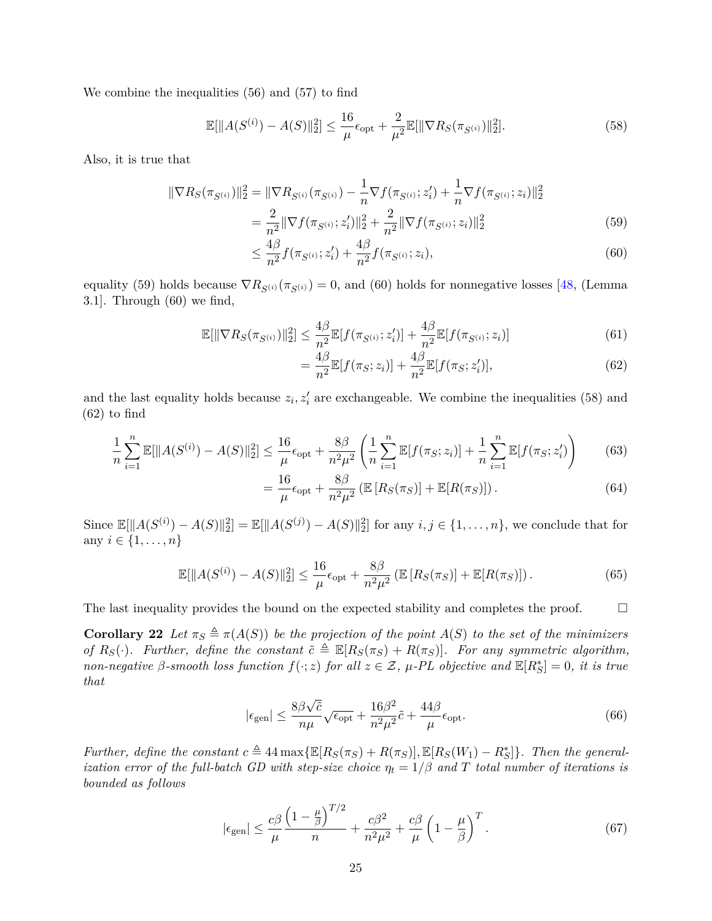We combine the inequalities (56) and (57) to find

$$\mathbb{E}[\|A(S^{(i)}) - A(S)\|_2^2] \leq \frac{16}{\mu}\epsilon_{\text{opt}} + \frac{2}{\mu^2}\mathbb{E}[\|\nabla R_S(\pi_{S^{(i)}})\|_2^2]. \tag{58}$$

Also, it is true that

$$\begin{aligned}
\|\nabla R_S(\pi_{S^{(i)}})\|_2^2 &= \|\nabla R_{S^{(i)}}(\pi_{S^{(i)}}) - \frac{1}{n}\nabla f(\pi_{S^{(i)}}; z_i') + \frac{1}{n}\nabla f(\pi_{S^{(i)}}; z_i)\|_2^2 \\
&= \frac{2}{n^2}\|\nabla f(\pi_{S^{(i)}}; z_i')\|_2^2 + \frac{2}{n^2}\|\nabla f(\pi_{S^{(i)}}; z_i)\|_2^2 \qquad (59) \\
&\leq \frac{4\beta}{n^2} f(\pi_{S^{(i)}}; z_i') + \frac{4\beta}{n^2} f(\pi_{S^{(i)}}; z_i), \qquad (60)
\end{aligned}$$

equality (59) holds because $\nabla R_{S^{(i)}}(\pi_{S^{(i)}}) = 0$, and (60) holds for nonnegative losses [48, (Lemma 3.1]. Through (60) we find,

$$\begin{aligned}
\mathbb{E}[\|\nabla R_S(\pi_{S^{(i)}})\|_2^2] &\leq \frac{4\beta}{n^2}\mathbb{E}[f(\pi_{S^{(i)}}; z_i')] + \frac{4\beta}{n^2}\mathbb{E}[f(\pi_{S^{(i)}}; z_i)] \qquad (61) \\
&= \frac{4\beta}{n^2}\mathbb{E}[f(\pi_S; z_i)] + \frac{4\beta}{n^2}\mathbb{E}[f(\pi_S; z_i')], \qquad (62)
\end{aligned}$$

and the last equality holds because $z_i, z_i'$ are exchangeable. We combine the inequalities (58) and (62) to find

$$\begin{aligned}
\frac{1}{n}\sum_{i=1}^n \mathbb{E}[\|A(S^{(i)}) - A(S)\|_2^2] &\leq \frac{16}{\mu}\epsilon_{\text{opt}} + \frac{8\beta}{n^2\mu^2}\left(\frac{1}{n}\sum_{i=1}^n \mathbb{E}[f(\pi_S; z_i)] + \frac{1}{n}\sum_{i=1}^n \mathbb{E}[f(\pi_S; z_i')]\right) \qquad (63) \\
&= \frac{16}{\mu}\epsilon_{\text{opt}} + \frac{8\beta}{n^2\mu^2}\left(\mathbb{E}\left[R_S(\pi_S)\right] + \mathbb{E}[R(\pi_S)]\right). \qquad (64)
\end{aligned}$$

Since $\mathbb{E}[\|A(S^{(i)}) - A(S)\|_2^2] = \mathbb{E}[\|A(S^{(j)}) - A(S)\|_2^2]$ for any $i, j \in \{1, \ldots, n\}$, we conclude that for any $i \in \{1, \ldots, n\}$

$$\mathbb{E}[\|A(S^{(i)}) - A(S)\|_2^2] \leq \frac{16}{\mu}\epsilon_{\text{opt}} + \frac{8\beta}{n^2\mu^2}\left(\mathbb{E}\left[R_S(\pi_S)\right] + \mathbb{E}[R(\pi_S)]\right). \tag{65}$$

The last inequality provides the bound on the expected stability and completes the proof. □

**Corollary 22** *Let $\pi_S \triangleq \pi(A(S))$ be the projection of the point $A(S)$ to the set of the minimizers of $R_S(\cdot)$. Further, define the constant $\tilde{c} \triangleq \mathbb{E}[R_S(\pi_S) + R(\pi_S)]$. For any symmetric algorithm, non-negative $\beta$-smooth loss function $f(\cdot; z)$ for all $z \in \mathcal{Z}$, $\mu$-PL objective and $\mathbb{E}[R_S^*] = 0$, it is true that*

$$|\epsilon_{\text{gen}}| \leq \frac{8\beta\sqrt{\tilde{c}}}{n\mu}\sqrt{\epsilon_{\text{opt}}} + \frac{16\beta^2}{n^2\mu^2}\tilde{c} + \frac{44\beta}{\mu}\epsilon_{\text{opt}}. \tag{66}$$

*Further, define the constant $c \triangleq 44\max\{\mathbb{E}[R_S(\pi_S) + R(\pi_S)], \mathbb{E}[R_S(W_1) - R_S^*]\}$. Then the generalization error of the full-batch GD with step-size choice $\eta_t = 1/\beta$ and $T$ total number of iterations is bounded as follows*

$$|\epsilon_{\text{gen}}| \leq \frac{c\beta}{\mu}\frac{\left(1 - \frac{\mu}{\beta}\right)^{T/2}}{n} + \frac{c\beta^2}{n^2\mu^2} + \frac{c\beta}{\mu}\left(1 - \frac{\mu}{\beta}\right)^T. \tag{67}$$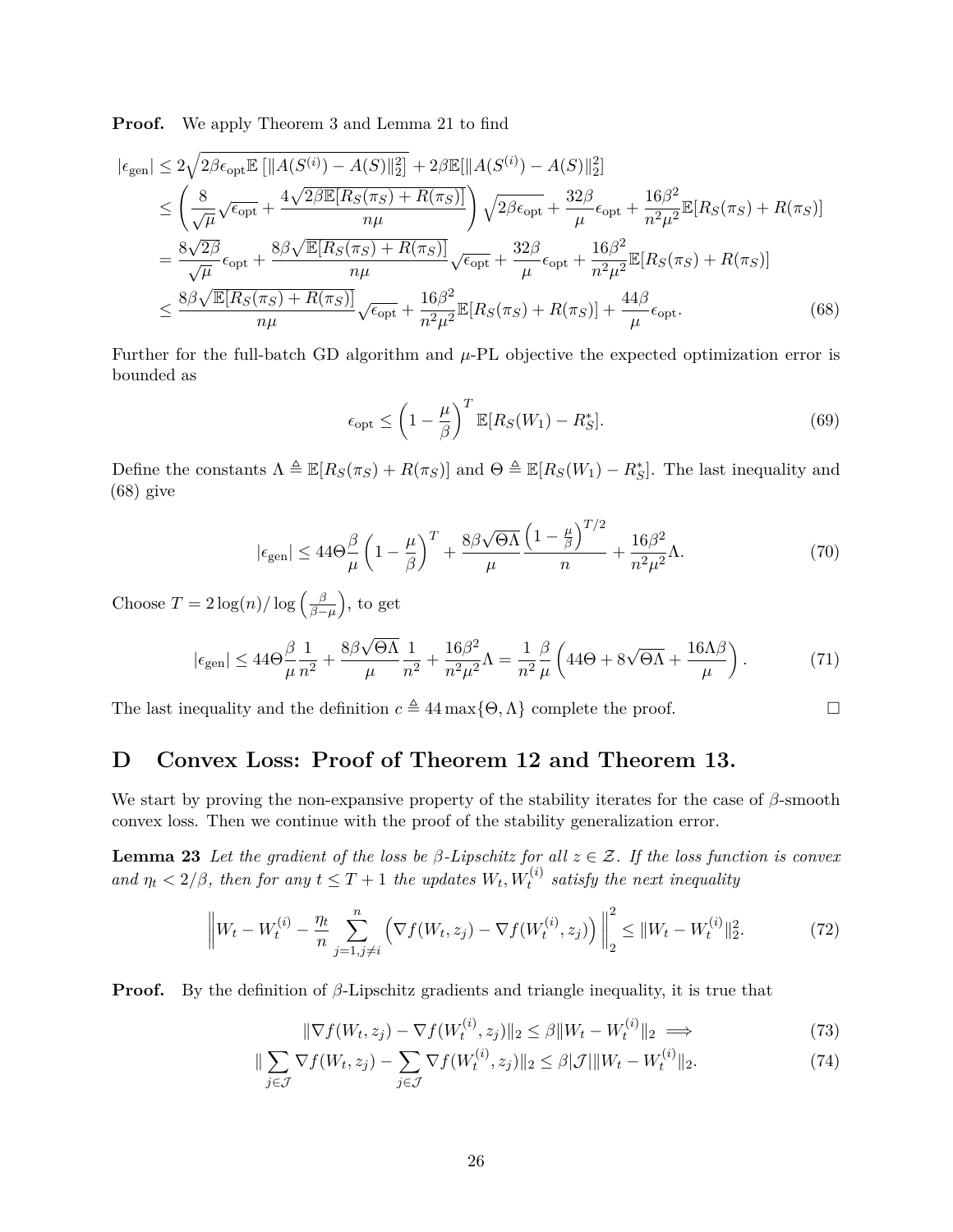**Proof.** We apply Theorem 3 and Lemma 21 to find

$$
\begin{aligned}
|\epsilon_{\text{gen}}| &\leq 2\sqrt{2\beta\epsilon_{\text{opt}}\mathbb{E}\left[\|A(S^{(i)}) - A(S)\|_2^2\right]} + 2\beta\mathbb{E}[\|A(S^{(i)}) - A(S)\|_2^2] \\
&\leq \left(\frac{8}{\sqrt{\mu}}\sqrt{\epsilon_{\text{opt}}} + \frac{4\sqrt{2\beta\mathbb{E}[R_S(\pi_S) + R(\pi_S)]}}{n\mu}\right)\sqrt{2\beta\epsilon_{\text{opt}}} + \frac{32\beta}{\mu}\epsilon_{\text{opt}} + \frac{16\beta^2}{n^2\mu^2}\mathbb{E}[R_S(\pi_S) + R(\pi_S)] \\
&= \frac{8\sqrt{2\beta}}{\sqrt{\mu}}\epsilon_{\text{opt}} + \frac{8\beta\sqrt{\mathbb{E}[R_S(\pi_S) + R(\pi_S)]}}{n\mu}\sqrt{\epsilon_{\text{opt}}} + \frac{32\beta}{\mu}\epsilon_{\text{opt}} + \frac{16\beta^2}{n^2\mu^2}\mathbb{E}[R_S(\pi_S) + R(\pi_S)] \\
&\leq \frac{8\beta\sqrt{\mathbb{E}[R_S(\pi_S) + R(\pi_S)]}}{n\mu}\sqrt{\epsilon_{\text{opt}}} + \frac{16\beta^2}{n^2\mu^2}\mathbb{E}[R_S(\pi_S) + R(\pi_S)] + \frac{44\beta}{\mu}\epsilon_{\text{opt}}.
\end{aligned}
\tag{68}
$$

Further for the full-batch GD algorithm and $\mu$-PL objective the expected optimization error is bounded as

$$
\epsilon_{\text{opt}} \leq \left(1 - \frac{\mu}{\beta}\right)^T \mathbb{E}[R_S(W_1) - R_S^*]. \tag{69}
$$

Define the constants $\Lambda \triangleq \mathbb{E}[R_S(\pi_S) + R(\pi_S)]$ and $\Theta \triangleq \mathbb{E}[R_S(W_1) - R_S^*]$. The last inequality and (68) give

$$
|\epsilon_{\text{gen}}| \leq 44\Theta\frac{\beta}{\mu}\left(1 - \frac{\mu}{\beta}\right)^T + \frac{8\beta\sqrt{\Theta\Lambda}}{\mu}\frac{\left(1 - \frac{\mu}{\beta}\right)^{T/2}}{n} + \frac{16\beta^2}{n^2\mu^2}\Lambda. \tag{70}
$$

Choose $T = 2\log(n)/\log\left(\frac{\beta}{\beta - \mu}\right)$, to get

$$
|\epsilon_{\text{gen}}| \leq 44\Theta\frac{\beta}{\mu}\frac{1}{n^2} + \frac{8\beta\sqrt{\Theta\Lambda}}{\mu}\frac{1}{n^2} + \frac{16\beta^2}{n^2\mu^2}\Lambda = \frac{1}{n^2}\frac{\beta}{\mu}\left(44\Theta + 8\sqrt{\Theta\Lambda} + \frac{16\Lambda\beta}{\mu}\right). \tag{71}
$$

The last inequality and the definition $c \triangleq 44\max\{\Theta, \Lambda\}$ complete the proof. $\square$

# D Convex Loss: Proof of Theorem 12 and Theorem 13.

We start by proving the non-expansive property of the stability iterates for the case of $\beta$-smooth convex loss. Then we continue with the proof of the stability generalization error.

**Lemma 23** *Let the gradient of the loss be $\beta$-Lipschitz for all $z \in \mathcal{Z}$. If the loss function is convex and $\eta_t < 2/\beta$, then for any $t \leq T + 1$ the updates $W_t, W_t^{(i)}$ satisfy the next inequality*

$$
\left\| W_t - W_t^{(i)} - \frac{\eta_t}{n}\sum_{j=1, j\neq i}^{n}\left(\nabla f(W_t, z_j) - \nabla f(W_t^{(i)}, z_j)\right)\right\|_2^2 \leq \|W_t - W_t^{(i)}\|_2^2. \tag{72}
$$

**Proof.** By the definition of $\beta$-Lipschitz gradients and triangle inequality, it is true that

$$
\|\nabla f(W_t, z_j) - \nabla f(W_t^{(i)}, z_j)\|_2 \leq \beta\|W_t - W_t^{(i)}\|_2 \implies \tag{73}
$$

$$
\|\sum_{j\in\mathcal{J}}\nabla f(W_t, z_j) - \sum_{j\in\mathcal{J}}\nabla f(W_t^{(i)}, z_j)\|_2 \leq \beta|\mathcal{J}|\|W_t - W_t^{(i)}\|_2. \tag{74}
$$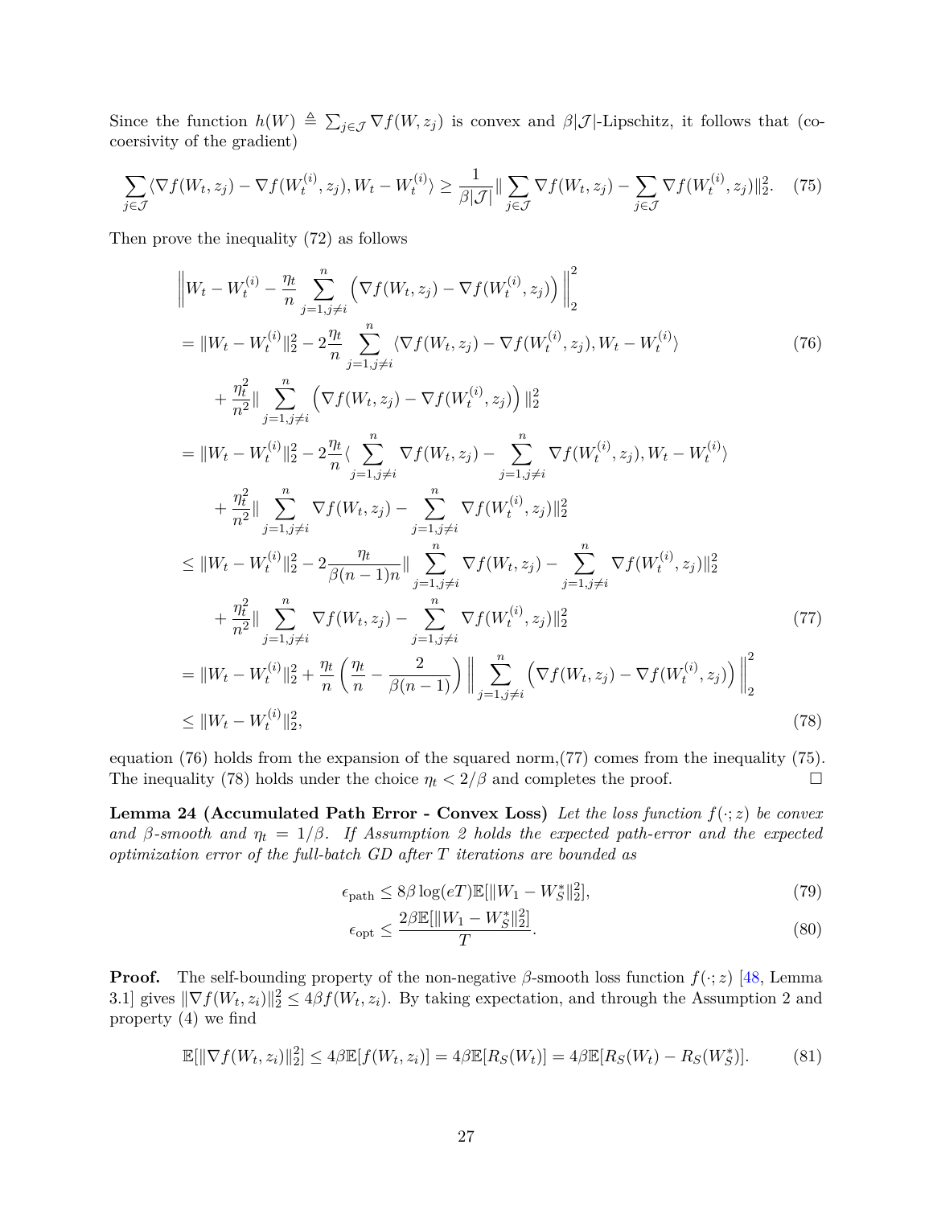Since the function $h(W) \triangleq \sum_{j\in\mathcal{J}} \nabla f(W, z_j)$ is convex and $\beta|\mathcal{J}|$-Lipschitz, it follows that (co-coersivity of the gradient)

$$\sum_{j\in\mathcal{J}} \langle \nabla f(W_t, z_j) - \nabla f(W_t^{(i)}, z_j), W_t - W_t^{(i)} \rangle \geq \frac{1}{\beta|\mathcal{J}|} \| \sum_{j\in\mathcal{J}} \nabla f(W_t, z_j) - \sum_{j\in\mathcal{J}} \nabla f(W_t^{(i)}, z_j)\|_2^2. \quad (75)$$

Then prove the inequality (72) as follows

$$
\begin{aligned}
&\left\| W_t - W_t^{(i)} - \frac{\eta_t}{n} \sum_{j=1, j\neq i}^{n} \left( \nabla f(W_t, z_j) - \nabla f(W_t^{(i)}, z_j) \right) \right\|_2^2 \\
&= \|W_t - W_t^{(i)}\|_2^2 - 2\frac{\eta_t}{n} \sum_{j=1, j\neq i}^{n} \langle \nabla f(W_t, z_j) - \nabla f(W_t^{(i)}, z_j), W_t - W_t^{(i)} \rangle \qquad (76) \\
&\quad + \frac{\eta_t^2}{n^2} \| \sum_{j=1, j\neq i}^{n} \left( \nabla f(W_t, z_j) - \nabla f(W_t^{(i)}, z_j) \right) \|_2^2 \\
&= \|W_t - W_t^{(i)}\|_2^2 - 2\frac{\eta_t}{n} \langle \sum_{j=1, j\neq i}^{n} \nabla f(W_t, z_j) - \sum_{j=1, j\neq i}^{n} \nabla f(W_t^{(i)}, z_j), W_t - W_t^{(i)} \rangle \\
&\quad + \frac{\eta_t^2}{n^2} \| \sum_{j=1, j\neq i}^{n} \nabla f(W_t, z_j) - \sum_{j=1, j\neq i}^{n} \nabla f(W_t^{(i)}, z_j) \|_2^2 \\
&\leq \|W_t - W_t^{(i)}\|_2^2 - 2\frac{\eta_t}{\beta(n-1)n} \| \sum_{j=1, j\neq i}^{n} \nabla f(W_t, z_j) - \sum_{j=1, j\neq i}^{n} \nabla f(W_t^{(i)}, z_j) \|_2^2 \\
&\quad + \frac{\eta_t^2}{n^2} \| \sum_{j=1, j\neq i}^{n} \nabla f(W_t, z_j) - \sum_{j=1, j\neq i}^{n} \nabla f(W_t^{(i)}, z_j) \|_2^2 \qquad (77) \\
&= \|W_t - W_t^{(i)}\|_2^2 + \frac{\eta_t}{n} \left( \frac{\eta_t}{n} - \frac{2}{\beta(n-1)} \right) \left\| \sum_{j=1, j\neq i}^{n} \left( \nabla f(W_t, z_j) - \nabla f(W_t^{(i)}, z_j) \right) \right\|_2^2 \\
&\leq \|W_t - W_t^{(i)}\|_2^2, \qquad (78)
\end{aligned}
$$

equation (76) holds from the expansion of the squared norm,(77) comes from the inequality (75). The inequality (78) holds under the choice $\eta_t < 2/\beta$ and completes the proof. □

**Lemma 24 (Accumulated Path Error - Convex Loss)** *Let the loss function $f(\cdot; z)$ be convex and $\beta$-smooth and $\eta_t = 1/\beta$. If Assumption 2 holds the expected path-error and the expected optimization error of the full-batch GD after $T$ iterations are bounded as*

$$\epsilon_{\text{path}} \leq 8\beta \log(eT) \mathbb{E}[\|W_1 - W_S^*\|_2^2], \qquad (79)$$

$$\epsilon_{\text{opt}} \leq \frac{2\beta \mathbb{E}[\|W_1 - W_S^*\|_2^2]}{T}. \qquad (80)$$

**Proof.** The self-bounding property of the non-negative $\beta$-smooth loss function $f(\cdot; z)$ [48, Lemma 3.1] gives $\|\nabla f(W_t, z_i)\|_2^2 \leq 4\beta f(W_t, z_i)$. By taking expectation, and through the Assumption 2 and property (4) we find

$$\mathbb{E}[\|\nabla f(W_t, z_i)\|_2^2] \leq 4\beta \mathbb{E}[f(W_t, z_i)] = 4\beta \mathbb{E}[R_S(W_t)] = 4\beta \mathbb{E}[R_S(W_t) - R_S(W_S^*)]. \qquad (81)$$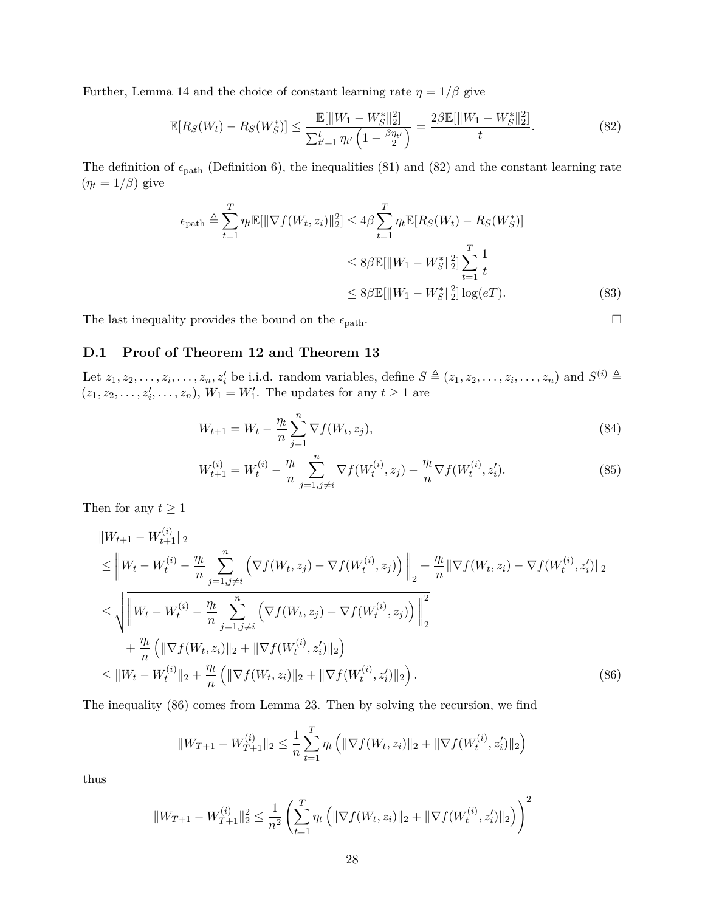Further, Lemma 14 and the choice of constant learning rate $\eta = 1/\beta$ give

$$\mathbb{E}[R_S(W_t) - R_S(W_S^*)] \leq \frac{\mathbb{E}[\|W_1 - W_S^*\|_2^2]}{\sum_{t'=1}^{t} \eta_{t'} \left(1 - \frac{\beta \eta_{t'}}{2}\right)} = \frac{2\beta \mathbb{E}[\|W_1 - W_S^*\|_2^2]}{t}. \tag{82}$$

The definition of $\epsilon_{\text{path}}$ (Definition 6), the inequalities (81) and (82) and the constant learning rate ($\eta_t = 1/\beta$) give

$$\begin{aligned}
\epsilon_{\text{path}} \triangleq \sum_{t=1}^{T} \eta_t \mathbb{E}[\|\nabla f(W_t, z_i)\|_2^2] &\leq 4\beta \sum_{t=1}^{T} \eta_t \mathbb{E}[R_S(W_t) - R_S(W_S^*)] \\
&\leq 8\beta \mathbb{E}[\|W_1 - W_S^*\|_2^2] \sum_{t=1}^{T} \frac{1}{t} \\
&\leq 8\beta \mathbb{E}[\|W_1 - W_S^*\|_2^2] \log(eT). \qquad (83)
\end{aligned}$$

The last inequality provides the bound on the $\epsilon_{\text{path}}$. $\square$

## D.1 Proof of Theorem 12 and Theorem 13

Let $z_1, z_2, \ldots, z_i, \ldots, z_n, z_i'$ be i.i.d. random variables, define $S \triangleq (z_1, z_2, \ldots, z_i, \ldots, z_n)$ and $S^{(i)} \triangleq (z_1, z_2, \ldots, z_i', \ldots, z_n)$, $W_1 = W_1'$. The updates for any $t \geq 1$ are

$$W_{t+1} = W_t - \frac{\eta_t}{n} \sum_{j=1}^{n} \nabla f(W_t, z_j), \tag{84}$$

$$W_{t+1}^{(i)} = W_t^{(i)} - \frac{\eta_t}{n} \sum_{j=1, j\neq i}^{n} \nabla f(W_t^{(i)}, z_j) - \frac{\eta_t}{n} \nabla f(W_t^{(i)}, z_i'). \tag{85}$$

Then for any $t \geq 1$

$$\begin{aligned}
&\|W_{t+1} - W_{t+1}^{(i)}\|_2 \\
&\leq \left\| W_t - W_t^{(i)} - \frac{\eta_t}{n} \sum_{j=1, j\neq i}^{n} \left( \nabla f(W_t, z_j) - \nabla f(W_t^{(i)}, z_j) \right) \right\|_2 + \frac{\eta_t}{n} \|\nabla f(W_t, z_i) - \nabla f(W_t^{(i)}, z_i')\|_2 \\
&\leq \sqrt{\left\| W_t - W_t^{(i)} - \frac{\eta_t}{n} \sum_{j=1, j\neq i}^{n} \left( \nabla f(W_t, z_j) - \nabla f(W_t^{(i)}, z_j) \right) \right\|_2^2} \\
&\quad + \frac{\eta_t}{n} \left( \|\nabla f(W_t, z_i)\|_2 + \|\nabla f(W_t^{(i)}, z_i')\|_2 \right) \\
&\leq \|W_t - W_t^{(i)}\|_2 + \frac{\eta_t}{n} \left( \|\nabla f(W_t, z_i)\|_2 + \|\nabla f(W_t^{(i)}, z_i')\|_2 \right). \qquad (86)
\end{aligned}$$

The inequality (86) comes from Lemma 23. Then by solving the recursion, we find

$$\|W_{T+1} - W_{T+1}^{(i)}\|_2 \leq \frac{1}{n} \sum_{t=1}^{T} \eta_t \left( \|\nabla f(W_t, z_i)\|_2 + \|\nabla f(W_t^{(i)}, z_i')\|_2 \right)$$

thus

$$\|W_{T+1} - W_{T+1}^{(i)}\|_2^2 \leq \frac{1}{n^2} \left( \sum_{t=1}^{T} \eta_t \left( \|\nabla f(W_t, z_i)\|_2 + \|\nabla f(W_t^{(i)}, z_i')\|_2 \right) \right)^2$$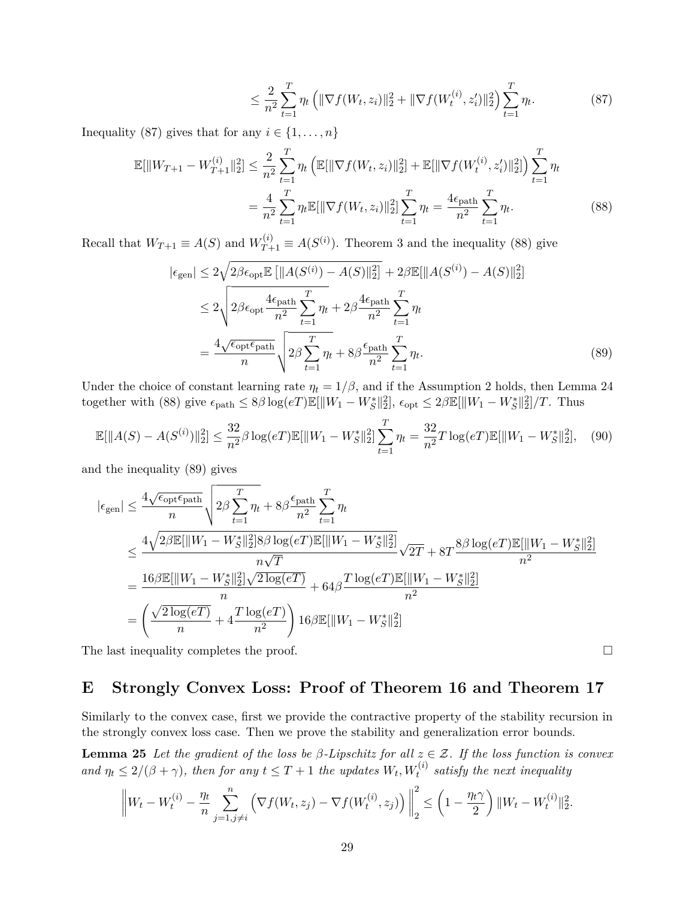$$\leq \frac{2}{n^2} \sum_{t=1}^{T} \eta_t \left( \|\nabla f(W_t, z_i)\|_2^2 + \|\nabla f(W_t^{(i)}, z_i')\|_2^2 \right) \sum_{t=1}^{T} \eta_t. \tag{87}$$

Inequality (87) gives that for any $i \in \{1, \ldots, n\}$

$$\begin{aligned}
\mathbb{E}[\|W_{T+1} - W_{T+1}^{(i)}\|_2^2] &\leq \frac{2}{n^2} \sum_{t=1}^{T} \eta_t \left( \mathbb{E}[\|\nabla f(W_t, z_i)\|_2^2] + \mathbb{E}[\|\nabla f(W_t^{(i)}, z_i')\|_2^2] \right) \sum_{t=1}^{T} \eta_t \\
&= \frac{4}{n^2} \sum_{t=1}^{T} \eta_t \mathbb{E}[\|\nabla f(W_t, z_i)\|_2^2] \sum_{t=1}^{T} \eta_t = \frac{4\epsilon_{\mathrm{path}}}{n^2} \sum_{t=1}^{T} \eta_t.
\end{aligned} \tag{88}$$

Recall that $W_{T+1} \equiv A(S)$ and $W_{T+1}^{(i)} \equiv A(S^{(i)})$. Theorem 3 and the inequality (88) give

$$\begin{aligned}
|\epsilon_{\mathrm{gen}}| &\leq 2\sqrt{2\beta\epsilon_{\mathrm{opt}}\mathbb{E}\left[\|A(S^{(i)}) - A(S)\|_2^2\right]} + 2\beta\mathbb{E}[\|A(S^{(i)}) - A(S)\|_2^2] \\
&\leq 2\sqrt{2\beta\epsilon_{\mathrm{opt}} \frac{4\epsilon_{\mathrm{path}}}{n^2} \sum_{t=1}^{T} \eta_t} + 2\beta \frac{4\epsilon_{\mathrm{path}}}{n^2} \sum_{t=1}^{T} \eta_t \\
&= \frac{4\sqrt{\epsilon_{\mathrm{opt}}\epsilon_{\mathrm{path}}}}{n} \sqrt{2\beta \sum_{t=1}^{T} \eta_t} + 8\beta \frac{\epsilon_{\mathrm{path}}}{n^2} \sum_{t=1}^{T} \eta_t.
\end{aligned} \tag{89}$$

Under the choice of constant learning rate $\eta_t = 1/\beta$, and if the Assumption 2 holds, then Lemma 24 together with (88) give $\epsilon_{\mathrm{path}} \leq 8\beta \log(eT)\mathbb{E}[\|W_1 - W_S^*\|_2^2]$, $\epsilon_{\mathrm{opt}} \leq 2\beta\mathbb{E}[\|W_1 - W_S^*\|_2^2]/T$. Thus

$$\mathbb{E}[\|A(S) - A(S^{(i)})\|_2^2] \leq \frac{32}{n^2} \beta \log(eT)\mathbb{E}[\|W_1 - W_S^*\|_2^2] \sum_{t=1}^{T} \eta_t = \frac{32}{n^2} T \log(eT)\mathbb{E}[\|W_1 - W_S^*\|_2^2], \tag{90}$$

and the inequality (89) gives

$$\begin{aligned}
|\epsilon_{\mathrm{gen}}| &\leq \frac{4\sqrt{\epsilon_{\mathrm{opt}}\epsilon_{\mathrm{path}}}}{n} \sqrt{2\beta \sum_{t=1}^{T} \eta_t} + 8\beta \frac{\epsilon_{\mathrm{path}}}{n^2} \sum_{t=1}^{T} \eta_t \\
&\leq \frac{4\sqrt{2\beta\mathbb{E}[\|W_1 - W_S^*\|_2^2] 8\beta \log(eT)\mathbb{E}[\|W_1 - W_S^*\|_2^2]}}{n\sqrt{T}} \sqrt{2T} + 8T \frac{8\beta \log(eT)\mathbb{E}[\|W_1 - W_S^*\|_2^2]}{n^2} \\
&= \frac{16\beta\mathbb{E}[\|W_1 - W_S^*\|_2^2]\sqrt{2\log(eT)}}{n} + 64\beta \frac{T\log(eT)\mathbb{E}[\|W_1 - W_S^*\|_2^2]}{n^2} \\
&= \left( \frac{\sqrt{2\log(eT)}}{n} + 4\frac{T\log(eT)}{n^2} \right) 16\beta\mathbb{E}[\|W_1 - W_S^*\|_2^2]
\end{aligned}$$

The last inequality completes the proof. $\square$

# E Strongly Convex Loss: Proof of Theorem 16 and Theorem 17

Similarly to the convex case, first we provide the contractive property of the stability recursion in the strongly convex loss case. Then we prove the stability and generalization error bounds.

**Lemma 25** *Let the gradient of the loss be $\beta$-Lipschitz for all $z \in \mathcal{Z}$. If the loss function is convex and $\eta_t \leq 2/(\beta + \gamma)$, then for any $t \leq T + 1$ the updates $W_t, W_t^{(i)}$ satisfy the next inequality*

$$\left\| W_t - W_t^{(i)} - \frac{\eta_t}{n} \sum_{j=1, j\neq i}^{n} \left( \nabla f(W_t, z_j) - \nabla f(W_t^{(i)}, z_j) \right) \right\|_2^2 \leq \left( 1 - \frac{\eta_t \gamma}{2} \right) \|W_t - W_t^{(i)}\|_2^2.$$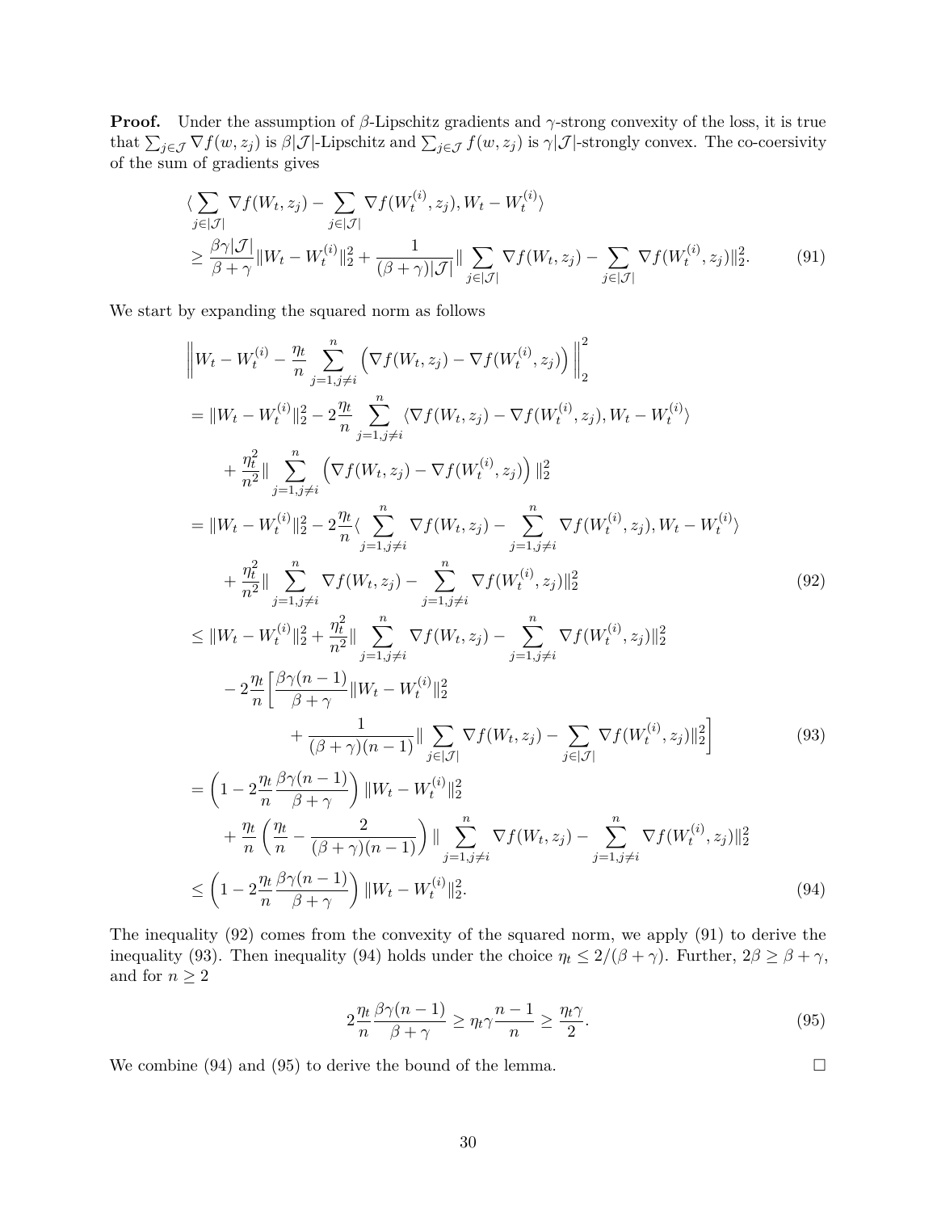**Proof.** Under the assumption of $\beta$-Lipschitz gradients and $\gamma$-strong convexity of the loss, it is true that $\sum_{j\in\mathcal{J}} \nabla f(w, z_j)$ is $\beta|\mathcal{J}|$-Lipschitz and $\sum_{j\in\mathcal{J}} f(w, z_j)$ is $\gamma|\mathcal{J}|$-strongly convex. The co-coersivity of the sum of gradients gives

$$
\begin{aligned}
&\langle \sum_{j\in|\mathcal{J}|} \nabla f(W_t, z_j) - \sum_{j\in|\mathcal{J}|} \nabla f(W_t^{(i)}, z_j), W_t - W_t^{(i)} \rangle \\
&\geq \frac{\beta\gamma|\mathcal{J}|}{\beta+\gamma} \|W_t - W_t^{(i)}\|_2^2 + \frac{1}{(\beta+\gamma)|\mathcal{J}|} \| \sum_{j\in|\mathcal{J}|} \nabla f(W_t, z_j) - \sum_{j\in|\mathcal{J}|} \nabla f(W_t^{(i)}, z_j)\|_2^2. \qquad (91)
\end{aligned}
$$

We start by expanding the squared norm as follows

$$
\begin{aligned}
&\left\| W_t - W_t^{(i)} - \frac{\eta_t}{n} \sum_{j=1, j\neq i}^{n} \left( \nabla f(W_t, z_j) - \nabla f(W_t^{(i)}, z_j) \right) \right\|_2^2 \\
&= \|W_t - W_t^{(i)}\|_2^2 - 2\frac{\eta_t}{n} \sum_{j=1, j\neq i}^{n} \langle \nabla f(W_t, z_j) - \nabla f(W_t^{(i)}, z_j), W_t - W_t^{(i)} \rangle \\
&\quad + \frac{\eta_t^2}{n^2} \| \sum_{j=1, j\neq i}^{n} \left( \nabla f(W_t, z_j) - \nabla f(W_t^{(i)}, z_j) \right) \|_2^2 \\
&= \|W_t - W_t^{(i)}\|_2^2 - 2\frac{\eta_t}{n} \langle \sum_{j=1, j\neq i}^{n} \nabla f(W_t, z_j) - \sum_{j=1, j\neq i}^{n} \nabla f(W_t^{(i)}, z_j), W_t - W_t^{(i)} \rangle \\
&\quad + \frac{\eta_t^2}{n^2} \| \sum_{j=1, j\neq i}^{n} \nabla f(W_t, z_j) - \sum_{j=1, j\neq i}^{n} \nabla f(W_t^{(i)}, z_j) \|_2^2 \qquad (92) \\
&\leq \|W_t - W_t^{(i)}\|_2^2 + \frac{\eta_t^2}{n^2} \| \sum_{j=1, j\neq i}^{n} \nabla f(W_t, z_j) - \sum_{j=1, j\neq i}^{n} \nabla f(W_t^{(i)}, z_j) \|_2^2 \\
&\quad - 2\frac{\eta_t}{n} \Big[ \frac{\beta\gamma(n-1)}{\beta+\gamma} \|W_t - W_t^{(i)}\|_2^2 \\
&\qquad + \frac{1}{(\beta+\gamma)(n-1)} \| \sum_{j\in|\mathcal{J}|} \nabla f(W_t, z_j) - \sum_{j\in|\mathcal{J}|} \nabla f(W_t^{(i)}, z_j) \|_2^2 \Big] \qquad (93) \\
&= \left( 1 - 2\frac{\eta_t}{n} \frac{\beta\gamma(n-1)}{\beta+\gamma} \right) \|W_t - W_t^{(i)}\|_2^2 \\
&\quad + \frac{\eta_t}{n} \left( \frac{\eta_t}{n} - \frac{2}{(\beta+\gamma)(n-1)} \right) \| \sum_{j=1, j\neq i}^{n} \nabla f(W_t, z_j) - \sum_{j=1, j\neq i}^{n} \nabla f(W_t^{(i)}, z_j) \|_2^2 \\
&\leq \left( 1 - 2\frac{\eta_t}{n} \frac{\beta\gamma(n-1)}{\beta+\gamma} \right) \|W_t - W_t^{(i)}\|_2^2. \qquad (94)
\end{aligned}
$$

The inequality (92) comes from the convexity of the squared norm, we apply (91) to derive the inequality (93). Then inequality (94) holds under the choice $\eta_t \leq 2/(\beta+\gamma)$. Further, $2\beta \geq \beta+\gamma$, and for $n \geq 2$

$$
2\frac{\eta_t}{n} \frac{\beta\gamma(n-1)}{\beta+\gamma} \geq \eta_t \gamma \frac{n-1}{n} \geq \frac{\eta_t \gamma}{2}. \qquad (95)
$$

We combine (94) and (95) to derive the bound of the lemma. $\square$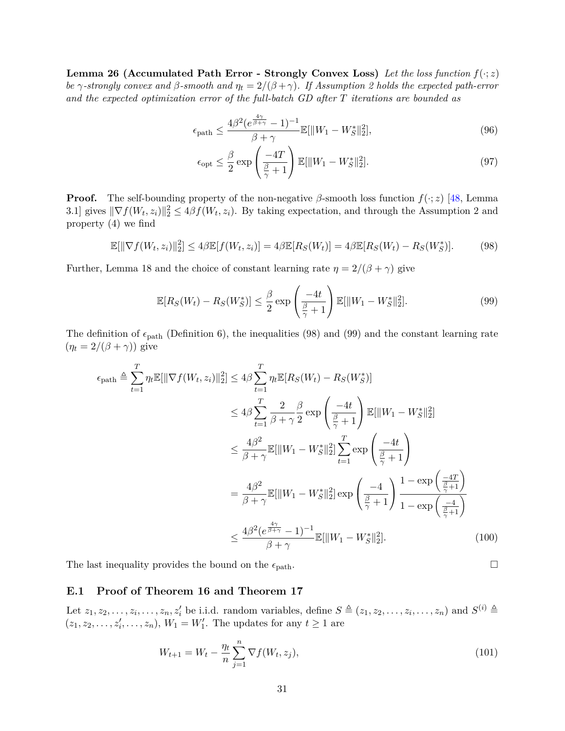**Lemma 26 (Accumulated Path Error - Strongly Convex Loss)** *Let the loss function $f(\cdot; z)$ be $\gamma$-strongly convex and $\beta$-smooth and $\eta_t = 2/(\beta+\gamma)$. If Assumption 2 holds the expected path-error and the expected optimization error of the full-batch GD after $T$ iterations are bounded as*

$$\epsilon_{\text{path}} \leq \frac{4\beta^2(e^{\frac{4\gamma}{\beta+\gamma}} - 1)^{-1}}{\beta + \gamma} \mathbb{E}[\|W_1 - W_S^*\|_2^2], \tag{96}$$

$$\epsilon_{\text{opt}} \leq \frac{\beta}{2} \exp\left(\frac{-4T}{\frac{\beta}{\gamma} + 1}\right) \mathbb{E}[\|W_1 - W_S^*\|_2^2]. \tag{97}$$

**Proof.** The self-bounding property of the non-negative $\beta$-smooth loss function $f(\cdot; z)$ [48, Lemma 3.1] gives $\|\nabla f(W_t, z_i)\|_2^2 \leq 4\beta f(W_t, z_i)$. By taking expectation, and through the Assumption 2 and property (4) we find

$$\mathbb{E}[\|\nabla f(W_t, z_i)\|_2^2] \leq 4\beta \mathbb{E}[f(W_t, z_i)] = 4\beta \mathbb{E}[R_S(W_t)] = 4\beta \mathbb{E}[R_S(W_t) - R_S(W_S^*)]. \tag{98}$$

Further, Lemma 18 and the choice of constant learning rate $\eta = 2/(\beta + \gamma)$ give

$$\mathbb{E}[R_S(W_t) - R_S(W_S^*)] \leq \frac{\beta}{2} \exp\left(\frac{-4t}{\frac{\beta}{\gamma} + 1}\right) \mathbb{E}[\|W_1 - W_S^*\|_2^2]. \tag{99}$$

The definition of $\epsilon_{\text{path}}$ (Definition 6), the inequalities (98) and (99) and the constant learning rate ($\eta_t = 2/(\beta + \gamma)$) give

$$\begin{aligned}
\epsilon_{\text{path}} \triangleq \sum_{t=1}^{T} \eta_t \mathbb{E}[\|\nabla f(W_t, z_i)\|_2^2] &\leq 4\beta \sum_{t=1}^{T} \eta_t \mathbb{E}[R_S(W_t) - R_S(W_S^*)] \\
&\leq 4\beta \sum_{t=1}^{T} \frac{2}{\beta + \gamma} \frac{\beta}{2} \exp\left(\frac{-4t}{\frac{\beta}{\gamma} + 1}\right) \mathbb{E}[\|W_1 - W_S^*\|_2^2] \\
&\leq \frac{4\beta^2}{\beta + \gamma} \mathbb{E}[\|W_1 - W_S^*\|_2^2] \sum_{t=1}^{T} \exp\left(\frac{-4t}{\frac{\beta}{\gamma} + 1}\right) \\
&= \frac{4\beta^2}{\beta + \gamma} \mathbb{E}[\|W_1 - W_S^*\|_2^2] \exp\left(\frac{-4}{\frac{\beta}{\gamma} + 1}\right) \frac{1 - \exp\left(\frac{-4T}{\frac{\beta}{\gamma}+1}\right)}{1 - \exp\left(\frac{-4}{\frac{\beta}{\gamma}+1}\right)} \\
&\leq \frac{4\beta^2(e^{\frac{4\gamma}{\beta+\gamma}} - 1)^{-1}}{\beta + \gamma} \mathbb{E}[\|W_1 - W_S^*\|_2^2].
\end{aligned} \tag{100}$$

The last inequality provides the bound on the $\epsilon_{\text{path}}$. $\square$

### E.1 Proof of Theorem 16 and Theorem 17

Let $z_1, z_2, \ldots, z_i, \ldots, z_n, z_i'$ be i.i.d. random variables, define $S \triangleq (z_1, z_2, \ldots, z_i, \ldots, z_n)$ and $S^{(i)} \triangleq (z_1, z_2, \ldots, z_i', \ldots, z_n)$, $W_1 = W_1'$. The updates for any $t \geq 1$ are

$$W_{t+1} = W_t - \frac{\eta_t}{n} \sum_{j=1}^{n} \nabla f(W_t, z_j), \tag{101}$$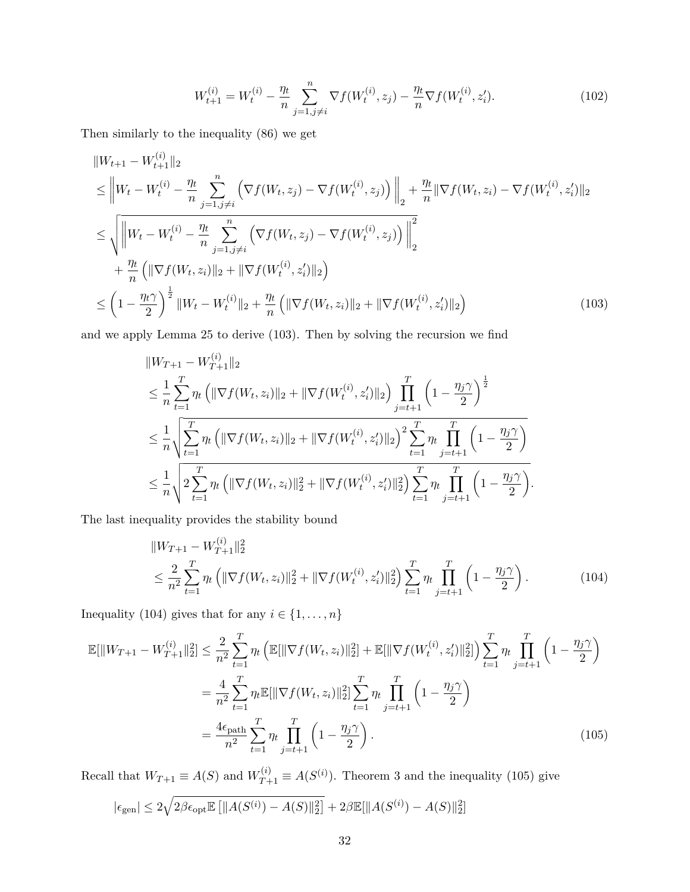$$W_{t+1}^{(i)} = W_t^{(i)} - \frac{\eta_t}{n} \sum_{j=1, j \neq i}^{n} \nabla f(W_t^{(i)}, z_j) - \frac{\eta_t}{n} \nabla f(W_t^{(i)}, z_i'). \tag{102}$$

Then similarly to the inequality (86) we get

$$\begin{aligned}
&\|W_{t+1} - W_{t+1}^{(i)}\|_2 \\
&\leq \left\| W_t - W_t^{(i)} - \frac{\eta_t}{n} \sum_{j=1, j \neq i}^{n} \left( \nabla f(W_t, z_j) - \nabla f(W_t^{(i)}, z_j) \right) \right\|_2 + \frac{\eta_t}{n} \|\nabla f(W_t, z_i) - \nabla f(W_t^{(i)}, z_i')\|_2 \\
&\leq \sqrt{\left\| W_t - W_t^{(i)} - \frac{\eta_t}{n} \sum_{j=1, j \neq i}^{n} \left( \nabla f(W_t, z_j) - \nabla f(W_t^{(i)}, z_j) \right) \right\|_2^2} \\
&\quad + \frac{\eta_t}{n} \left( \|\nabla f(W_t, z_i)\|_2 + \|\nabla f(W_t^{(i)}, z_i')\|_2 \right) \\
&\leq \left( 1 - \frac{\eta_t \gamma}{2} \right)^{\frac{1}{2}} \|W_t - W_t^{(i)}\|_2 + \frac{\eta_t}{n} \left( \|\nabla f(W_t, z_i)\|_2 + \|\nabla f(W_t^{(i)}, z_i')\|_2 \right)
\end{aligned} \tag{103}$$

and we apply Lemma 25 to derive (103). Then by solving the recursion we find

$$\begin{aligned}
&\|W_{T+1} - W_{T+1}^{(i)}\|_2 \\
&\leq \frac{1}{n} \sum_{t=1}^{T} \eta_t \left( \|\nabla f(W_t, z_i)\|_2 + \|\nabla f(W_t^{(i)}, z_i')\|_2 \right) \prod_{j=t+1}^{T} \left( 1 - \frac{\eta_j \gamma}{2} \right)^{\frac{1}{2}} \\
&\leq \frac{1}{n} \sqrt{\sum_{t=1}^{T} \eta_t \left( \|\nabla f(W_t, z_i)\|_2 + \|\nabla f(W_t^{(i)}, z_i')\|_2 \right)^2 \sum_{t=1}^{T} \eta_t \prod_{j=t+1}^{T} \left( 1 - \frac{\eta_j \gamma}{2} \right)} \\
&\leq \frac{1}{n} \sqrt{2 \sum_{t=1}^{T} \eta_t \left( \|\nabla f(W_t, z_i)\|_2^2 + \|\nabla f(W_t^{(i)}, z_i')\|_2^2 \right) \sum_{t=1}^{T} \eta_t \prod_{j=t+1}^{T} \left( 1 - \frac{\eta_j \gamma}{2} \right)}.
\end{aligned}$$

The last inequality provides the stability bound

$$\begin{aligned}
&\|W_{T+1} - W_{T+1}^{(i)}\|_2^2 \\
&\leq \frac{2}{n^2} \sum_{t=1}^{T} \eta_t \left( \|\nabla f(W_t, z_i)\|_2^2 + \|\nabla f(W_t^{(i)}, z_i')\|_2^2 \right) \sum_{t=1}^{T} \eta_t \prod_{j=t+1}^{T} \left( 1 - \frac{\eta_j \gamma}{2} \right).
\end{aligned} \tag{104}$$

Inequality (104) gives that for any $i \in \{1, \ldots, n\}$

$$\begin{aligned}
\mathbb{E}[\|W_{T+1} - W_{T+1}^{(i)}\|_2^2] &\leq \frac{2}{n^2} \sum_{t=1}^{T} \eta_t \left( \mathbb{E}[\|\nabla f(W_t, z_i)\|_2^2] + \mathbb{E}[\|\nabla f(W_t^{(i)}, z_i')\|_2^2] \right) \sum_{t=1}^{T} \eta_t \prod_{j=t+1}^{T} \left( 1 - \frac{\eta_j \gamma}{2} \right) \\
&= \frac{4}{n^2} \sum_{t=1}^{T} \eta_t \mathbb{E}[\|\nabla f(W_t, z_i)\|_2^2] \sum_{t=1}^{T} \eta_t \prod_{j=t+1}^{T} \left( 1 - \frac{\eta_j \gamma}{2} \right) \\
&= \frac{4 \epsilon_{\text{path}}}{n^2} \sum_{t=1}^{T} \eta_t \prod_{j=t+1}^{T} \left( 1 - \frac{\eta_j \gamma}{2} \right).
\end{aligned} \tag{105}$$

Recall that $W_{T+1} \equiv A(S)$ and $W_{T+1}^{(i)} \equiv A(S^{(i)})$. Theorem 3 and the inequality (105) give

$$|\epsilon_{\text{gen}}| \leq 2 \sqrt{2 \beta \epsilon_{\text{opt}} \mathbb{E} \left[ \|A(S^{(i)}) - A(S)\|_2^2 \right]} + 2 \beta \mathbb{E}[\|A(S^{(i)}) - A(S)\|_2^2]$$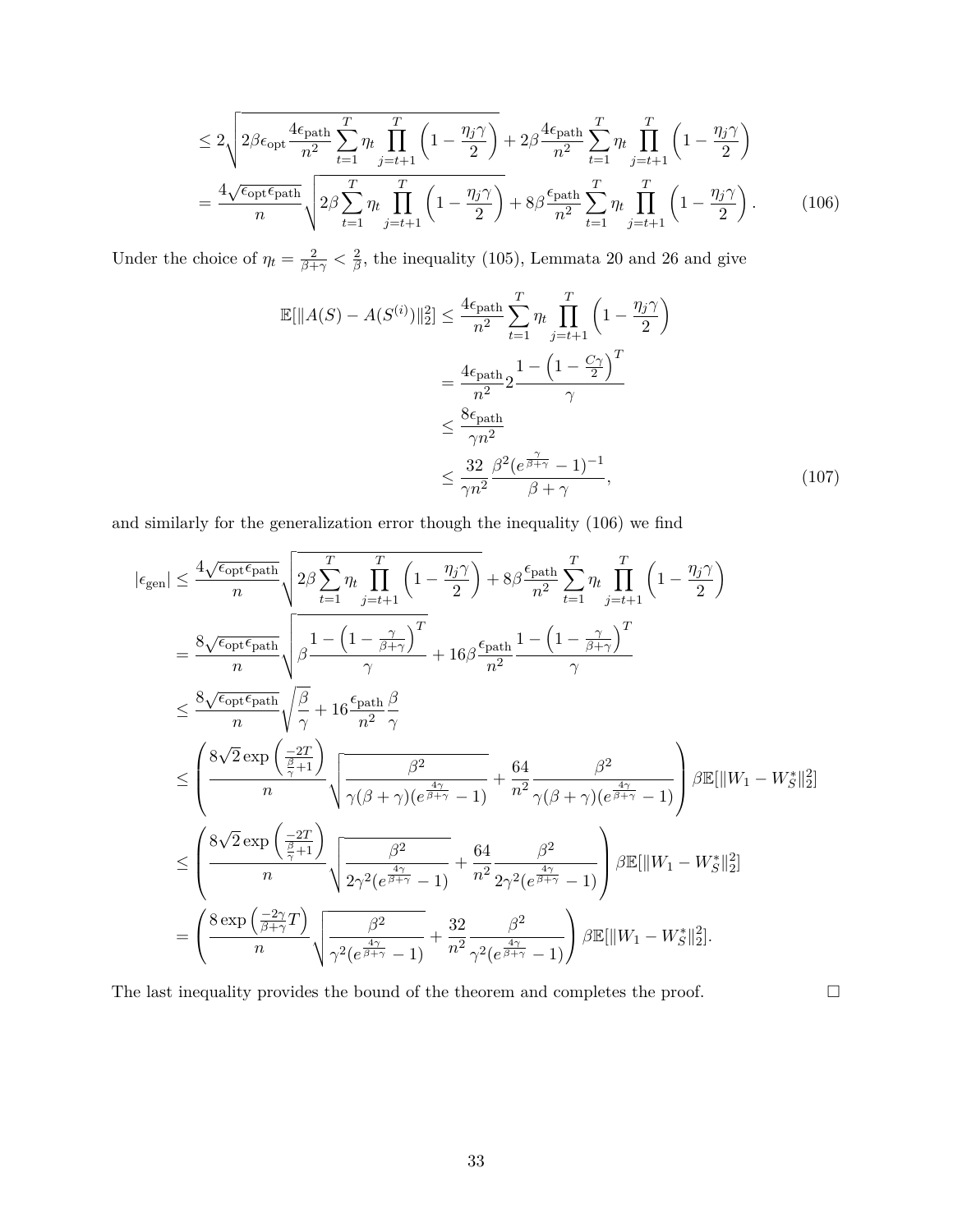$$
\begin{aligned}
&\leq 2\sqrt{2\beta\epsilon_{\text{opt}}\frac{4\epsilon_{\text{path}}}{n^2}\sum_{t=1}^{T}\eta_t\prod_{j=t+1}^{T}\left(1-\frac{\eta_j\gamma}{2}\right)} + 2\beta\frac{4\epsilon_{\text{path}}}{n^2}\sum_{t=1}^{T}\eta_t\prod_{j=t+1}^{T}\left(1-\frac{\eta_j\gamma}{2}\right) \\
&= \frac{4\sqrt{\epsilon_{\text{opt}}\epsilon_{\text{path}}}}{n}\sqrt{2\beta\sum_{t=1}^{T}\eta_t\prod_{j=t+1}^{T}\left(1-\frac{\eta_j\gamma}{2}\right)} + 8\beta\frac{\epsilon_{\text{path}}}{n^2}\sum_{t=1}^{T}\eta_t\prod_{j=t+1}^{T}\left(1-\frac{\eta_j\gamma}{2}\right). \qquad (106)
\end{aligned}
$$

Under the choice of $\eta_t = \frac{2}{\beta+\gamma} < \frac{2}{\beta}$, the inequality (105), Lemmata 20 and 26 and give

$$
\begin{aligned}
\mathbb{E}[\|A(S) - A(S^{(i)})\|_2^2] &\leq \frac{4\epsilon_{\text{path}}}{n^2}\sum_{t=1}^{T}\eta_t\prod_{j=t+1}^{T}\left(1-\frac{\eta_j\gamma}{2}\right) \\
&= \frac{4\epsilon_{\text{path}}}{n^2}2\frac{1-\left(1-\frac{C\gamma}{2}\right)^T}{\gamma} \\
&\leq \frac{8\epsilon_{\text{path}}}{\gamma n^2} \\
&\leq \frac{32}{\gamma n^2}\frac{\beta^2(e^{\frac{\gamma}{\beta+\gamma}}-1)^{-1}}{\beta+\gamma}, \qquad (107)
\end{aligned}
$$

and similarly for the generalization error though the inequality (106) we find

$$
\begin{aligned}
|\epsilon_{\text{gen}}| &\leq \frac{4\sqrt{\epsilon_{\text{opt}}\epsilon_{\text{path}}}}{n}\sqrt{2\beta\sum_{t=1}^{T}\eta_t\prod_{j=t+1}^{T}\left(1-\frac{\eta_j\gamma}{2}\right)} + 8\beta\frac{\epsilon_{\text{path}}}{n^2}\sum_{t=1}^{T}\eta_t\prod_{j=t+1}^{T}\left(1-\frac{\eta_j\gamma}{2}\right) \\
&= \frac{8\sqrt{\epsilon_{\text{opt}}\epsilon_{\text{path}}}}{n}\sqrt{\beta\frac{1-\left(1-\frac{\gamma}{\beta+\gamma}\right)^T}{\gamma}} + 16\beta\frac{\epsilon_{\text{path}}}{n^2}\frac{1-\left(1-\frac{\gamma}{\beta+\gamma}\right)^T}{\gamma} \\
&\leq \frac{8\sqrt{\epsilon_{\text{opt}}\epsilon_{\text{path}}}}{n}\sqrt{\frac{\beta}{\gamma}} + 16\frac{\epsilon_{\text{path}}}{n^2}\frac{\beta}{\gamma} \\
&\leq \left(\frac{8\sqrt{2}\exp\left(\frac{-2T}{\frac{\beta}{\gamma}+1}\right)}{n}\sqrt{\frac{\beta^2}{\gamma(\beta+\gamma)(e^{\frac{4\gamma}{\beta+\gamma}}-1)}} + \frac{64}{n^2}\frac{\beta^2}{\gamma(\beta+\gamma)(e^{\frac{4\gamma}{\beta+\gamma}}-1)}\right)\beta\mathbb{E}[\|W_1 - W_S^*\|_2^2] \\
&\leq \left(\frac{8\sqrt{2}\exp\left(\frac{-2T}{\frac{\beta}{\gamma}+1}\right)}{n}\sqrt{\frac{\beta^2}{2\gamma^2(e^{\frac{4\gamma}{\beta+\gamma}}-1)}} + \frac{64}{n^2}\frac{\beta^2}{2\gamma^2(e^{\frac{4\gamma}{\beta+\gamma}}-1)}\right)\beta\mathbb{E}[\|W_1 - W_S^*\|_2^2] \\
&= \left(\frac{8\exp\left(\frac{-2\gamma}{\beta+\gamma}T\right)}{n}\sqrt{\frac{\beta^2}{\gamma^2(e^{\frac{4\gamma}{\beta+\gamma}}-1)}} + \frac{32}{n^2}\frac{\beta^2}{\gamma^2(e^{\frac{4\gamma}{\beta+\gamma}}-1)}\right)\beta\mathbb{E}[\|W_1 - W_S^*\|_2^2].
\end{aligned}
$$

The last inequality provides the bound of the theorem and completes the proof. $\square$